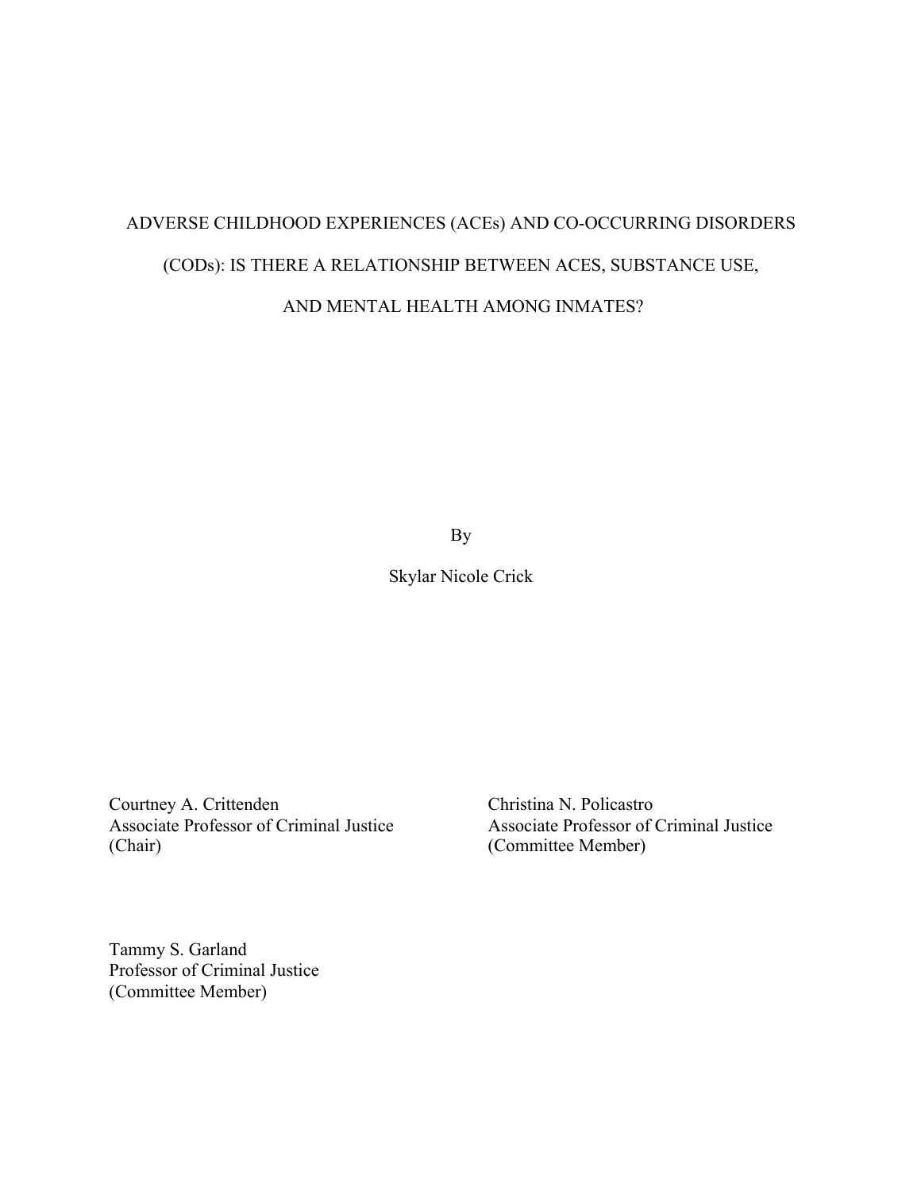# ADVERSE CHILDHOOD EXPERIENCES (ACEs) AND CO-OCCURRING DISORDERS (CODs): IS THERE A RELATIONSHIP BETWEEN ACES, SUBSTANCE USE, AND MENTAL HEALTH AMONG INMATES?

By

Skylar Nicole Crick

Courtney A. Crittenden
Associate Professor of Criminal Justice
(Chair)

Christina N. Policastro
Associate Professor of Criminal Justice
(Committee Member)

Tammy S. Garland
Professor of Criminal Justice
(Committee Member)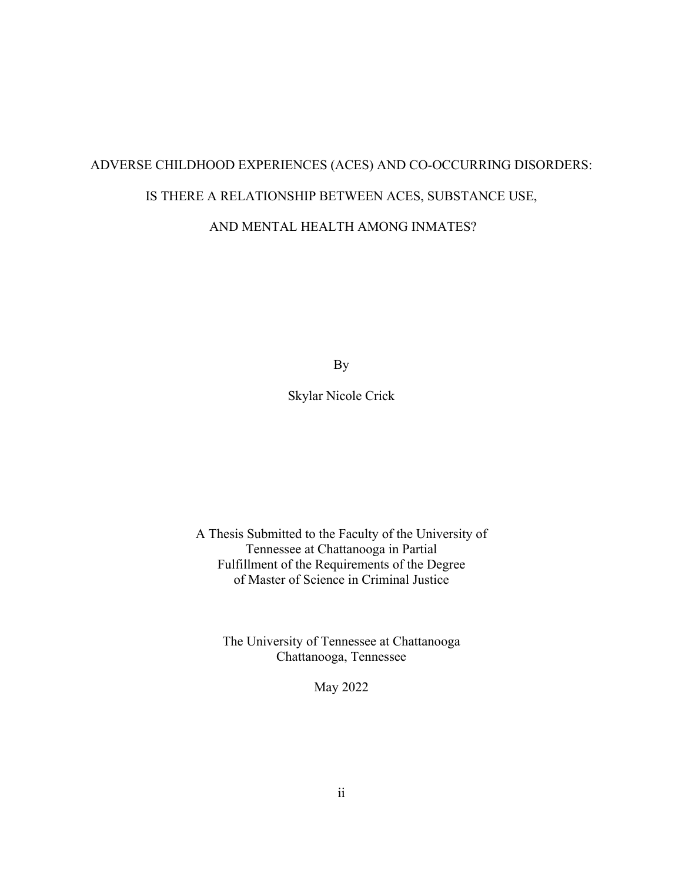# ADVERSE CHILDHOOD EXPERIENCES (ACES) AND CO-OCCURRING DISORDERS: IS THERE A RELATIONSHIP BETWEEN ACES, SUBSTANCE USE, AND MENTAL HEALTH AMONG INMATES?

By

Skylar Nicole Crick

A Thesis Submitted to the Faculty of the University of Tennessee at Chattanooga in Partial Fulfillment of the Requirements of the Degree of Master of Science in Criminal Justice

The University of Tennessee at Chattanooga
Chattanooga, Tennessee

May 2022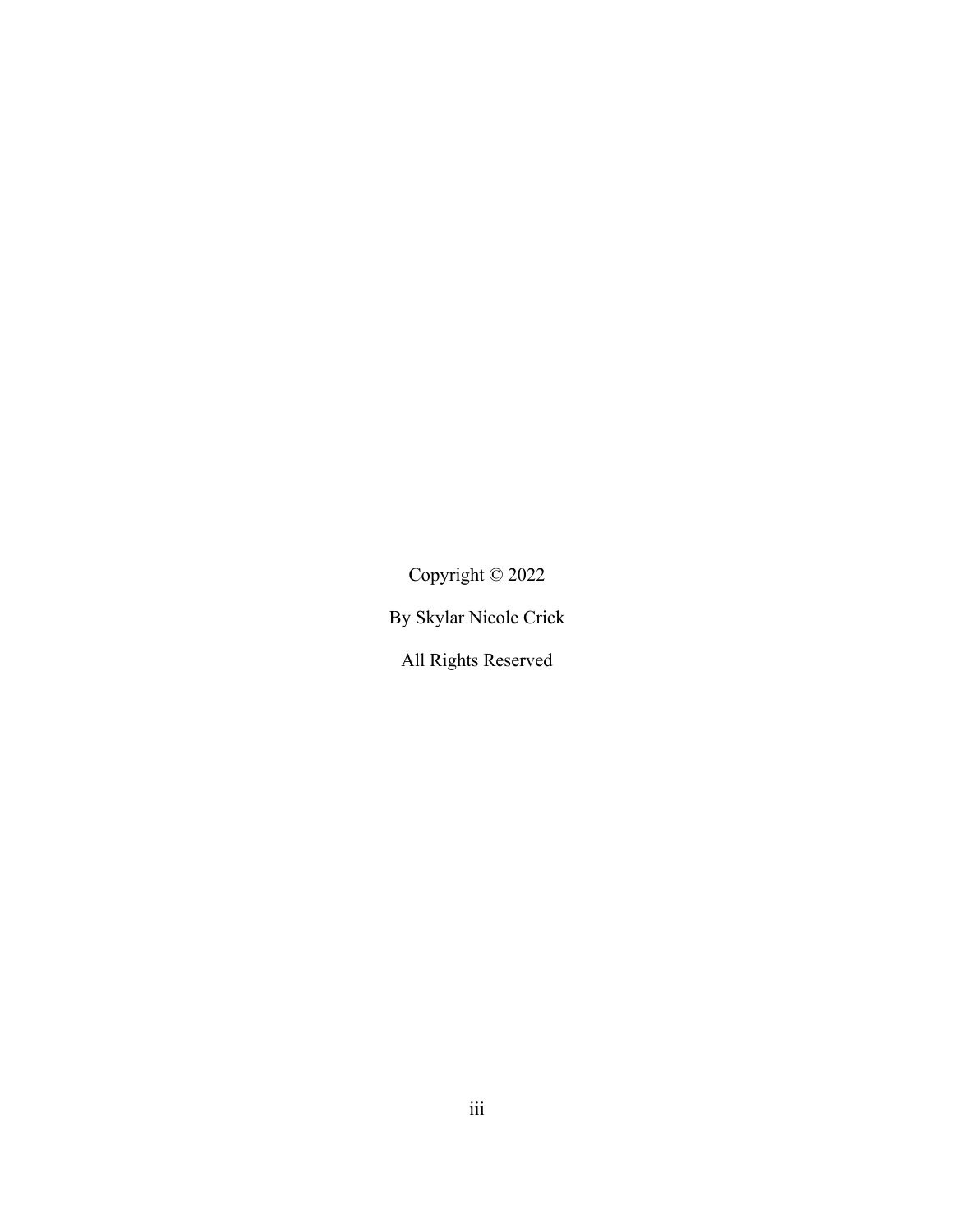Copyright © 2022

By Skylar Nicole Crick

All Rights Reserved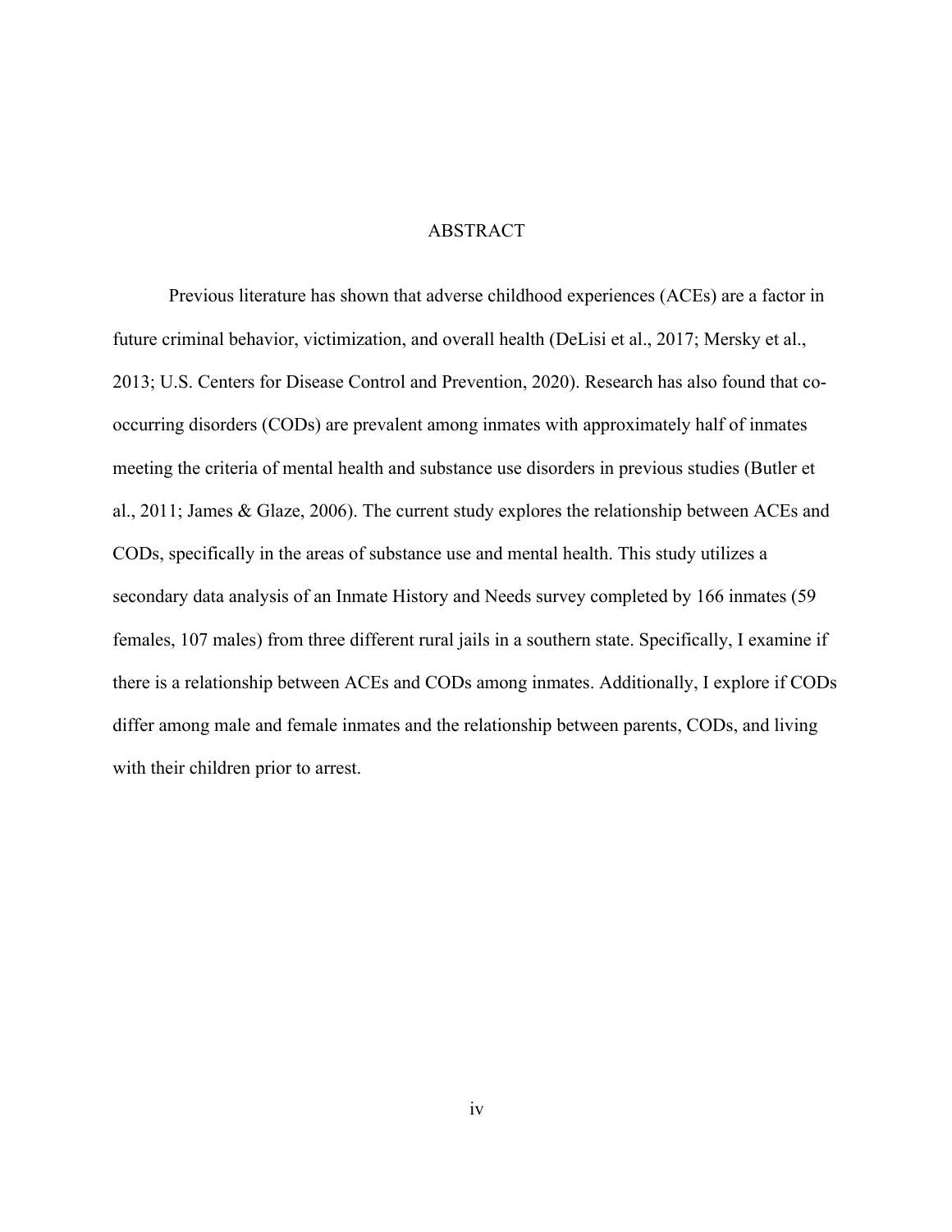# ABSTRACT

Previous literature has shown that adverse childhood experiences (ACEs) are a factor in future criminal behavior, victimization, and overall health (DeLisi et al., 2017; Mersky et al., 2013; U.S. Centers for Disease Control and Prevention, 2020). Research has also found that co-occurring disorders (CODs) are prevalent among inmates with approximately half of inmates meeting the criteria of mental health and substance use disorders in previous studies (Butler et al., 2011; James & Glaze, 2006). The current study explores the relationship between ACEs and CODs, specifically in the areas of substance use and mental health. This study utilizes a secondary data analysis of an Inmate History and Needs survey completed by 166 inmates (59 females, 107 males) from three different rural jails in a southern state. Specifically, I examine if there is a relationship between ACEs and CODs among inmates. Additionally, I explore if CODs differ among male and female inmates and the relationship between parents, CODs, and living with their children prior to arrest.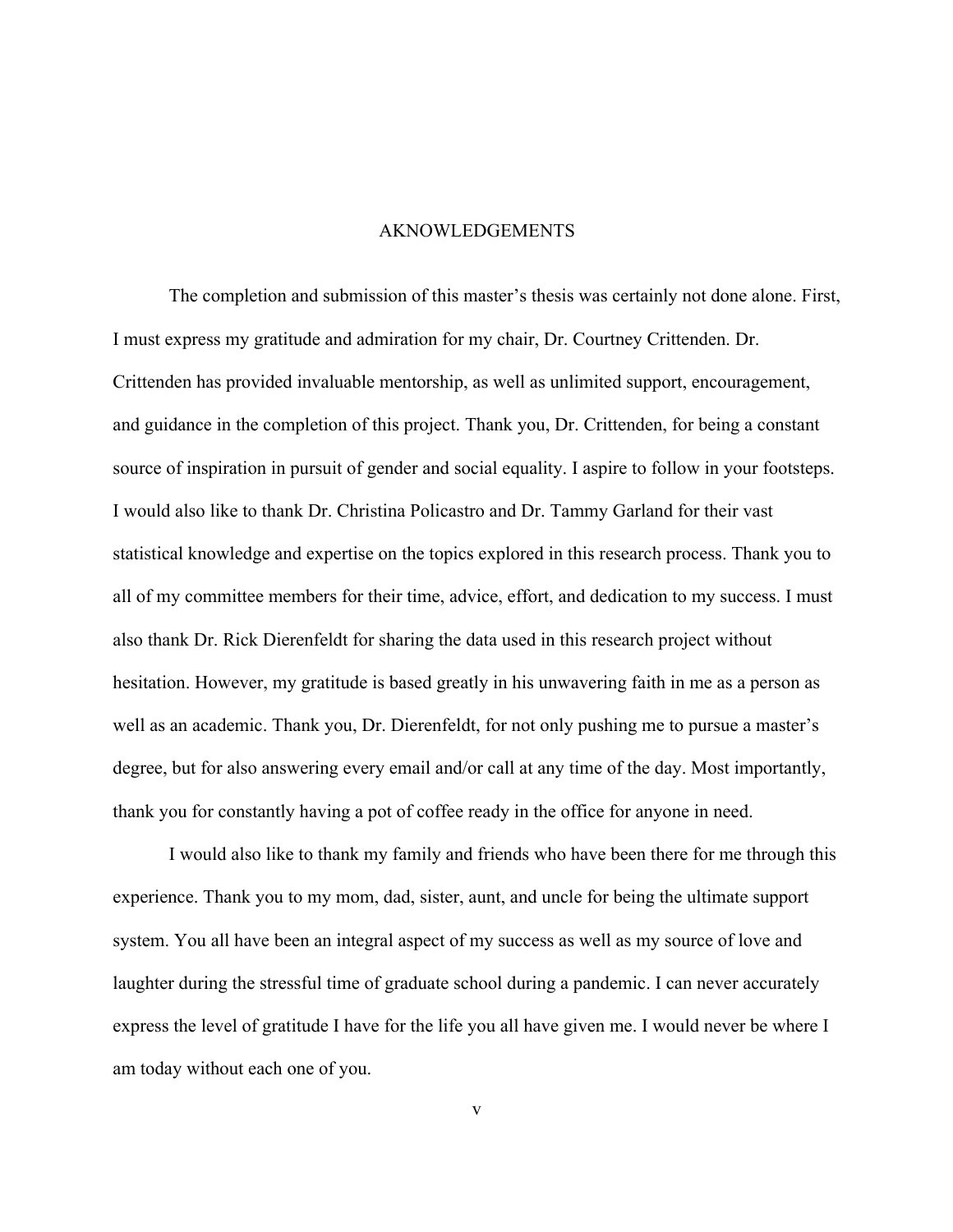# AKNOWLEDGEMENTS

The completion and submission of this master's thesis was certainly not done alone. First, I must express my gratitude and admiration for my chair, Dr. Courtney Crittenden. Dr. Crittenden has provided invaluable mentorship, as well as unlimited support, encouragement, and guidance in the completion of this project. Thank you, Dr. Crittenden, for being a constant source of inspiration in pursuit of gender and social equality. I aspire to follow in your footsteps. I would also like to thank Dr. Christina Policastro and Dr. Tammy Garland for their vast statistical knowledge and expertise on the topics explored in this research process. Thank you to all of my committee members for their time, advice, effort, and dedication to my success. I must also thank Dr. Rick Dierenfeldt for sharing the data used in this research project without hesitation. However, my gratitude is based greatly in his unwavering faith in me as a person as well as an academic. Thank you, Dr. Dierenfeldt, for not only pushing me to pursue a master's degree, but for also answering every email and/or call at any time of the day. Most importantly, thank you for constantly having a pot of coffee ready in the office for anyone in need.

I would also like to thank my family and friends who have been there for me through this experience. Thank you to my mom, dad, sister, aunt, and uncle for being the ultimate support system. You all have been an integral aspect of my success as well as my source of love and laughter during the stressful time of graduate school during a pandemic. I can never accurately express the level of gratitude I have for the life you all have given me. I would never be where I am today without each one of you.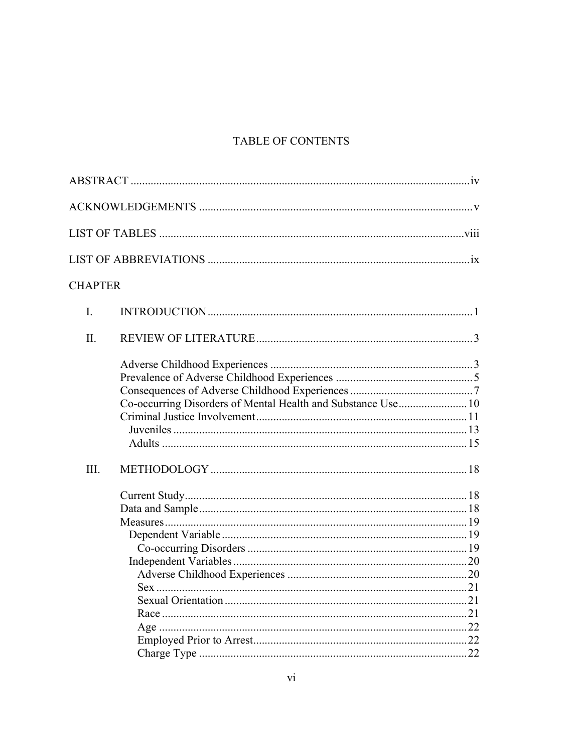# TABLE OF CONTENTS

ABSTRACT .......... iv

ACKNOWLEDGEMENTS .......... v

LIST OF TABLES .......... viii

LIST OF ABBREVIATIONS .......... ix

CHAPTER

I. INTRODUCTION .......... 1

II. REVIEW OF LITERATURE .......... 3

- Adverse Childhood Experiences .......... 3
- Prevalence of Adverse Childhood Experiences .......... 5
- Consequences of Adverse Childhood Experiences .......... 7
- Co-occurring Disorders of Mental Health and Substance Use .......... 10
- Criminal Justice Involvement .......... 11
  - Juveniles .......... 13
  - Adults .......... 15

III. METHODOLOGY .......... 18

- Current Study .......... 18
- Data and Sample .......... 18
- Measures .......... 19
  - Dependent Variable .......... 19
    - Co-occurring Disorders .......... 19
  - Independent Variables .......... 20
    - Adverse Childhood Experiences .......... 20
    - Sex .......... 21
    - Sexual Orientation .......... 21
    - Race .......... 21
    - Age .......... 22
    - Employed Prior to Arrest .......... 22
    - Charge Type .......... 22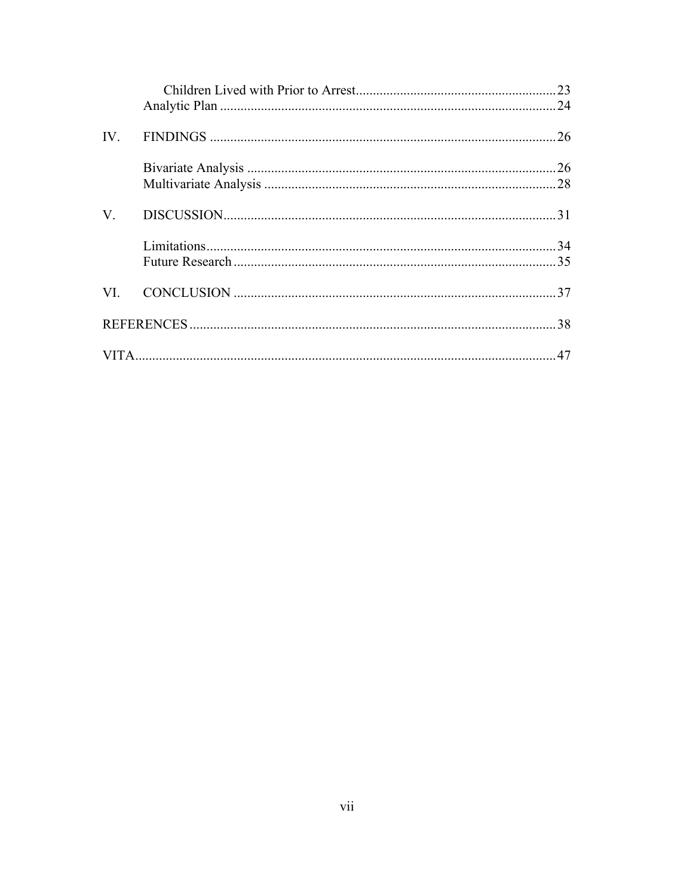Children Lived with Prior to Arrest ........................................................ 23
Analytic Plan ................................................................................... 24

IV. FINDINGS ...................................................................................... 26

Bivariate Analysis ........................................................................... 26
Multivariate Analysis ...................................................................... 28

V. DISCUSSION ................................................................................... 31

Limitations ....................................................................................... 34
Future Research ............................................................................... 35

VI. CONCLUSION ................................................................................ 37

REFERENCES ........................................................................................... 38

VITA ........................................................................................................... 47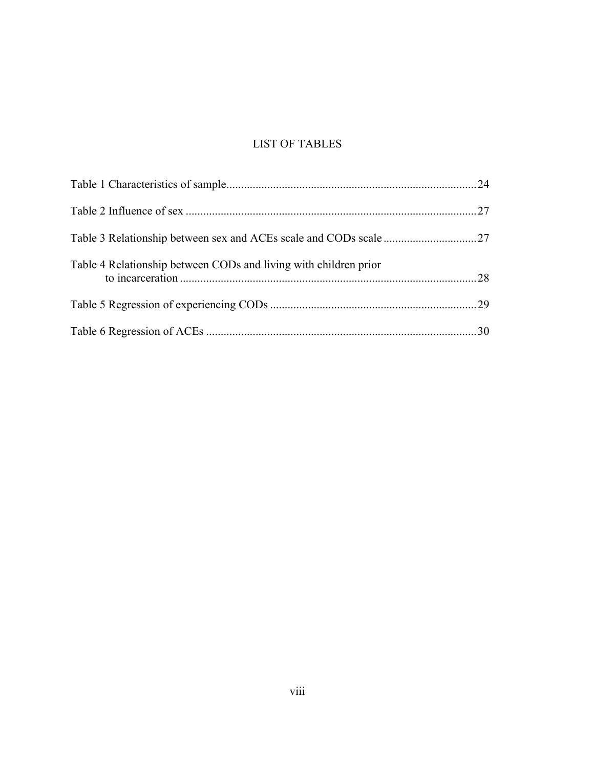# LIST OF TABLES

Table 1 Characteristics of sample....................................................................................24

Table 2 Influence of sex ..................................................................................................27

Table 3 Relationship between sex and ACEs scale and CODs scale ...............................27

Table 4 Relationship between CODs and living with children prior to incarceration ....................................................................................................28

Table 5 Regression of experiencing CODs ......................................................................29

Table 6 Regression of ACEs ............................................................................................30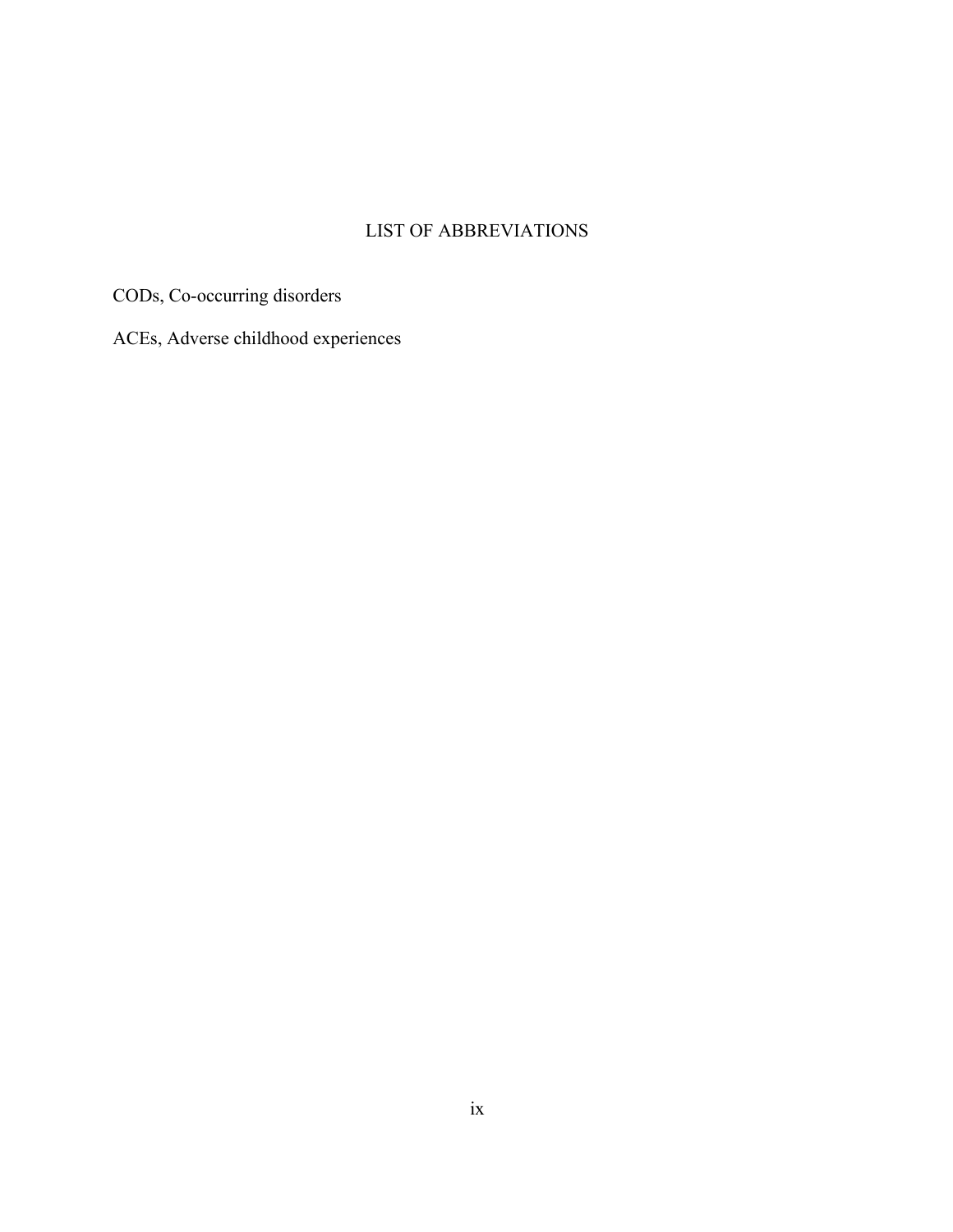# LIST OF ABBREVIATIONS

CODs, Co-occurring disorders

ACEs, Adverse childhood experiences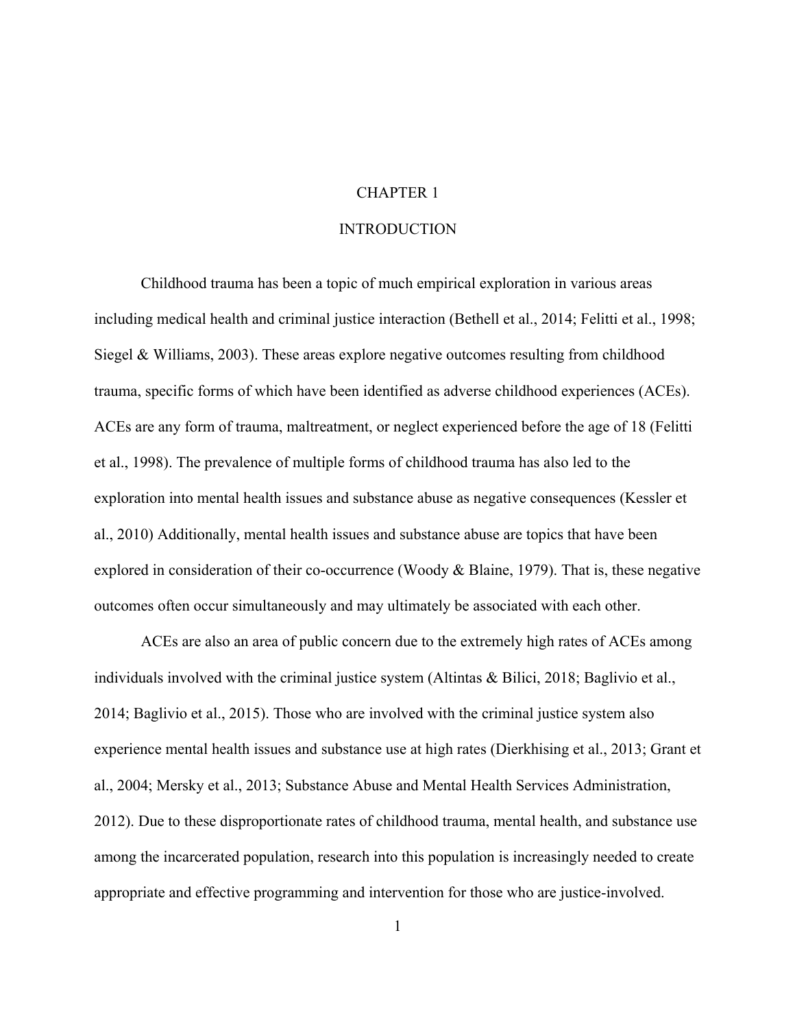# CHAPTER 1

# INTRODUCTION

Childhood trauma has been a topic of much empirical exploration in various areas including medical health and criminal justice interaction (Bethell et al., 2014; Felitti et al., 1998; Siegel & Williams, 2003). These areas explore negative outcomes resulting from childhood trauma, specific forms of which have been identified as adverse childhood experiences (ACEs). ACEs are any form of trauma, maltreatment, or neglect experienced before the age of 18 (Felitti et al., 1998). The prevalence of multiple forms of childhood trauma has also led to the exploration into mental health issues and substance abuse as negative consequences (Kessler et al., 2010) Additionally, mental health issues and substance abuse are topics that have been explored in consideration of their co-occurrence (Woody & Blaine, 1979). That is, these negative outcomes often occur simultaneously and may ultimately be associated with each other.

ACEs are also an area of public concern due to the extremely high rates of ACEs among individuals involved with the criminal justice system (Altintas & Bilici, 2018; Baglivio et al., 2014; Baglivio et al., 2015). Those who are involved with the criminal justice system also experience mental health issues and substance use at high rates (Dierkhising et al., 2013; Grant et al., 2004; Mersky et al., 2013; Substance Abuse and Mental Health Services Administration, 2012). Due to these disproportionate rates of childhood trauma, mental health, and substance use among the incarcerated population, research into this population is increasingly needed to create appropriate and effective programming and intervention for those who are justice-involved.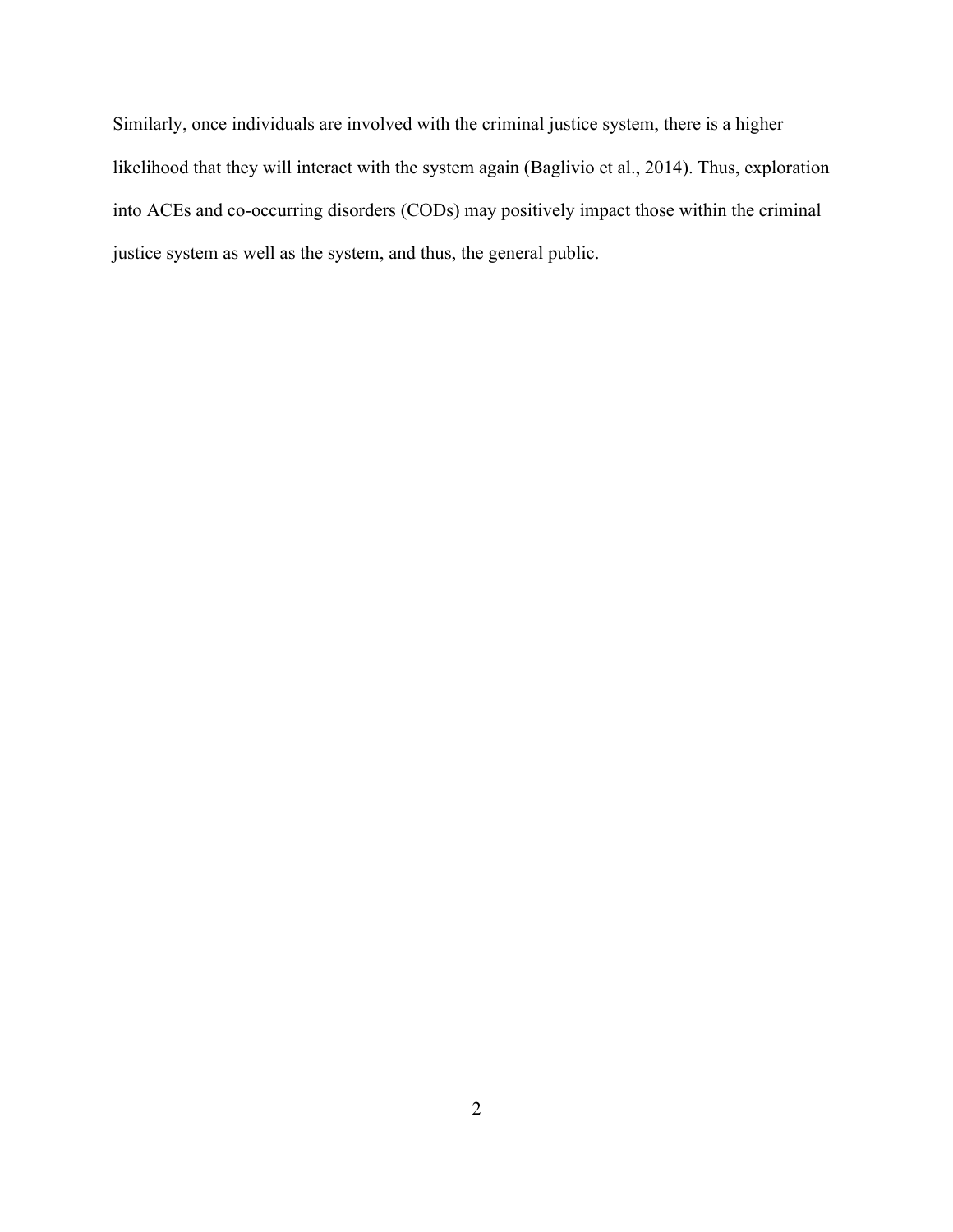Similarly, once individuals are involved with the criminal justice system, there is a higher likelihood that they will interact with the system again (Baglivio et al., 2014). Thus, exploration into ACEs and co-occurring disorders (CODs) may positively impact those within the criminal justice system as well as the system, and thus, the general public.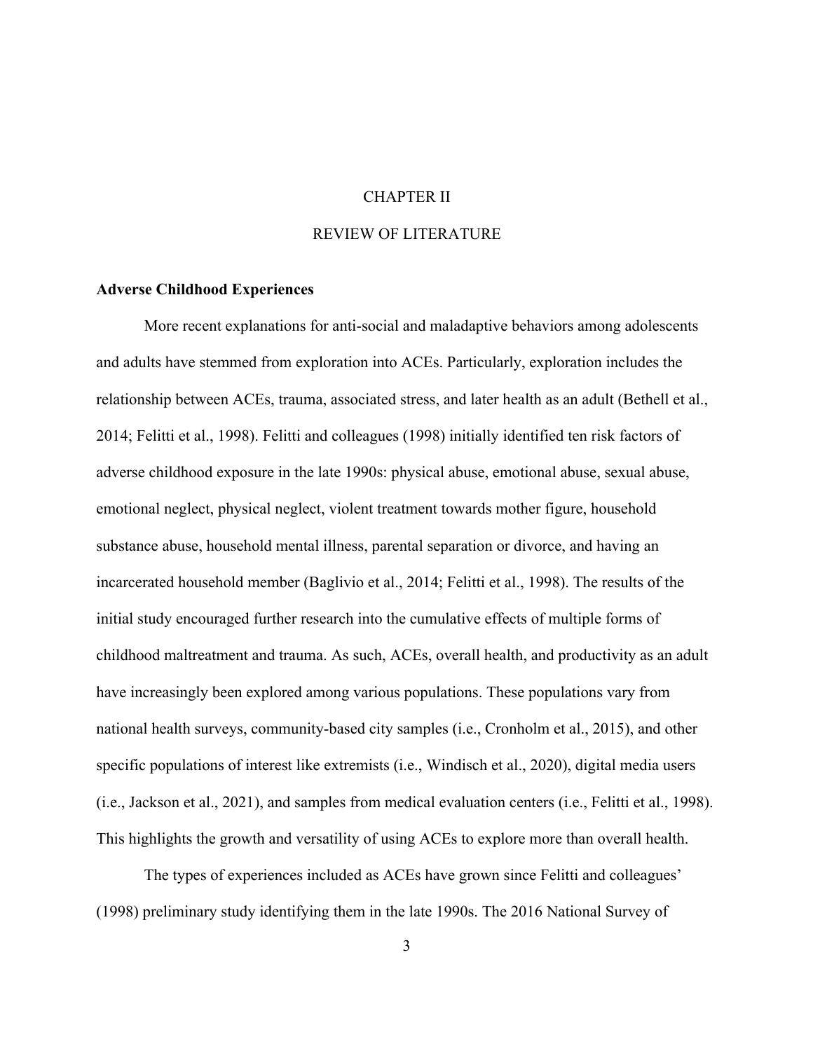# CHAPTER II

# REVIEW OF LITERATURE

## Adverse Childhood Experiences

More recent explanations for anti-social and maladaptive behaviors among adolescents and adults have stemmed from exploration into ACEs. Particularly, exploration includes the relationship between ACEs, trauma, associated stress, and later health as an adult (Bethell et al., 2014; Felitti et al., 1998). Felitti and colleagues (1998) initially identified ten risk factors of adverse childhood exposure in the late 1990s: physical abuse, emotional abuse, sexual abuse, emotional neglect, physical neglect, violent treatment towards mother figure, household substance abuse, household mental illness, parental separation or divorce, and having an incarcerated household member (Baglivio et al., 2014; Felitti et al., 1998). The results of the initial study encouraged further research into the cumulative effects of multiple forms of childhood maltreatment and trauma. As such, ACEs, overall health, and productivity as an adult have increasingly been explored among various populations. These populations vary from national health surveys, community-based city samples (i.e., Cronholm et al., 2015), and other specific populations of interest like extremists (i.e., Windisch et al., 2020), digital media users (i.e., Jackson et al., 2021), and samples from medical evaluation centers (i.e., Felitti et al., 1998). This highlights the growth and versatility of using ACEs to explore more than overall health.

The types of experiences included as ACEs have grown since Felitti and colleagues' (1998) preliminary study identifying them in the late 1990s. The 2016 National Survey of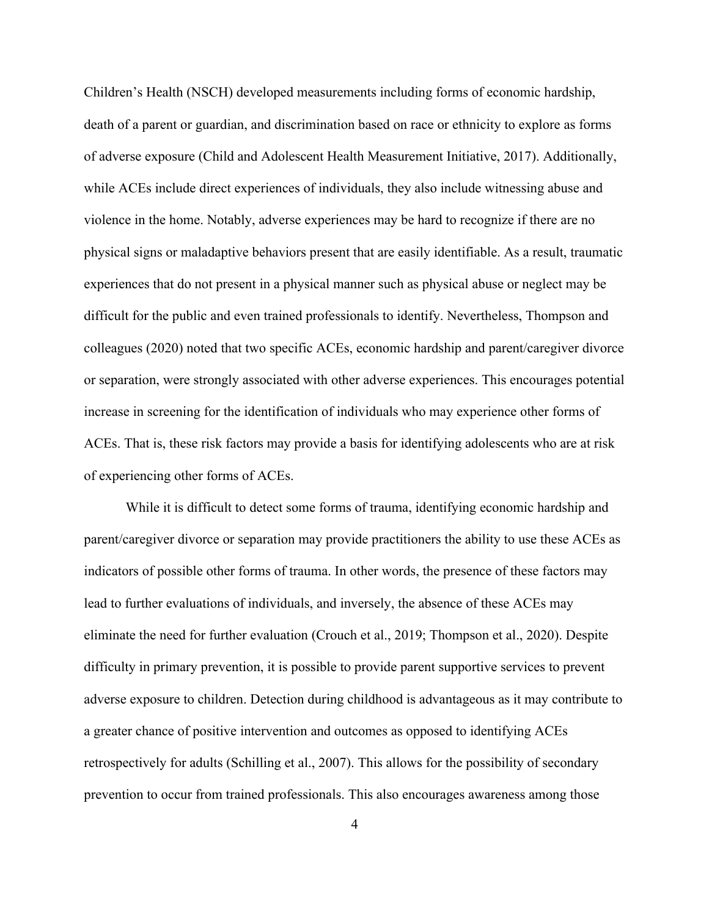Children's Health (NSCH) developed measurements including forms of economic hardship, death of a parent or guardian, and discrimination based on race or ethnicity to explore as forms of adverse exposure (Child and Adolescent Health Measurement Initiative, 2017). Additionally, while ACEs include direct experiences of individuals, they also include witnessing abuse and violence in the home. Notably, adverse experiences may be hard to recognize if there are no physical signs or maladaptive behaviors present that are easily identifiable. As a result, traumatic experiences that do not present in a physical manner such as physical abuse or neglect may be difficult for the public and even trained professionals to identify. Nevertheless, Thompson and colleagues (2020) noted that two specific ACEs, economic hardship and parent/caregiver divorce or separation, were strongly associated with other adverse experiences. This encourages potential increase in screening for the identification of individuals who may experience other forms of ACEs. That is, these risk factors may provide a basis for identifying adolescents who are at risk of experiencing other forms of ACEs.

While it is difficult to detect some forms of trauma, identifying economic hardship and parent/caregiver divorce or separation may provide practitioners the ability to use these ACEs as indicators of possible other forms of trauma. In other words, the presence of these factors may lead to further evaluations of individuals, and inversely, the absence of these ACEs may eliminate the need for further evaluation (Crouch et al., 2019; Thompson et al., 2020). Despite difficulty in primary prevention, it is possible to provide parent supportive services to prevent adverse exposure to children. Detection during childhood is advantageous as it may contribute to a greater chance of positive intervention and outcomes as opposed to identifying ACEs retrospectively for adults (Schilling et al., 2007). This allows for the possibility of secondary prevention to occur from trained professionals. This also encourages awareness among those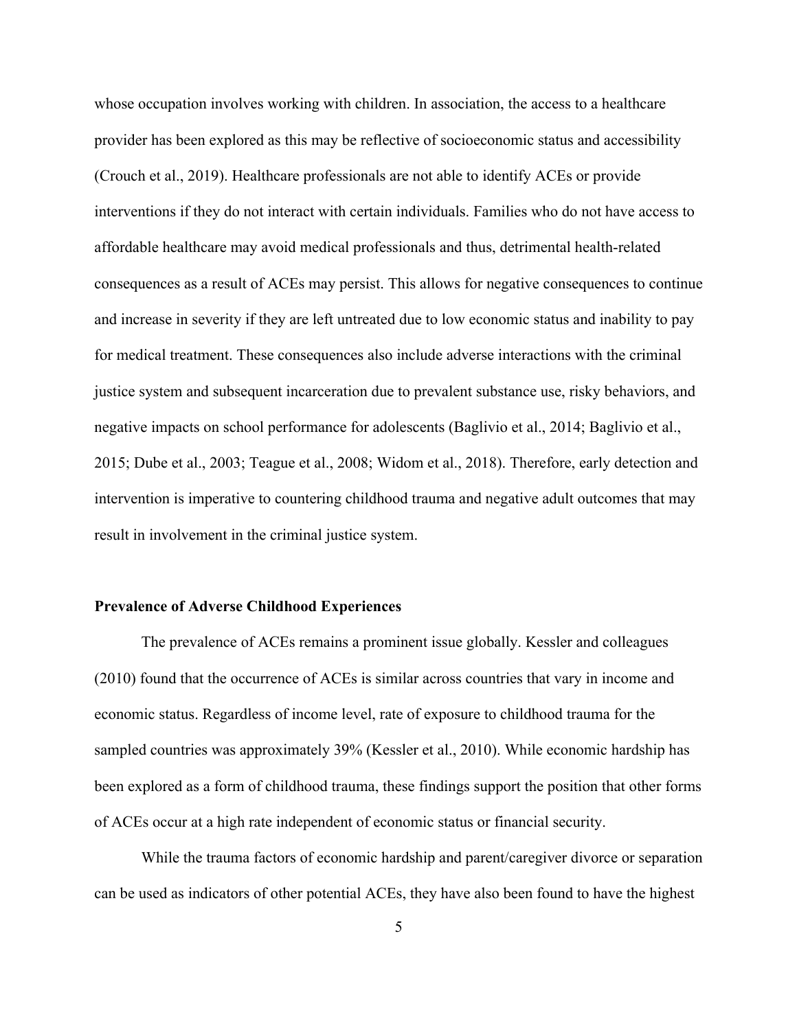whose occupation involves working with children. In association, the access to a healthcare provider has been explored as this may be reflective of socioeconomic status and accessibility (Crouch et al., 2019). Healthcare professionals are not able to identify ACEs or provide interventions if they do not interact with certain individuals. Families who do not have access to affordable healthcare may avoid medical professionals and thus, detrimental health-related consequences as a result of ACEs may persist. This allows for negative consequences to continue and increase in severity if they are left untreated due to low economic status and inability to pay for medical treatment. These consequences also include adverse interactions with the criminal justice system and subsequent incarceration due to prevalent substance use, risky behaviors, and negative impacts on school performance for adolescents (Baglivio et al., 2014; Baglivio et al., 2015; Dube et al., 2003; Teague et al., 2008; Widom et al., 2018). Therefore, early detection and intervention is imperative to countering childhood trauma and negative adult outcomes that may result in involvement in the criminal justice system.

**Prevalence of Adverse Childhood Experiences**

The prevalence of ACEs remains a prominent issue globally. Kessler and colleagues (2010) found that the occurrence of ACEs is similar across countries that vary in income and economic status. Regardless of income level, rate of exposure to childhood trauma for the sampled countries was approximately 39% (Kessler et al., 2010). While economic hardship has been explored as a form of childhood trauma, these findings support the position that other forms of ACEs occur at a high rate independent of economic status or financial security.

While the trauma factors of economic hardship and parent/caregiver divorce or separation can be used as indicators of other potential ACEs, they have also been found to have the highest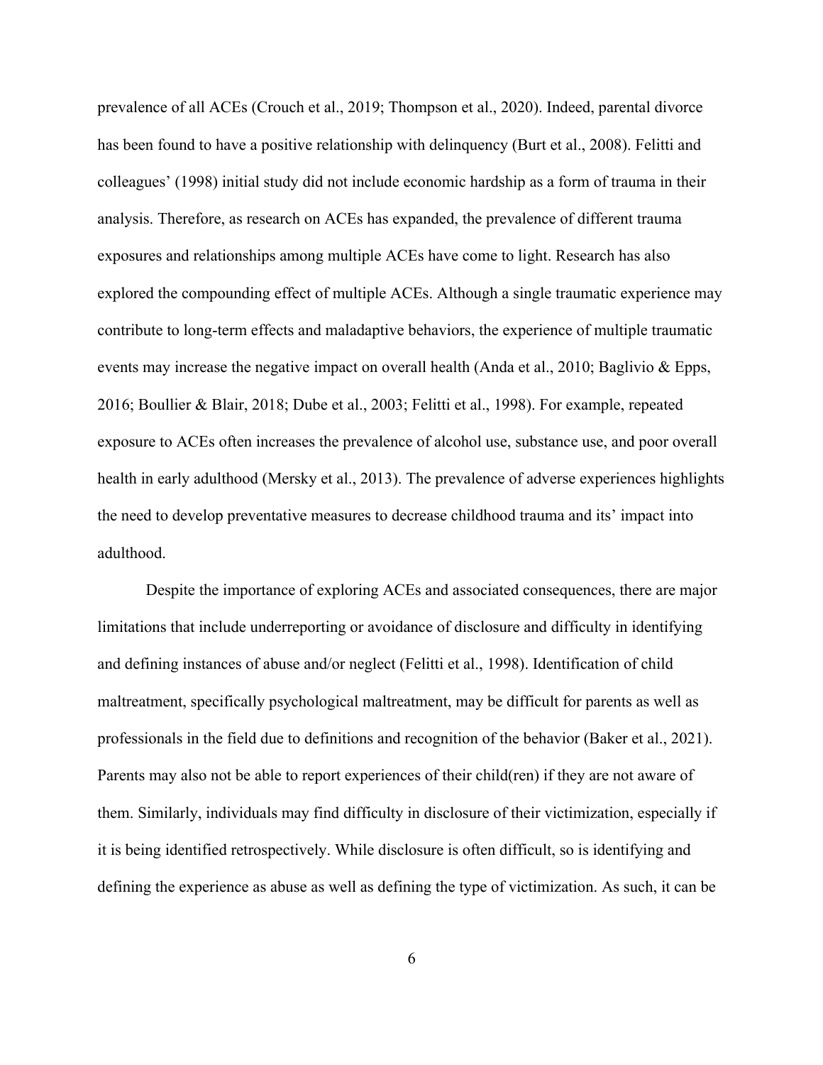prevalence of all ACEs (Crouch et al., 2019; Thompson et al., 2020). Indeed, parental divorce has been found to have a positive relationship with delinquency (Burt et al., 2008). Felitti and colleagues' (1998) initial study did not include economic hardship as a form of trauma in their analysis. Therefore, as research on ACEs has expanded, the prevalence of different trauma exposures and relationships among multiple ACEs have come to light. Research has also explored the compounding effect of multiple ACEs. Although a single traumatic experience may contribute to long-term effects and maladaptive behaviors, the experience of multiple traumatic events may increase the negative impact on overall health (Anda et al., 2010; Baglivio & Epps, 2016; Boullier & Blair, 2018; Dube et al., 2003; Felitti et al., 1998). For example, repeated exposure to ACEs often increases the prevalence of alcohol use, substance use, and poor overall health in early adulthood (Mersky et al., 2013). The prevalence of adverse experiences highlights the need to develop preventative measures to decrease childhood trauma and its' impact into adulthood.

Despite the importance of exploring ACEs and associated consequences, there are major limitations that include underreporting or avoidance of disclosure and difficulty in identifying and defining instances of abuse and/or neglect (Felitti et al., 1998). Identification of child maltreatment, specifically psychological maltreatment, may be difficult for parents as well as professionals in the field due to definitions and recognition of the behavior (Baker et al., 2021). Parents may also not be able to report experiences of their child(ren) if they are not aware of them. Similarly, individuals may find difficulty in disclosure of their victimization, especially if it is being identified retrospectively. While disclosure is often difficult, so is identifying and defining the experience as abuse as well as defining the type of victimization. As such, it can be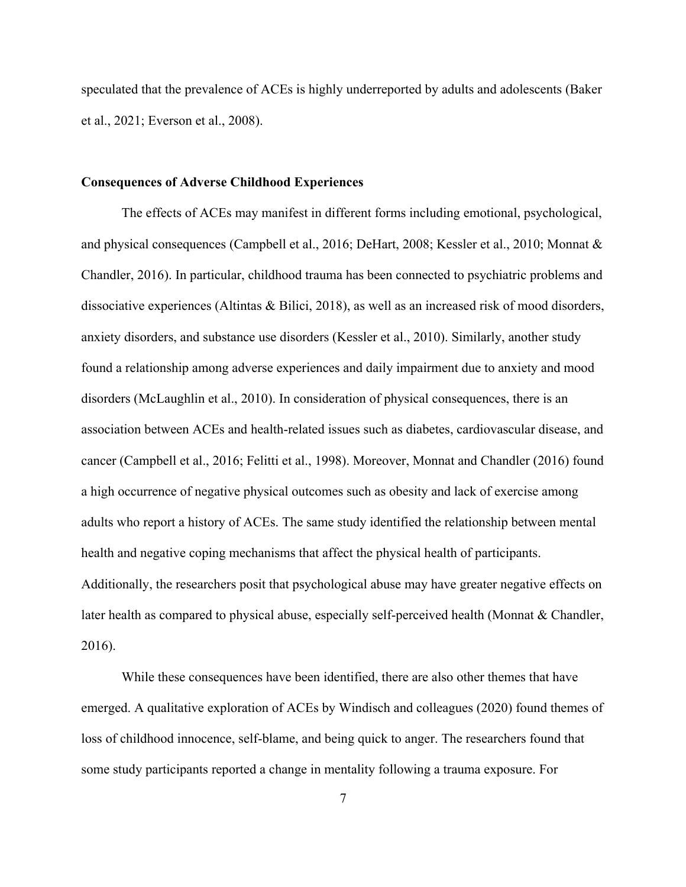speculated that the prevalence of ACEs is highly underreported by adults and adolescents (Baker et al., 2021; Everson et al., 2008).

### Consequences of Adverse Childhood Experiences

The effects of ACEs may manifest in different forms including emotional, psychological, and physical consequences (Campbell et al., 2016; DeHart, 2008; Kessler et al., 2010; Monnat & Chandler, 2016). In particular, childhood trauma has been connected to psychiatric problems and dissociative experiences (Altintas & Bilici, 2018), as well as an increased risk of mood disorders, anxiety disorders, and substance use disorders (Kessler et al., 2010). Similarly, another study found a relationship among adverse experiences and daily impairment due to anxiety and mood disorders (McLaughlin et al., 2010). In consideration of physical consequences, there is an association between ACEs and health-related issues such as diabetes, cardiovascular disease, and cancer (Campbell et al., 2016; Felitti et al., 1998). Moreover, Monnat and Chandler (2016) found a high occurrence of negative physical outcomes such as obesity and lack of exercise among adults who report a history of ACEs. The same study identified the relationship between mental health and negative coping mechanisms that affect the physical health of participants. Additionally, the researchers posit that psychological abuse may have greater negative effects on later health as compared to physical abuse, especially self-perceived health (Monnat & Chandler, 2016).

While these consequences have been identified, there are also other themes that have emerged. A qualitative exploration of ACEs by Windisch and colleagues (2020) found themes of loss of childhood innocence, self-blame, and being quick to anger. The researchers found that some study participants reported a change in mentality following a trauma exposure. For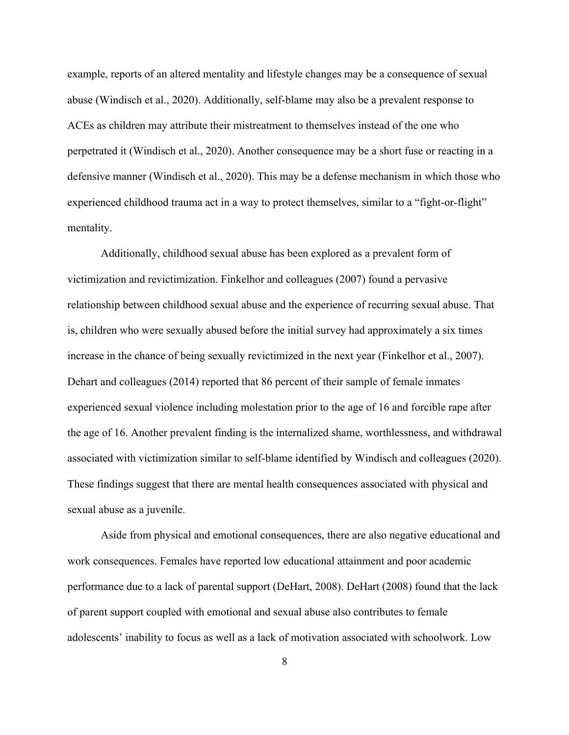example, reports of an altered mentality and lifestyle changes may be a consequence of sexual abuse (Windisch et al., 2020). Additionally, self-blame may also be a prevalent response to ACEs as children may attribute their mistreatment to themselves instead of the one who perpetrated it (Windisch et al., 2020). Another consequence may be a short fuse or reacting in a defensive manner (Windisch et al., 2020). This may be a defense mechanism in which those who experienced childhood trauma act in a way to protect themselves, similar to a "fight-or-flight" mentality.

Additionally, childhood sexual abuse has been explored as a prevalent form of victimization and revictimization. Finkelhor and colleagues (2007) found a pervasive relationship between childhood sexual abuse and the experience of recurring sexual abuse. That is, children who were sexually abused before the initial survey had approximately a six times increase in the chance of being sexually revictimized in the next year (Finkelhor et al., 2007). Dehart and colleagues (2014) reported that 86 percent of their sample of female inmates experienced sexual violence including molestation prior to the age of 16 and forcible rape after the age of 16. Another prevalent finding is the internalized shame, worthlessness, and withdrawal associated with victimization similar to self-blame identified by Windisch and colleagues (2020). These findings suggest that there are mental health consequences associated with physical and sexual abuse as a juvenile.

Aside from physical and emotional consequences, there are also negative educational and work consequences. Females have reported low educational attainment and poor academic performance due to a lack of parental support (DeHart, 2008). DeHart (2008) found that the lack of parent support coupled with emotional and sexual abuse also contributes to female adolescents' inability to focus as well as a lack of motivation associated with schoolwork. Low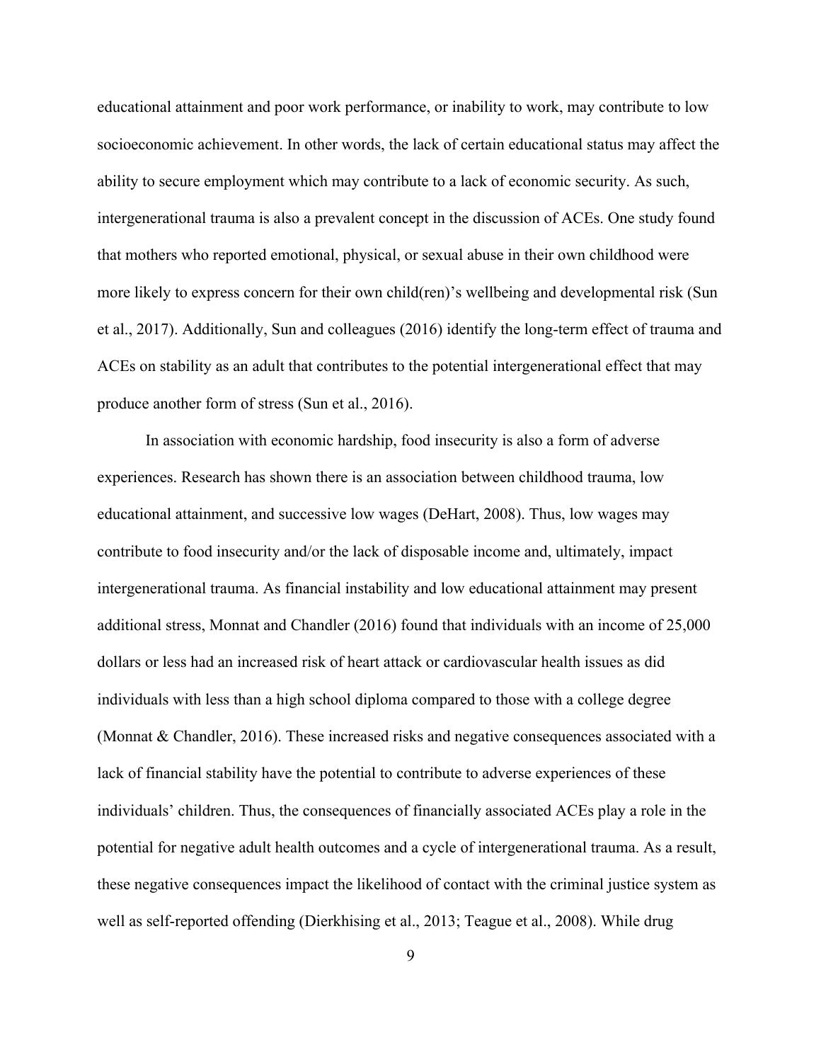educational attainment and poor work performance, or inability to work, may contribute to low socioeconomic achievement. In other words, the lack of certain educational status may affect the ability to secure employment which may contribute to a lack of economic security. As such, intergenerational trauma is also a prevalent concept in the discussion of ACEs. One study found that mothers who reported emotional, physical, or sexual abuse in their own childhood were more likely to express concern for their own child(ren)'s wellbeing and developmental risk (Sun et al., 2017). Additionally, Sun and colleagues (2016) identify the long-term effect of trauma and ACEs on stability as an adult that contributes to the potential intergenerational effect that may produce another form of stress (Sun et al., 2016).

In association with economic hardship, food insecurity is also a form of adverse experiences. Research has shown there is an association between childhood trauma, low educational attainment, and successive low wages (DeHart, 2008). Thus, low wages may contribute to food insecurity and/or the lack of disposable income and, ultimately, impact intergenerational trauma. As financial instability and low educational attainment may present additional stress, Monnat and Chandler (2016) found that individuals with an income of 25,000 dollars or less had an increased risk of heart attack or cardiovascular health issues as did individuals with less than a high school diploma compared to those with a college degree (Monnat & Chandler, 2016). These increased risks and negative consequences associated with a lack of financial stability have the potential to contribute to adverse experiences of these individuals' children. Thus, the consequences of financially associated ACEs play a role in the potential for negative adult health outcomes and a cycle of intergenerational trauma. As a result, these negative consequences impact the likelihood of contact with the criminal justice system as well as self-reported offending (Dierkhising et al., 2013; Teague et al., 2008). While drug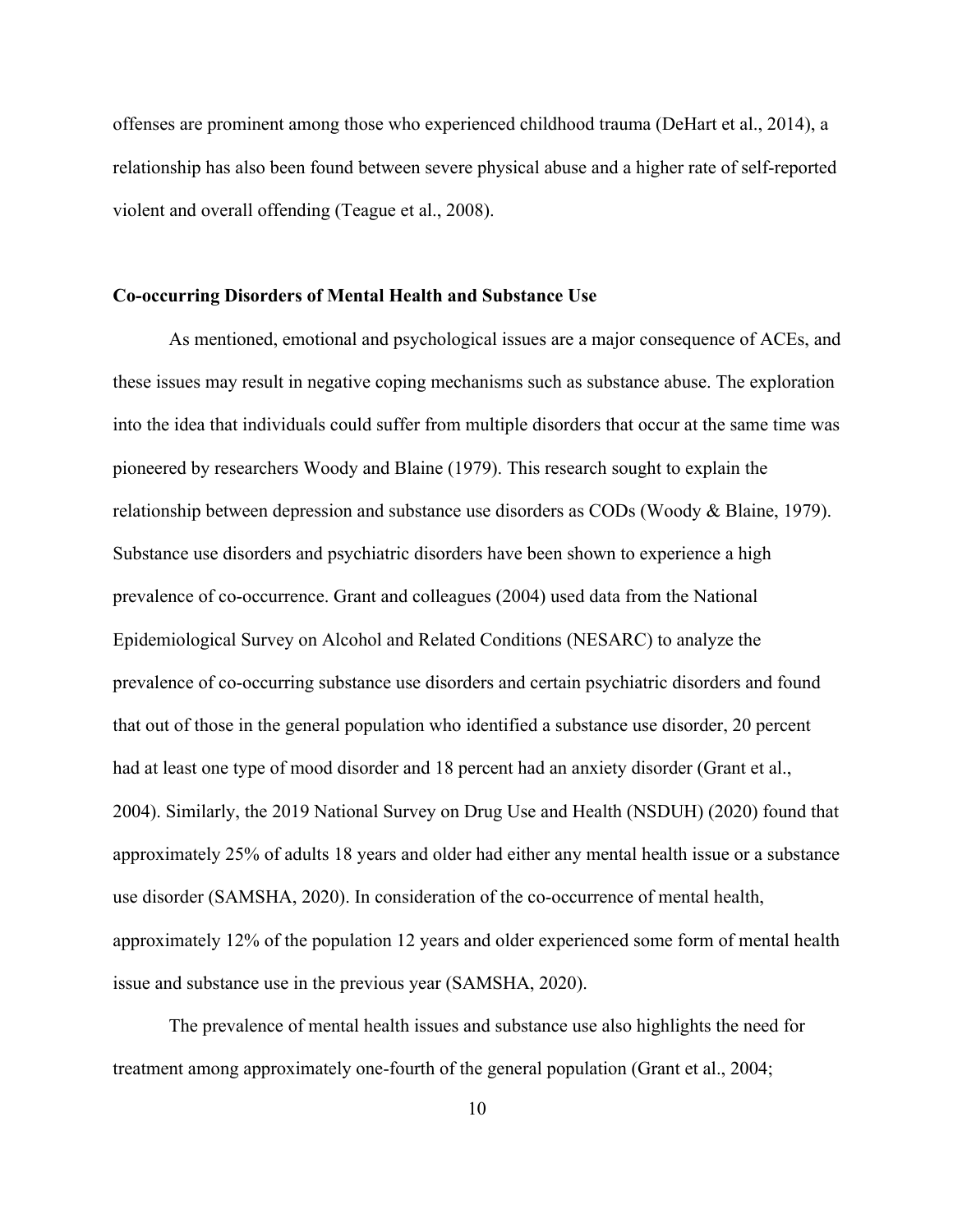offenses are prominent among those who experienced childhood trauma (DeHart et al., 2014), a relationship has also been found between severe physical abuse and a higher rate of self-reported violent and overall offending (Teague et al., 2008).

### Co-occurring Disorders of Mental Health and Substance Use

As mentioned, emotional and psychological issues are a major consequence of ACEs, and these issues may result in negative coping mechanisms such as substance abuse. The exploration into the idea that individuals could suffer from multiple disorders that occur at the same time was pioneered by researchers Woody and Blaine (1979). This research sought to explain the relationship between depression and substance use disorders as CODs (Woody & Blaine, 1979). Substance use disorders and psychiatric disorders have been shown to experience a high prevalence of co-occurrence. Grant and colleagues (2004) used data from the National Epidemiological Survey on Alcohol and Related Conditions (NESARC) to analyze the prevalence of co-occurring substance use disorders and certain psychiatric disorders and found that out of those in the general population who identified a substance use disorder, 20 percent had at least one type of mood disorder and 18 percent had an anxiety disorder (Grant et al., 2004). Similarly, the 2019 National Survey on Drug Use and Health (NSDUH) (2020) found that approximately 25% of adults 18 years and older had either any mental health issue or a substance use disorder (SAMSHA, 2020). In consideration of the co-occurrence of mental health, approximately 12% of the population 12 years and older experienced some form of mental health issue and substance use in the previous year (SAMSHA, 2020).

The prevalence of mental health issues and substance use also highlights the need for treatment among approximately one-fourth of the general population (Grant et al., 2004;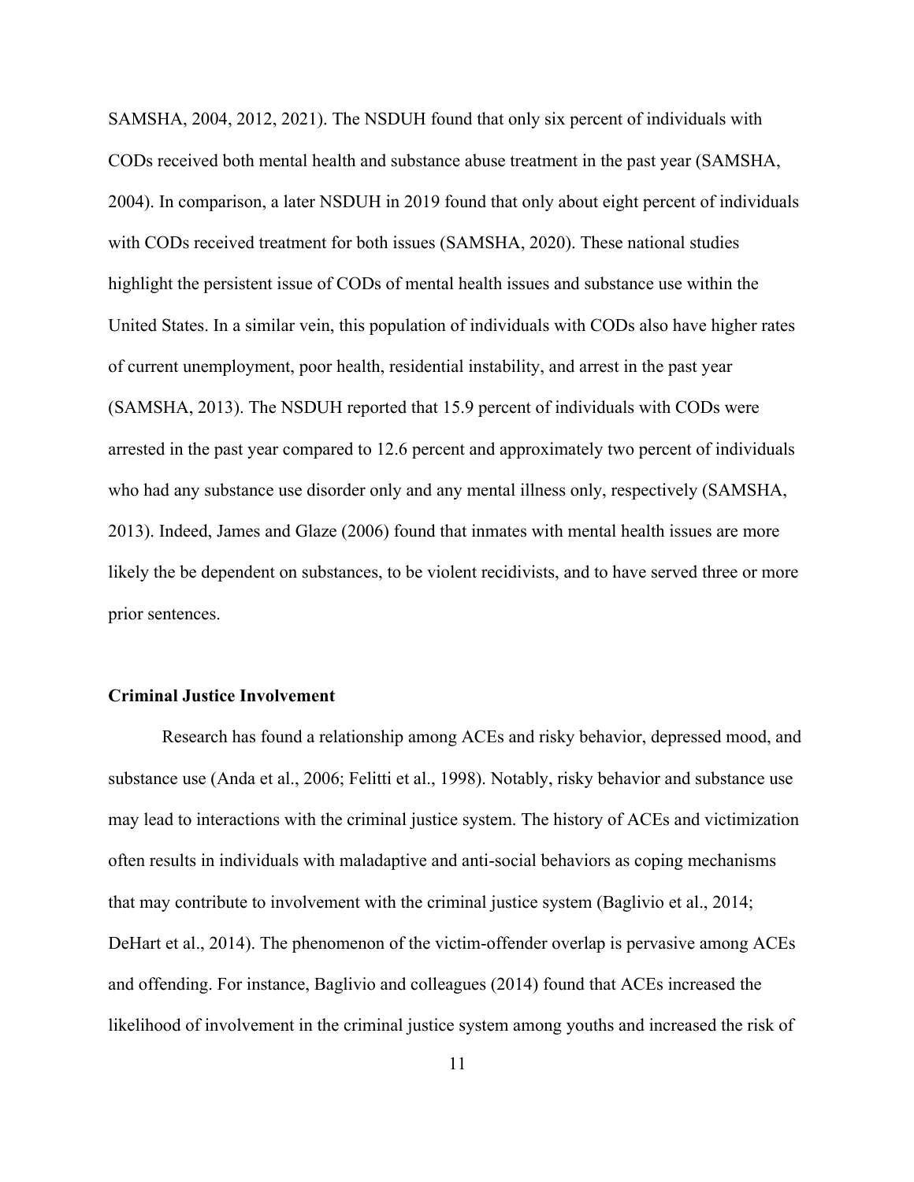SAMSHA, 2004, 2012, 2021). The NSDUH found that only six percent of individuals with CODs received both mental health and substance abuse treatment in the past year (SAMSHA, 2004). In comparison, a later NSDUH in 2019 found that only about eight percent of individuals with CODs received treatment for both issues (SAMSHA, 2020). These national studies highlight the persistent issue of CODs of mental health issues and substance use within the United States. In a similar vein, this population of individuals with CODs also have higher rates of current unemployment, poor health, residential instability, and arrest in the past year (SAMSHA, 2013). The NSDUH reported that 15.9 percent of individuals with CODs were arrested in the past year compared to 12.6 percent and approximately two percent of individuals who had any substance use disorder only and any mental illness only, respectively (SAMSHA, 2013). Indeed, James and Glaze (2006) found that inmates with mental health issues are more likely the be dependent on substances, to be violent recidivists, and to have served three or more prior sentences.

**Criminal Justice Involvement**

Research has found a relationship among ACEs and risky behavior, depressed mood, and substance use (Anda et al., 2006; Felitti et al., 1998). Notably, risky behavior and substance use may lead to interactions with the criminal justice system. The history of ACEs and victimization often results in individuals with maladaptive and anti-social behaviors as coping mechanisms that may contribute to involvement with the criminal justice system (Baglivio et al., 2014; DeHart et al., 2014). The phenomenon of the victim-offender overlap is pervasive among ACEs and offending. For instance, Baglivio and colleagues (2014) found that ACEs increased the likelihood of involvement in the criminal justice system among youths and increased the risk of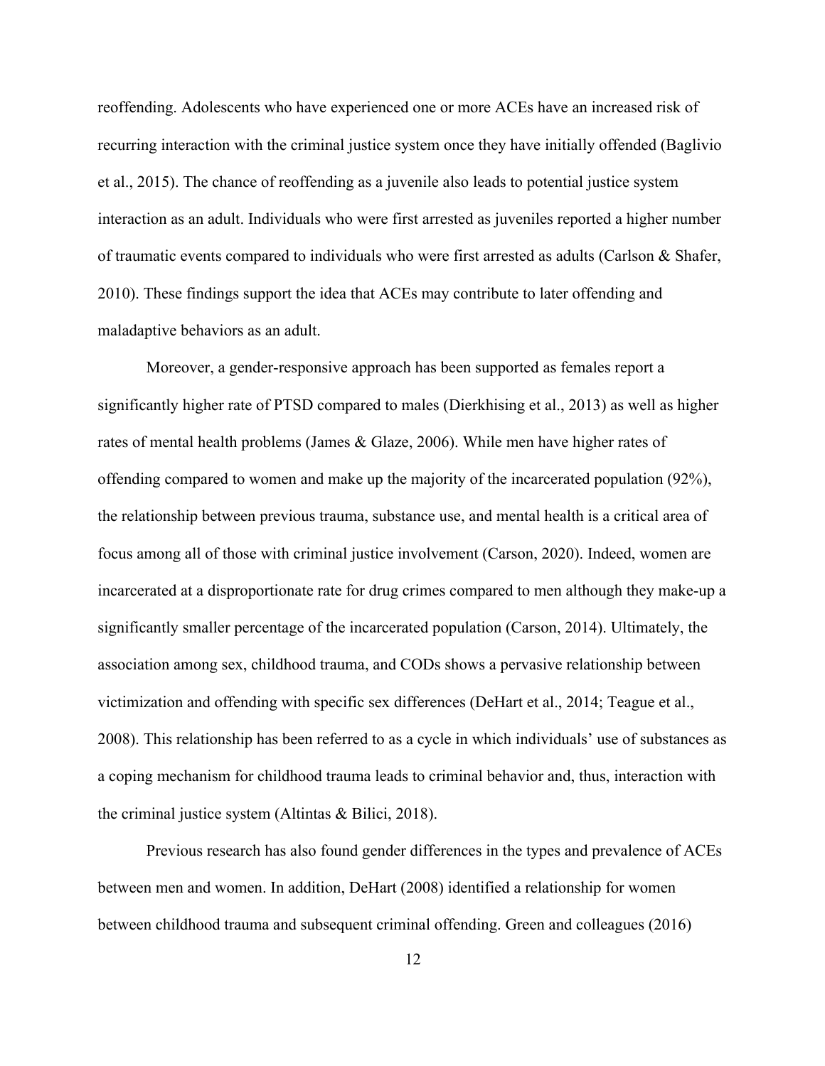reoffending. Adolescents who have experienced one or more ACEs have an increased risk of recurring interaction with the criminal justice system once they have initially offended (Baglivio et al., 2015). The chance of reoffending as a juvenile also leads to potential justice system interaction as an adult. Individuals who were first arrested as juveniles reported a higher number of traumatic events compared to individuals who were first arrested as adults (Carlson & Shafer, 2010). These findings support the idea that ACEs may contribute to later offending and maladaptive behaviors as an adult.

Moreover, a gender-responsive approach has been supported as females report a significantly higher rate of PTSD compared to males (Dierkhising et al., 2013) as well as higher rates of mental health problems (James & Glaze, 2006). While men have higher rates of offending compared to women and make up the majority of the incarcerated population (92%), the relationship between previous trauma, substance use, and mental health is a critical area of focus among all of those with criminal justice involvement (Carson, 2020). Indeed, women are incarcerated at a disproportionate rate for drug crimes compared to men although they make-up a significantly smaller percentage of the incarcerated population (Carson, 2014). Ultimately, the association among sex, childhood trauma, and CODs shows a pervasive relationship between victimization and offending with specific sex differences (DeHart et al., 2014; Teague et al., 2008). This relationship has been referred to as a cycle in which individuals' use of substances as a coping mechanism for childhood trauma leads to criminal behavior and, thus, interaction with the criminal justice system (Altintas & Bilici, 2018).

Previous research has also found gender differences in the types and prevalence of ACEs between men and women. In addition, DeHart (2008) identified a relationship for women between childhood trauma and subsequent criminal offending. Green and colleagues (2016)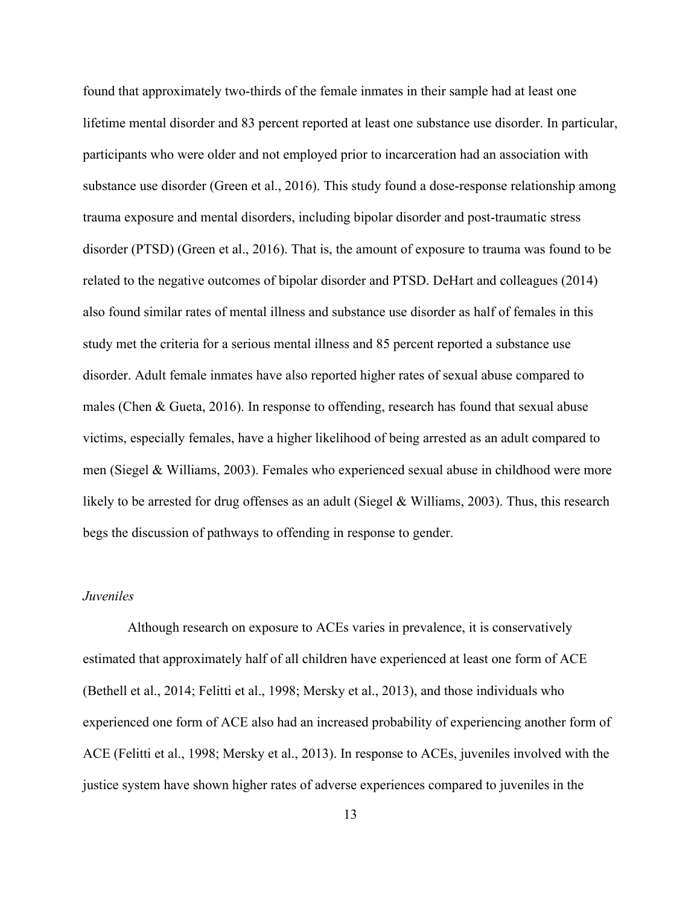found that approximately two-thirds of the female inmates in their sample had at least one lifetime mental disorder and 83 percent reported at least one substance use disorder. In particular, participants who were older and not employed prior to incarceration had an association with substance use disorder (Green et al., 2016). This study found a dose-response relationship among trauma exposure and mental disorders, including bipolar disorder and post-traumatic stress disorder (PTSD) (Green et al., 2016). That is, the amount of exposure to trauma was found to be related to the negative outcomes of bipolar disorder and PTSD. DeHart and colleagues (2014) also found similar rates of mental illness and substance use disorder as half of females in this study met the criteria for a serious mental illness and 85 percent reported a substance use disorder. Adult female inmates have also reported higher rates of sexual abuse compared to males (Chen & Gueta, 2016). In response to offending, research has found that sexual abuse victims, especially females, have a higher likelihood of being arrested as an adult compared to men (Siegel & Williams, 2003). Females who experienced sexual abuse in childhood were more likely to be arrested for drug offenses as an adult (Siegel & Williams, 2003). Thus, this research begs the discussion of pathways to offending in response to gender.

*Juveniles*

Although research on exposure to ACEs varies in prevalence, it is conservatively estimated that approximately half of all children have experienced at least one form of ACE (Bethell et al., 2014; Felitti et al., 1998; Mersky et al., 2013), and those individuals who experienced one form of ACE also had an increased probability of experiencing another form of ACE (Felitti et al., 1998; Mersky et al., 2013). In response to ACEs, juveniles involved with the justice system have shown higher rates of adverse experiences compared to juveniles in the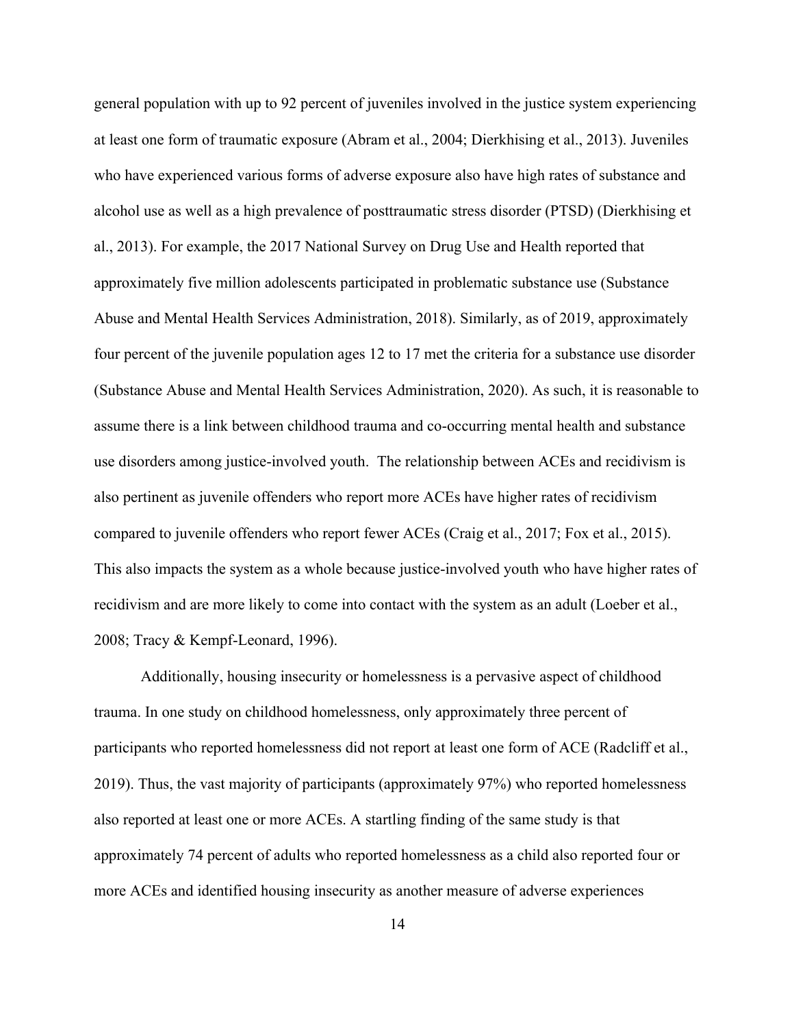general population with up to 92 percent of juveniles involved in the justice system experiencing at least one form of traumatic exposure (Abram et al., 2004; Dierkhising et al., 2013). Juveniles who have experienced various forms of adverse exposure also have high rates of substance and alcohol use as well as a high prevalence of posttraumatic stress disorder (PTSD) (Dierkhising et al., 2013). For example, the 2017 National Survey on Drug Use and Health reported that approximately five million adolescents participated in problematic substance use (Substance Abuse and Mental Health Services Administration, 2018). Similarly, as of 2019, approximately four percent of the juvenile population ages 12 to 17 met the criteria for a substance use disorder (Substance Abuse and Mental Health Services Administration, 2020). As such, it is reasonable to assume there is a link between childhood trauma and co-occurring mental health and substance use disorders among justice-involved youth. The relationship between ACEs and recidivism is also pertinent as juvenile offenders who report more ACEs have higher rates of recidivism compared to juvenile offenders who report fewer ACEs (Craig et al., 2017; Fox et al., 2015). This also impacts the system as a whole because justice-involved youth who have higher rates of recidivism and are more likely to come into contact with the system as an adult (Loeber et al., 2008; Tracy & Kempf-Leonard, 1996).

Additionally, housing insecurity or homelessness is a pervasive aspect of childhood trauma. In one study on childhood homelessness, only approximately three percent of participants who reported homelessness did not report at least one form of ACE (Radcliff et al., 2019). Thus, the vast majority of participants (approximately 97%) who reported homelessness also reported at least one or more ACEs. A startling finding of the same study is that approximately 74 percent of adults who reported homelessness as a child also reported four or more ACEs and identified housing insecurity as another measure of adverse experiences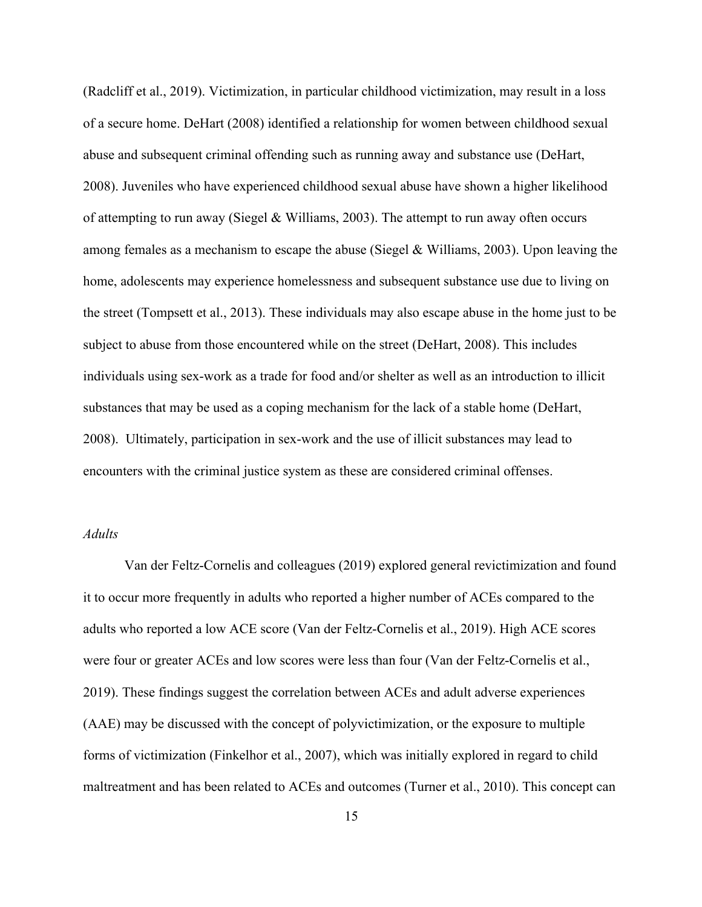(Radcliff et al., 2019). Victimization, in particular childhood victimization, may result in a loss of a secure home. DeHart (2008) identified a relationship for women between childhood sexual abuse and subsequent criminal offending such as running away and substance use (DeHart, 2008). Juveniles who have experienced childhood sexual abuse have shown a higher likelihood of attempting to run away (Siegel & Williams, 2003). The attempt to run away often occurs among females as a mechanism to escape the abuse (Siegel & Williams, 2003). Upon leaving the home, adolescents may experience homelessness and subsequent substance use due to living on the street (Tompsett et al., 2013). These individuals may also escape abuse in the home just to be subject to abuse from those encountered while on the street (DeHart, 2008). This includes individuals using sex-work as a trade for food and/or shelter as well as an introduction to illicit substances that may be used as a coping mechanism for the lack of a stable home (DeHart, 2008). Ultimately, participation in sex-work and the use of illicit substances may lead to encounters with the criminal justice system as these are considered criminal offenses.

*Adults*

Van der Feltz-Cornelis and colleagues (2019) explored general revictimization and found it to occur more frequently in adults who reported a higher number of ACEs compared to the adults who reported a low ACE score (Van der Feltz-Cornelis et al., 2019). High ACE scores were four or greater ACEs and low scores were less than four (Van der Feltz-Cornelis et al., 2019). These findings suggest the correlation between ACEs and adult adverse experiences (AAE) may be discussed with the concept of polyvictimization, or the exposure to multiple forms of victimization (Finkelhor et al., 2007), which was initially explored in regard to child maltreatment and has been related to ACEs and outcomes (Turner et al., 2010). This concept can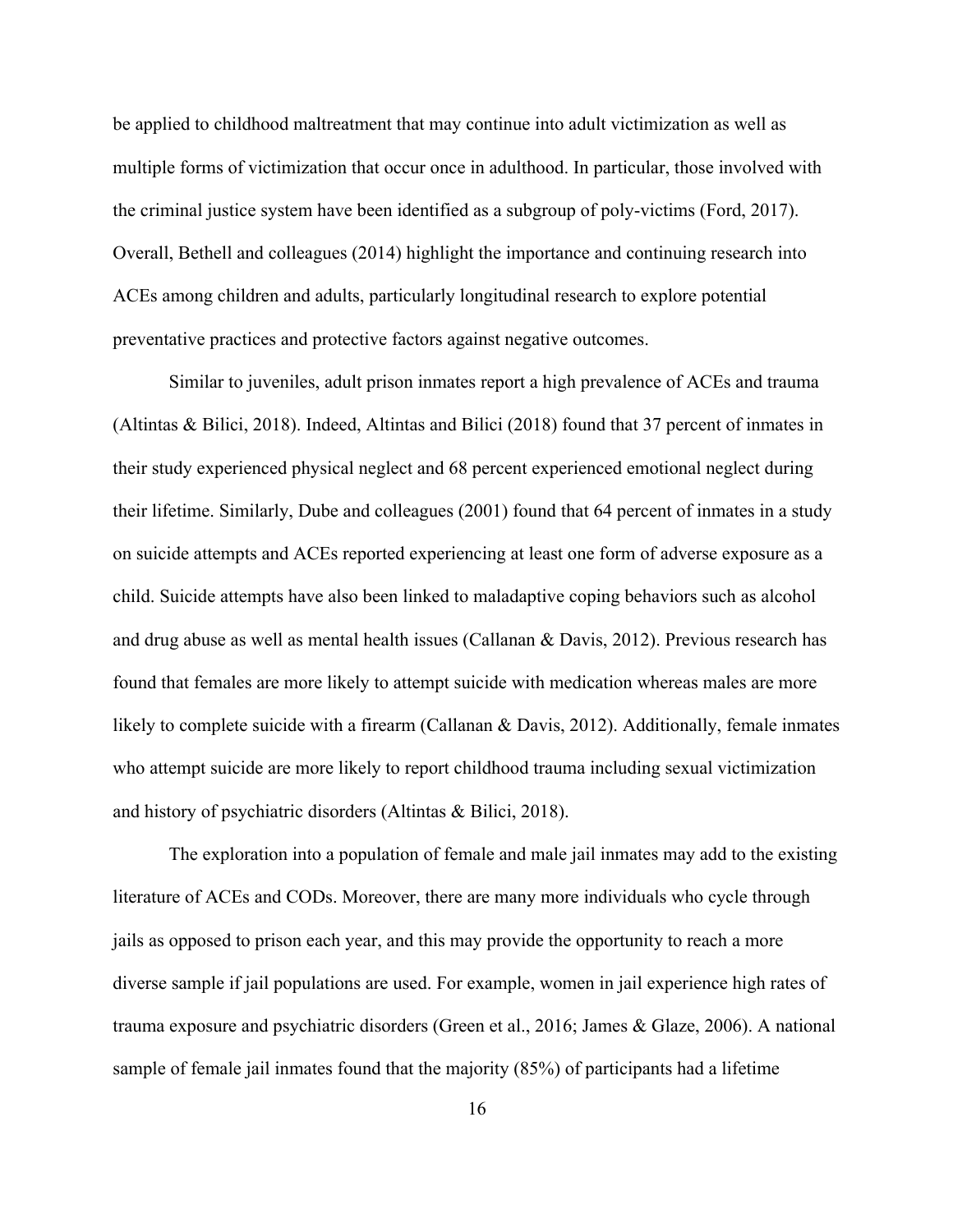be applied to childhood maltreatment that may continue into adult victimization as well as multiple forms of victimization that occur once in adulthood. In particular, those involved with the criminal justice system have been identified as a subgroup of poly-victims (Ford, 2017). Overall, Bethell and colleagues (2014) highlight the importance and continuing research into ACEs among children and adults, particularly longitudinal research to explore potential preventative practices and protective factors against negative outcomes.

Similar to juveniles, adult prison inmates report a high prevalence of ACEs and trauma (Altintas & Bilici, 2018). Indeed, Altintas and Bilici (2018) found that 37 percent of inmates in their study experienced physical neglect and 68 percent experienced emotional neglect during their lifetime. Similarly, Dube and colleagues (2001) found that 64 percent of inmates in a study on suicide attempts and ACEs reported experiencing at least one form of adverse exposure as a child. Suicide attempts have also been linked to maladaptive coping behaviors such as alcohol and drug abuse as well as mental health issues (Callanan & Davis, 2012). Previous research has found that females are more likely to attempt suicide with medication whereas males are more likely to complete suicide with a firearm (Callanan & Davis, 2012). Additionally, female inmates who attempt suicide are more likely to report childhood trauma including sexual victimization and history of psychiatric disorders (Altintas & Bilici, 2018).

The exploration into a population of female and male jail inmates may add to the existing literature of ACEs and CODs. Moreover, there are many more individuals who cycle through jails as opposed to prison each year, and this may provide the opportunity to reach a more diverse sample if jail populations are used. For example, women in jail experience high rates of trauma exposure and psychiatric disorders (Green et al., 2016; James & Glaze, 2006). A national sample of female jail inmates found that the majority (85%) of participants had a lifetime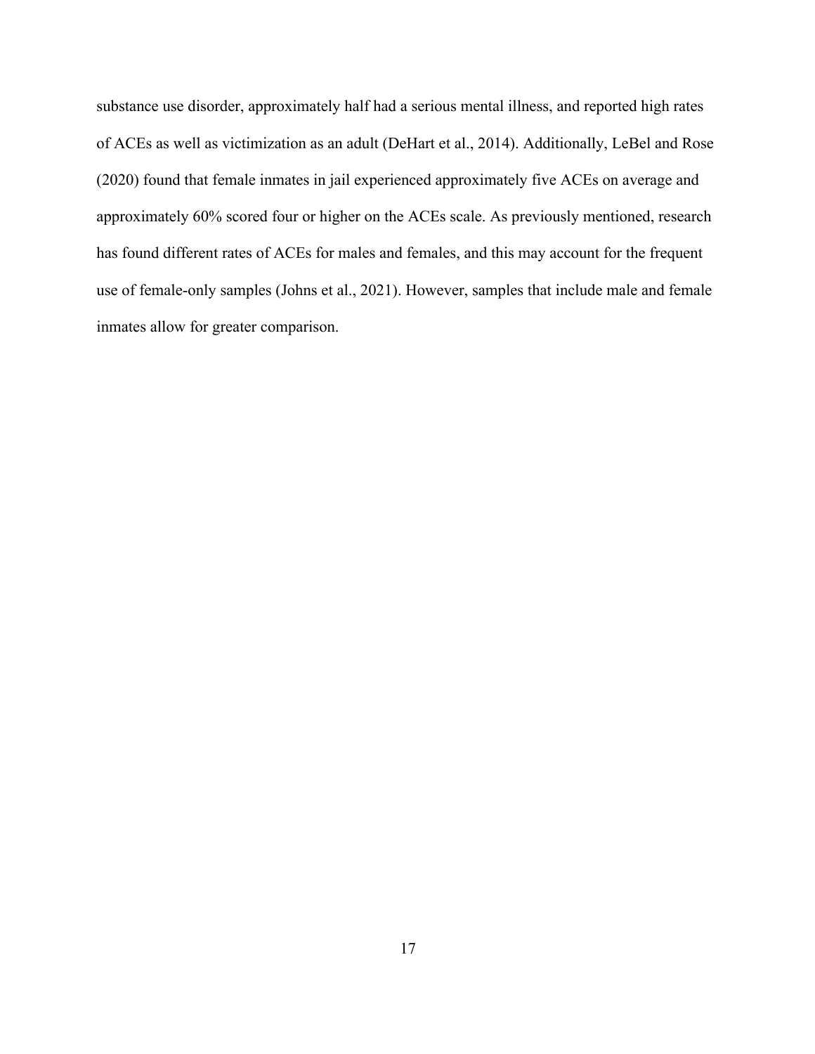substance use disorder, approximately half had a serious mental illness, and reported high rates of ACEs as well as victimization as an adult (DeHart et al., 2014). Additionally, LeBel and Rose (2020) found that female inmates in jail experienced approximately five ACEs on average and approximately 60% scored four or higher on the ACEs scale. As previously mentioned, research has found different rates of ACEs for males and females, and this may account for the frequent use of female-only samples (Johns et al., 2021). However, samples that include male and female inmates allow for greater comparison.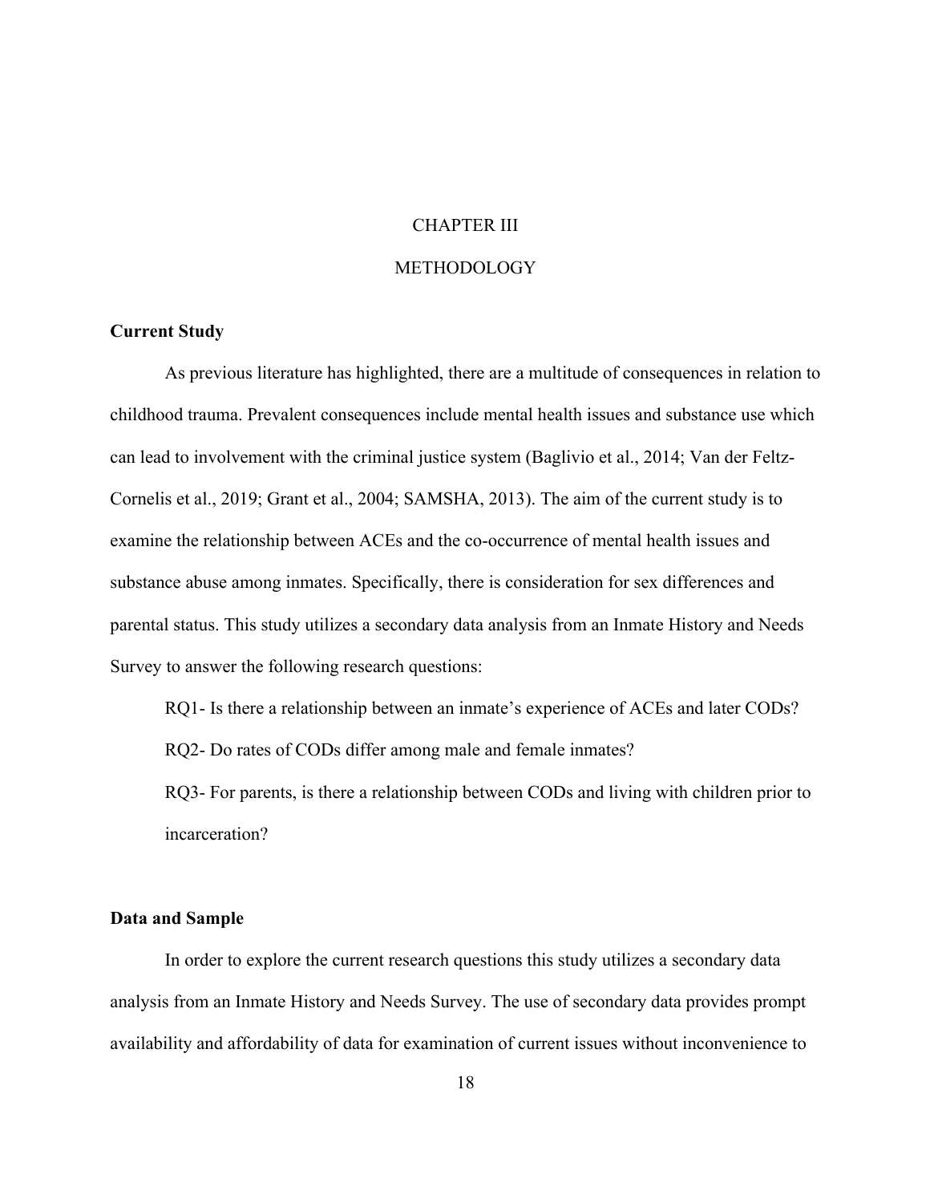# CHAPTER III

# METHODOLOGY

## Current Study

As previous literature has highlighted, there are a multitude of consequences in relation to childhood trauma. Prevalent consequences include mental health issues and substance use which can lead to involvement with the criminal justice system (Baglivio et al., 2014; Van der Feltz-Cornelis et al., 2019; Grant et al., 2004; SAMSHA, 2013). The aim of the current study is to examine the relationship between ACEs and the co-occurrence of mental health issues and substance abuse among inmates. Specifically, there is consideration for sex differences and parental status. This study utilizes a secondary data analysis from an Inmate History and Needs Survey to answer the following research questions:

RQ1- Is there a relationship between an inmate's experience of ACEs and later CODs?

RQ2- Do rates of CODs differ among male and female inmates?

RQ3- For parents, is there a relationship between CODs and living with children prior to incarceration?

## Data and Sample

In order to explore the current research questions this study utilizes a secondary data analysis from an Inmate History and Needs Survey. The use of secondary data provides prompt availability and affordability of data for examination of current issues without inconvenience to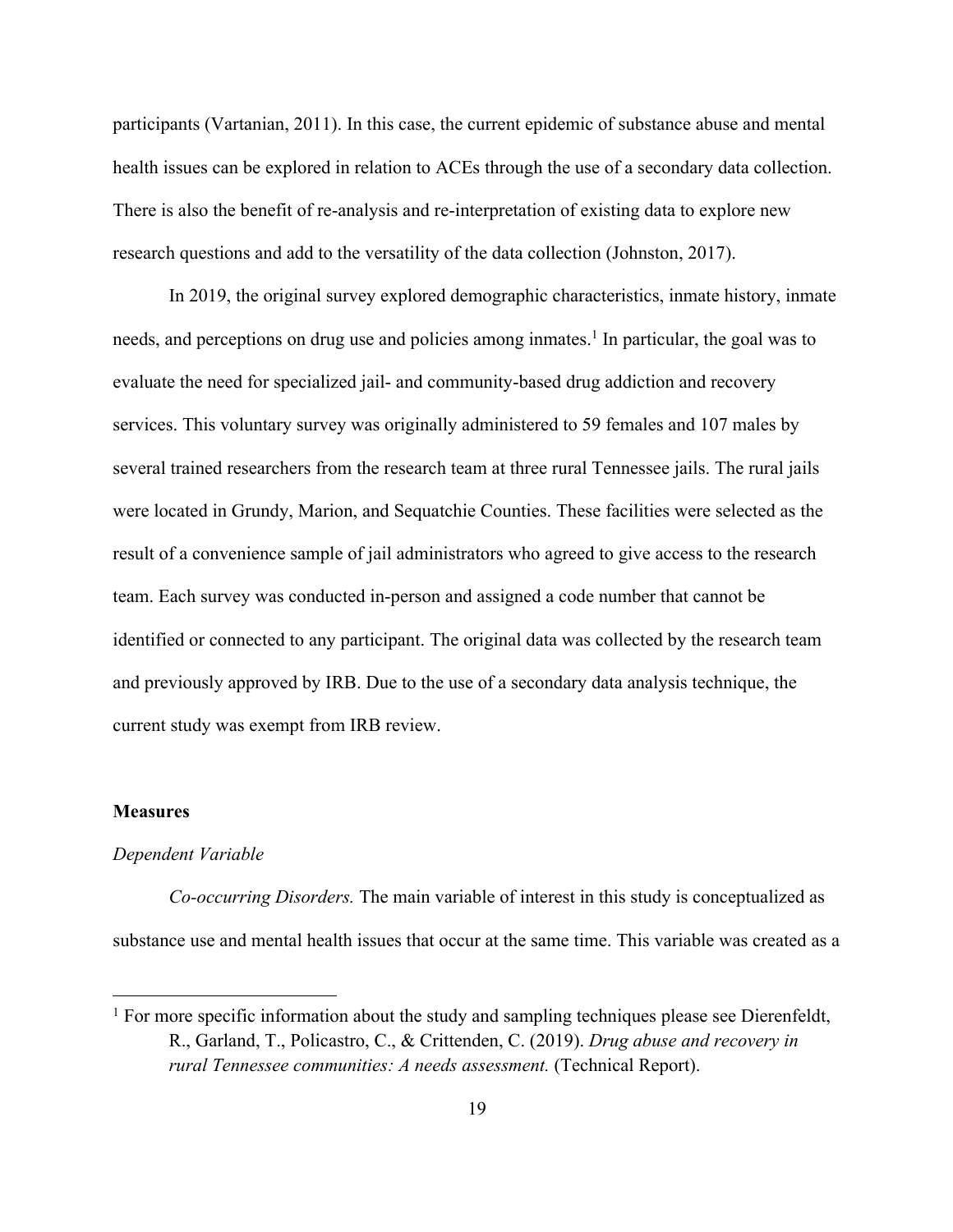participants (Vartanian, 2011). In this case, the current epidemic of substance abuse and mental health issues can be explored in relation to ACEs through the use of a secondary data collection. There is also the benefit of re-analysis and re-interpretation of existing data to explore new research questions and add to the versatility of the data collection (Johnston, 2017).

In 2019, the original survey explored demographic characteristics, inmate history, inmate needs, and perceptions on drug use and policies among inmates.[1] In particular, the goal was to evaluate the need for specialized jail- and community-based drug addiction and recovery services. This voluntary survey was originally administered to 59 females and 107 males by several trained researchers from the research team at three rural Tennessee jails. The rural jails were located in Grundy, Marion, and Sequatchie Counties. These facilities were selected as the result of a convenience sample of jail administrators who agreed to give access to the research team. Each survey was conducted in-person and assigned a code number that cannot be identified or connected to any participant. The original data was collected by the research team and previously approved by IRB. Due to the use of a secondary data analysis technique, the current study was exempt from IRB review.

## Measures

### *Dependent Variable*

*Co-occurring Disorders.* The main variable of interest in this study is conceptualized as substance use and mental health issues that occur at the same time. This variable was created as a

---

[1] For more specific information about the study and sampling techniques please see Dierenfeldt, R., Garland, T., Policastro, C., & Crittenden, C. (2019). *Drug abuse and recovery in rural Tennessee communities: A needs assessment.* (Technical Report).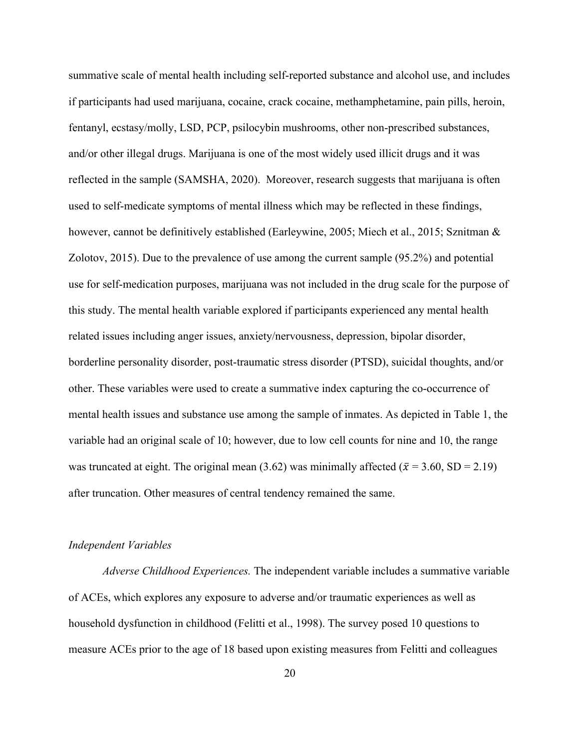summative scale of mental health including self-reported substance and alcohol use, and includes if participants had used marijuana, cocaine, crack cocaine, methamphetamine, pain pills, heroin, fentanyl, ecstasy/molly, LSD, PCP, psilocybin mushrooms, other non-prescribed substances, and/or other illegal drugs. Marijuana is one of the most widely used illicit drugs and it was reflected in the sample (SAMSHA, 2020). Moreover, research suggests that marijuana is often used to self-medicate symptoms of mental illness which may be reflected in these findings, however, cannot be definitively established (Earleywine, 2005; Miech et al., 2015; Sznitman & Zolotov, 2015). Due to the prevalence of use among the current sample (95.2%) and potential use for self-medication purposes, marijuana was not included in the drug scale for the purpose of this study. The mental health variable explored if participants experienced any mental health related issues including anger issues, anxiety/nervousness, depression, bipolar disorder, borderline personality disorder, post-traumatic stress disorder (PTSD), suicidal thoughts, and/or other. These variables were used to create a summative index capturing the co-occurrence of mental health issues and substance use among the sample of inmates. As depicted in Table 1, the variable had an original scale of 10; however, due to low cell counts for nine and 10, the range was truncated at eight. The original mean (3.62) was minimally affected ($\bar{x}$ = 3.60, SD = 2.19) after truncation. Other measures of central tendency remained the same.

### *Independent Variables*

*Adverse Childhood Experiences.* The independent variable includes a summative variable of ACEs, which explores any exposure to adverse and/or traumatic experiences as well as household dysfunction in childhood (Felitti et al., 1998). The survey posed 10 questions to measure ACEs prior to the age of 18 based upon existing measures from Felitti and colleagues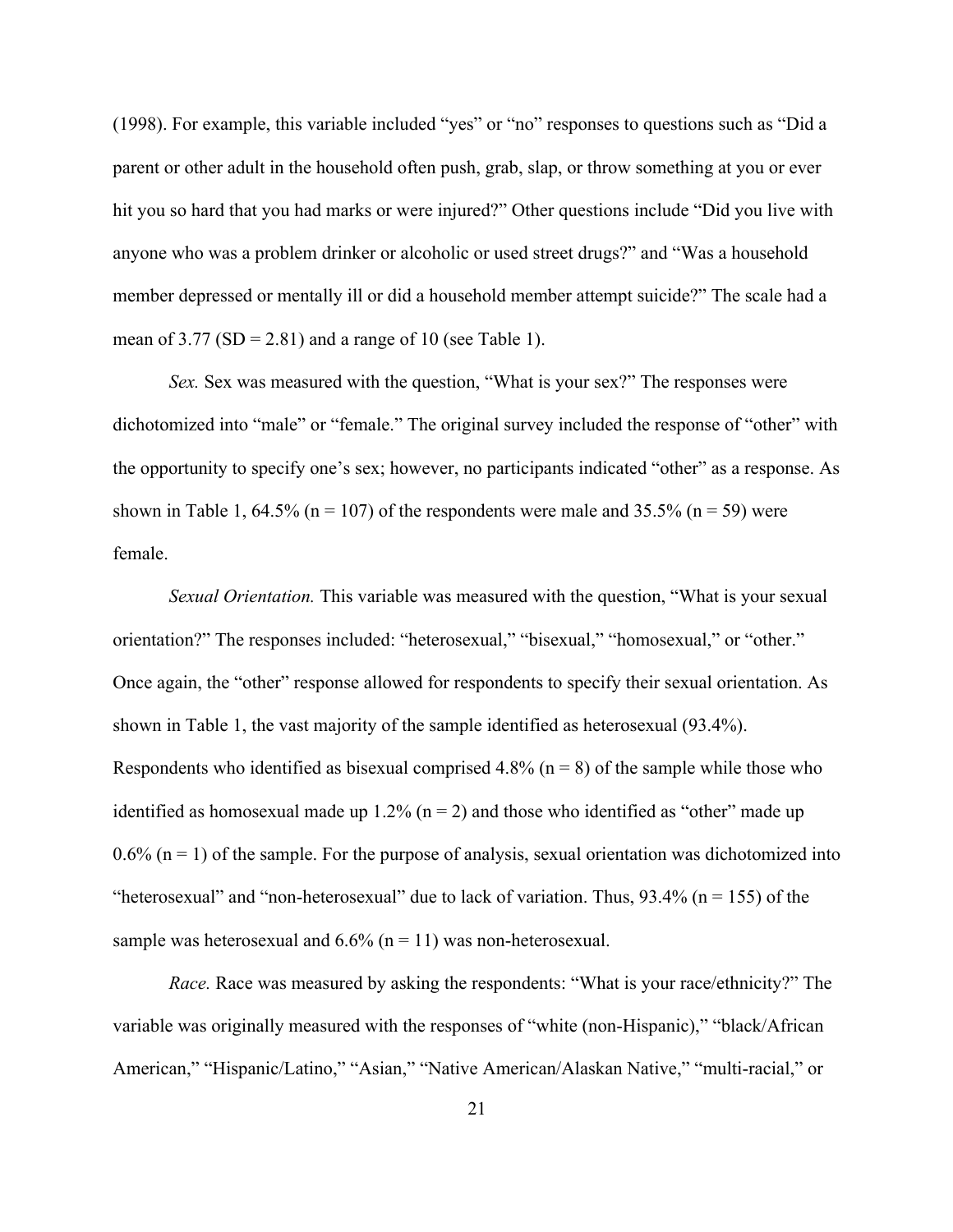(1998). For example, this variable included "yes" or "no" responses to questions such as "Did a parent or other adult in the household often push, grab, slap, or throw something at you or ever hit you so hard that you had marks or were injured?" Other questions include "Did you live with anyone who was a problem drinker or alcoholic or used street drugs?" and "Was a household member depressed or mentally ill or did a household member attempt suicide?" The scale had a mean of 3.77 (SD = 2.81) and a range of 10 (see Table 1).

*Sex.* Sex was measured with the question, "What is your sex?" The responses were dichotomized into "male" or "female." The original survey included the response of "other" with the opportunity to specify one's sex; however, no participants indicated "other" as a response. As shown in Table 1, 64.5% (n = 107) of the respondents were male and 35.5% (n = 59) were female.

*Sexual Orientation.* This variable was measured with the question, "What is your sexual orientation?" The responses included: "heterosexual," "bisexual," "homosexual," or "other." Once again, the "other" response allowed for respondents to specify their sexual orientation. As shown in Table 1, the vast majority of the sample identified as heterosexual (93.4%). Respondents who identified as bisexual comprised 4.8% (n = 8) of the sample while those who identified as homosexual made up 1.2% (n = 2) and those who identified as "other" made up 0.6% (n = 1) of the sample. For the purpose of analysis, sexual orientation was dichotomized into "heterosexual" and "non-heterosexual" due to lack of variation. Thus, 93.4% (n = 155) of the sample was heterosexual and 6.6% (n = 11) was non-heterosexual.

*Race.* Race was measured by asking the respondents: "What is your race/ethnicity?" The variable was originally measured with the responses of "white (non-Hispanic)," "black/African American," "Hispanic/Latino," "Asian," "Native American/Alaskan Native," "multi-racial," or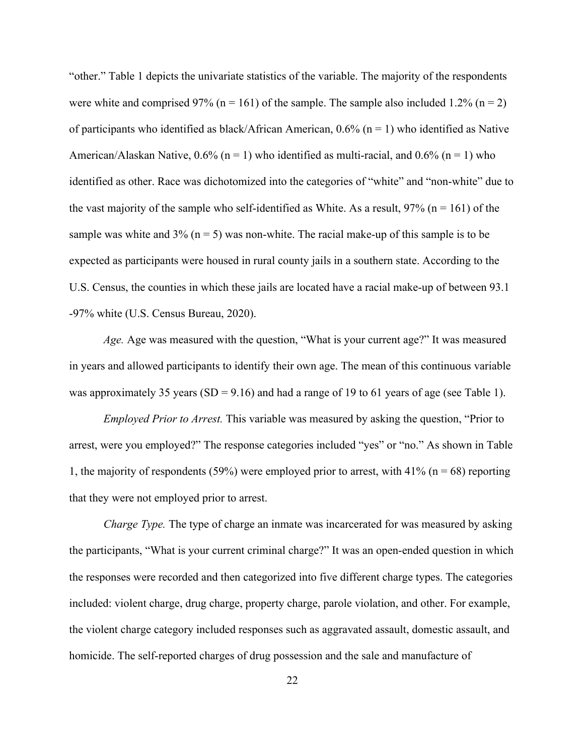"other." Table 1 depicts the univariate statistics of the variable. The majority of the respondents were white and comprised 97% (n = 161) of the sample. The sample also included 1.2% (n = 2) of participants who identified as black/African American, 0.6% (n = 1) who identified as Native American/Alaskan Native, 0.6% (n = 1) who identified as multi-racial, and 0.6% (n = 1) who identified as other. Race was dichotomized into the categories of "white" and "non-white" due to the vast majority of the sample who self-identified as White. As a result, 97% (n = 161) of the sample was white and 3% (n = 5) was non-white. The racial make-up of this sample is to be expected as participants were housed in rural county jails in a southern state. According to the U.S. Census, the counties in which these jails are located have a racial make-up of between 93.1 -97% white (U.S. Census Bureau, 2020).

*Age.* Age was measured with the question, "What is your current age?" It was measured in years and allowed participants to identify their own age. The mean of this continuous variable was approximately 35 years (SD = 9.16) and had a range of 19 to 61 years of age (see Table 1).

*Employed Prior to Arrest.* This variable was measured by asking the question, "Prior to arrest, were you employed?" The response categories included "yes" or "no." As shown in Table 1, the majority of respondents (59%) were employed prior to arrest, with 41% (n = 68) reporting that they were not employed prior to arrest.

*Charge Type.* The type of charge an inmate was incarcerated for was measured by asking the participants, "What is your current criminal charge?" It was an open-ended question in which the responses were recorded and then categorized into five different charge types. The categories included: violent charge, drug charge, property charge, parole violation, and other. For example, the violent charge category included responses such as aggravated assault, domestic assault, and homicide. The self-reported charges of drug possession and the sale and manufacture of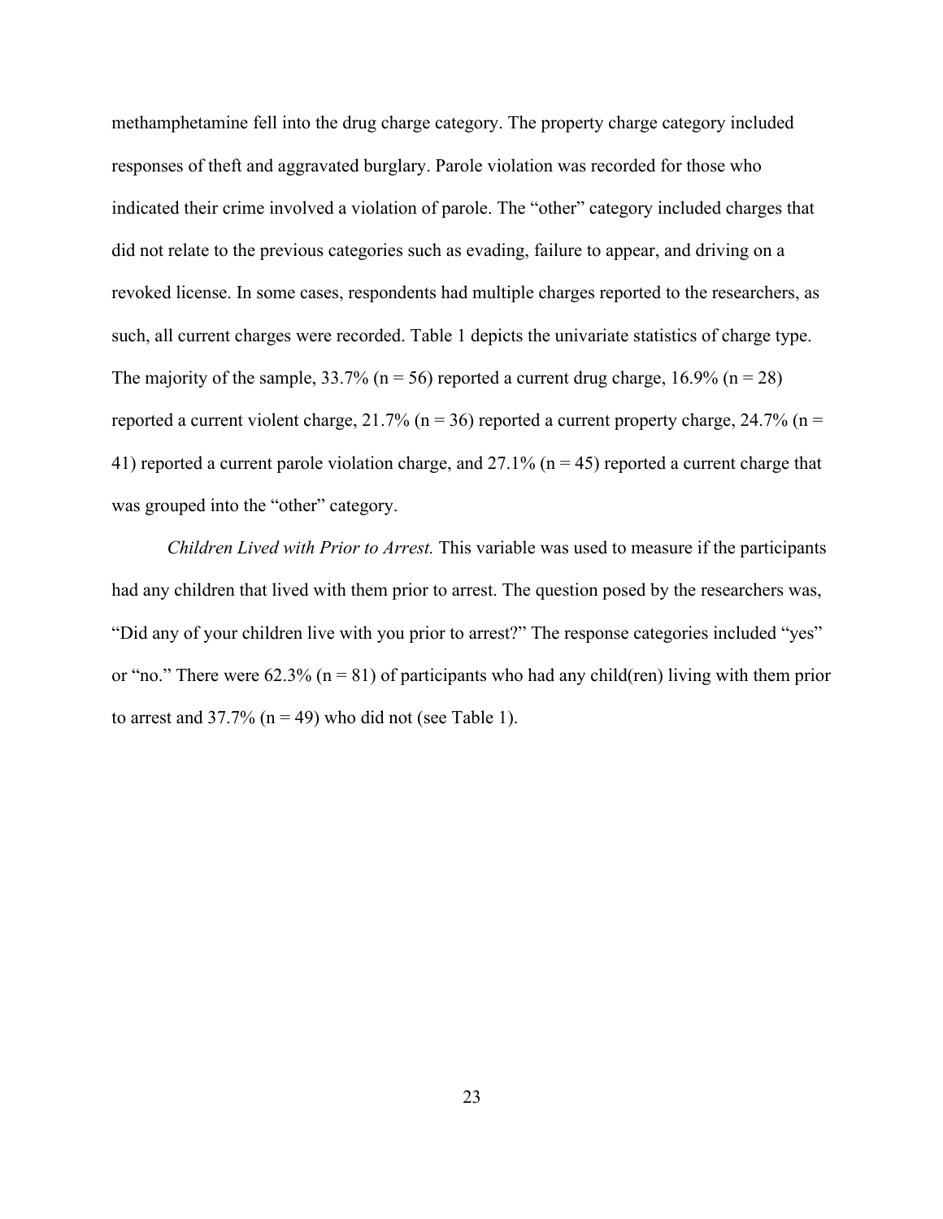methamphetamine fell into the drug charge category. The property charge category included responses of theft and aggravated burglary. Parole violation was recorded for those who indicated their crime involved a violation of parole. The “other” category included charges that did not relate to the previous categories such as evading, failure to appear, and driving on a revoked license. In some cases, respondents had multiple charges reported to the researchers, as such, all current charges were recorded. Table 1 depicts the univariate statistics of charge type. The majority of the sample, 33.7% (n = 56) reported a current drug charge, 16.9% (n = 28) reported a current violent charge, 21.7% (n = 36) reported a current property charge, 24.7% (n = 41) reported a current parole violation charge, and 27.1% (n = 45) reported a current charge that was grouped into the “other” category.

*Children Lived with Prior to Arrest.* This variable was used to measure if the participants had any children that lived with them prior to arrest. The question posed by the researchers was, “Did any of your children live with you prior to arrest?” The response categories included “yes” or “no.” There were 62.3% (n = 81) of participants who had any child(ren) living with them prior to arrest and 37.7% (n = 49) who did not (see Table 1).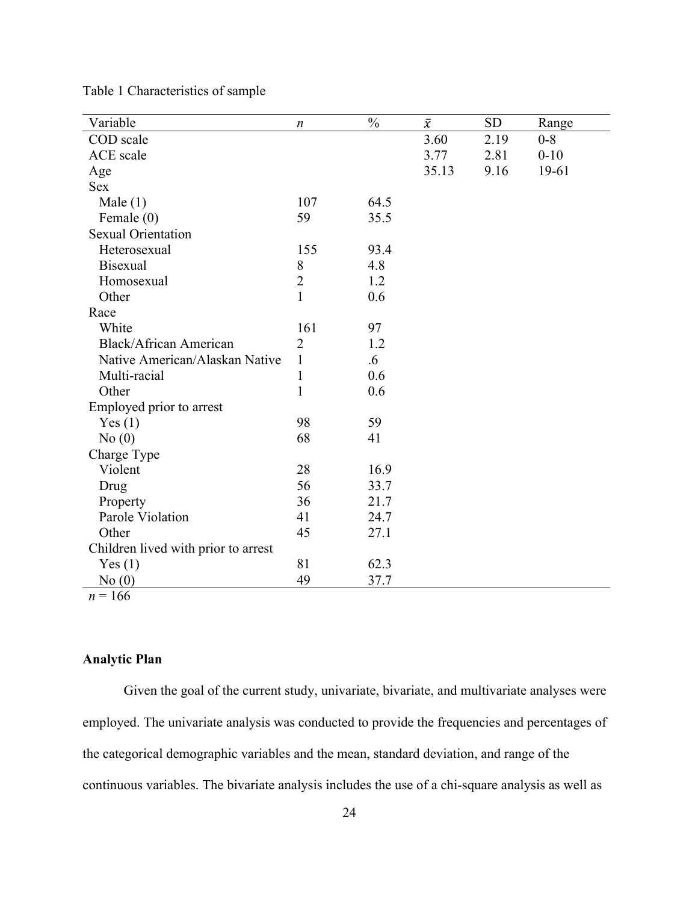Table 1 Characteristics of sample

| Variable | $n$ | % | $\bar{x}$ | SD | Range |
|---|---|---|---|---|---|
| COD scale | | | 3.60 | 2.19 | 0-8 |
| ACE scale | | | 3.77 | 2.81 | 0-10 |
| Age | | | 35.13 | 9.16 | 19-61 |
| Sex | | | | | |
| Male (1) | 107 | 64.5 | | | |
| Female (0) | 59 | 35.5 | | | |
| Sexual Orientation | | | | | |
| Heterosexual | 155 | 93.4 | | | |
| Bisexual | 8 | 4.8 | | | |
| Homosexual | 2 | 1.2 | | | |
| Other | 1 | 0.6 | | | |
| Race | | | | | |
| White | 161 | 97 | | | |
| Black/African American | 2 | 1.2 | | | |
| Native American/Alaskan Native | 1 | .6 | | | |
| Multi-racial | 1 | 0.6 | | | |
| Other | 1 | 0.6 | | | |
| Employed prior to arrest | | | | | |
| Yes (1) | 98 | 59 | | | |
| No (0) | 68 | 41 | | | |
| Charge Type | | | | | |
| Violent | 28 | 16.9 | | | |
| Drug | 56 | 33.7 | | | |
| Property | 36 | 21.7 | | | |
| Parole Violation | 41 | 24.7 | | | |
| Other | 45 | 27.1 | | | |
| Children lived with prior to arrest | | | | | |
| Yes (1) | 81 | 62.3 | | | |
| No (0) | 49 | 37.7 | | | |

$n$ = 166

**Analytic Plan**

Given the goal of the current study, univariate, bivariate, and multivariate analyses were employed. The univariate analysis was conducted to provide the frequencies and percentages of the categorical demographic variables and the mean, standard deviation, and range of the continuous variables. The bivariate analysis includes the use of a chi-square analysis as well as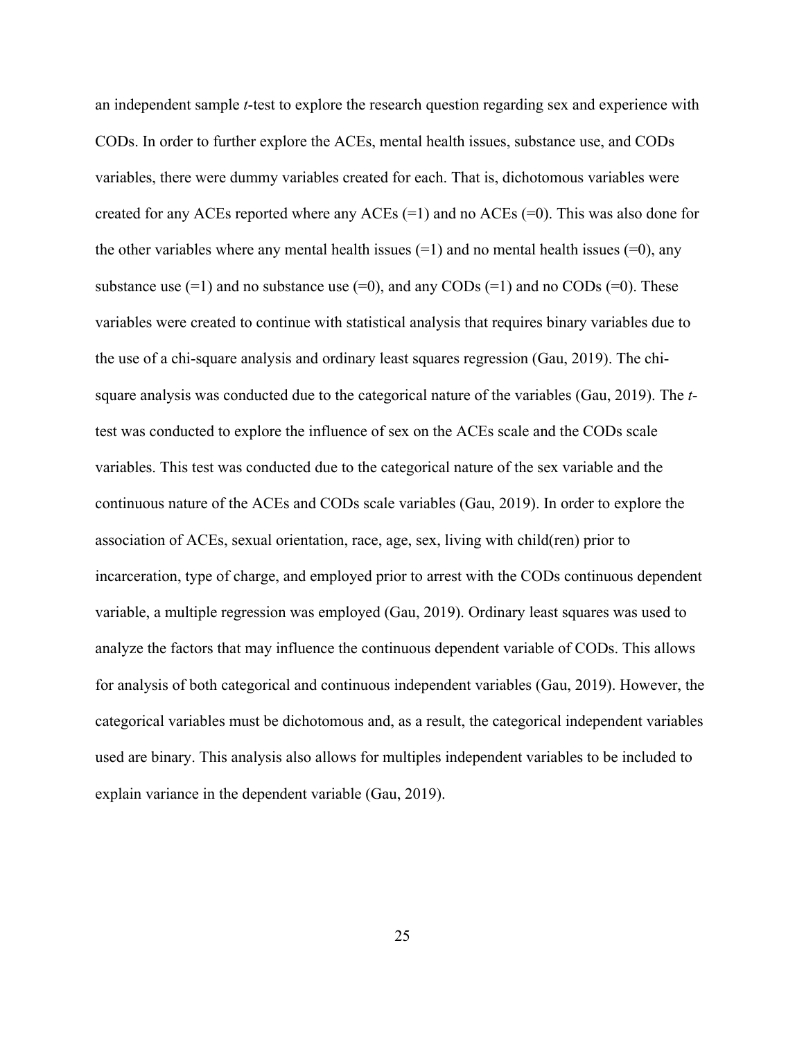an independent sample *t*-test to explore the research question regarding sex and experience with CODs. In order to further explore the ACEs, mental health issues, substance use, and CODs variables, there were dummy variables created for each. That is, dichotomous variables were created for any ACEs reported where any ACEs (=1) and no ACEs (=0). This was also done for the other variables where any mental health issues (=1) and no mental health issues (=0), any substance use (=1) and no substance use (=0), and any CODs (=1) and no CODs (=0). These variables were created to continue with statistical analysis that requires binary variables due to the use of a chi-square analysis and ordinary least squares regression (Gau, 2019). The chi-square analysis was conducted due to the categorical nature of the variables (Gau, 2019). The *t*-test was conducted to explore the influence of sex on the ACEs scale and the CODs scale variables. This test was conducted due to the categorical nature of the sex variable and the continuous nature of the ACEs and CODs scale variables (Gau, 2019). In order to explore the association of ACEs, sexual orientation, race, age, sex, living with child(ren) prior to incarceration, type of charge, and employed prior to arrest with the CODs continuous dependent variable, a multiple regression was employed (Gau, 2019). Ordinary least squares was used to analyze the factors that may influence the continuous dependent variable of CODs. This allows for analysis of both categorical and continuous independent variables (Gau, 2019). However, the categorical variables must be dichotomous and, as a result, the categorical independent variables used are binary. This analysis also allows for multiples independent variables to be included to explain variance in the dependent variable (Gau, 2019).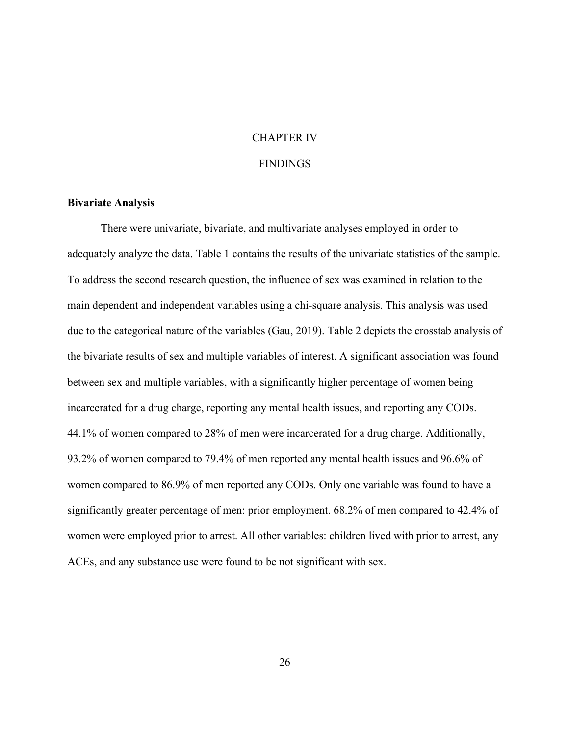# CHAPTER IV

# FINDINGS

## Bivariate Analysis

There were univariate, bivariate, and multivariate analyses employed in order to adequately analyze the data. Table 1 contains the results of the univariate statistics of the sample. To address the second research question, the influence of sex was examined in relation to the main dependent and independent variables using a chi-square analysis. This analysis was used due to the categorical nature of the variables (Gau, 2019). Table 2 depicts the crosstab analysis of the bivariate results of sex and multiple variables of interest. A significant association was found between sex and multiple variables, with a significantly higher percentage of women being incarcerated for a drug charge, reporting any mental health issues, and reporting any CODs. 44.1% of women compared to 28% of men were incarcerated for a drug charge. Additionally, 93.2% of women compared to 79.4% of men reported any mental health issues and 96.6% of women compared to 86.9% of men reported any CODs. Only one variable was found to have a significantly greater percentage of men: prior employment. 68.2% of men compared to 42.4% of women were employed prior to arrest. All other variables: children lived with prior to arrest, any ACEs, and any substance use were found to be not significant with sex.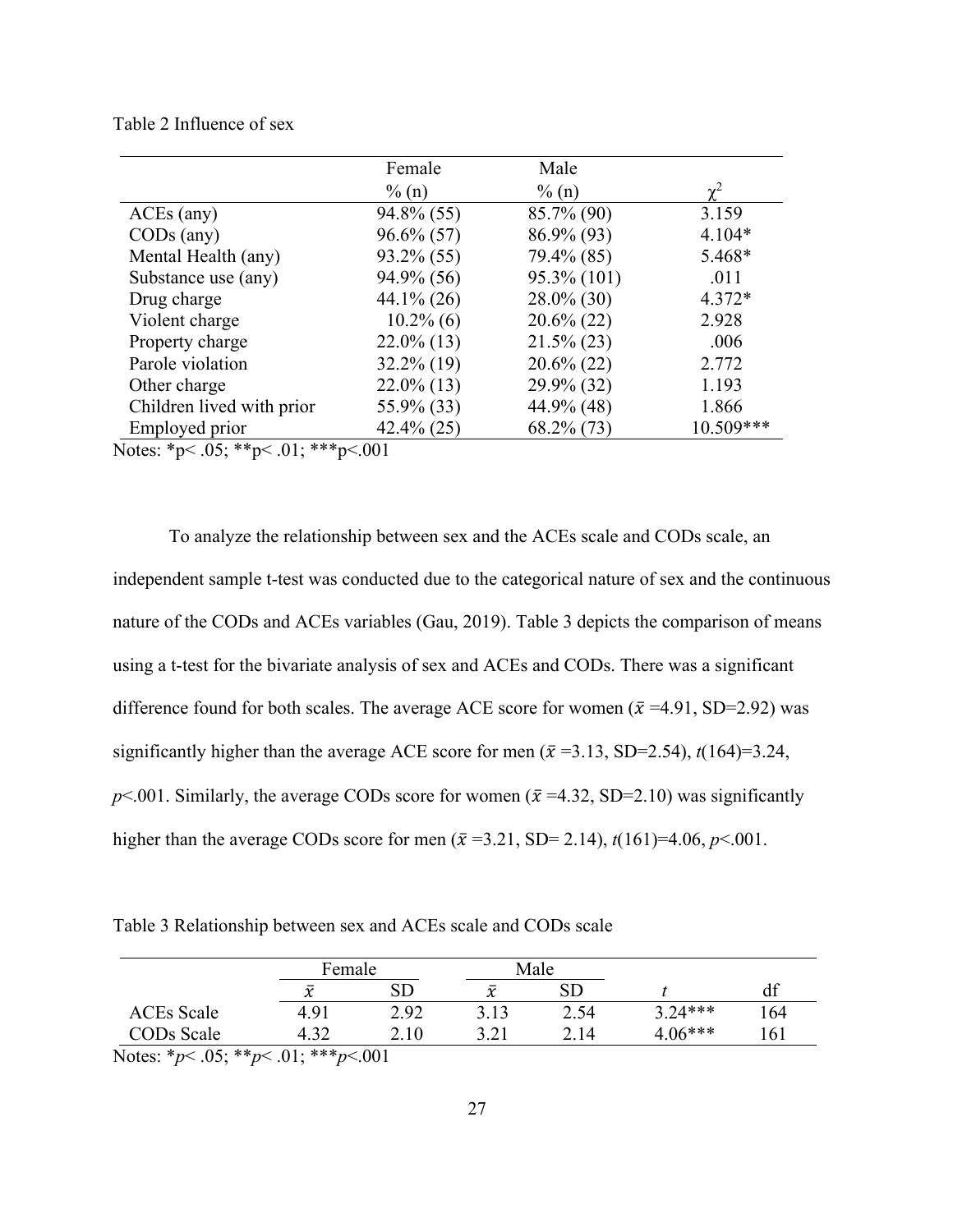Table 2 Influence of sex

| | Female % (n) | Male % (n) | $\chi^2$ |
|---|---|---|---|
| ACEs (any) | 94.8% (55) | 85.7% (90) | 3.159 |
| CODs (any) | 96.6% (57) | 86.9% (93) | 4.104* |
| Mental Health (any) | 93.2% (55) | 79.4% (85) | 5.468* |
| Substance use (any) | 94.9% (56) | 95.3% (101) | .011 |
| Drug charge | 44.1% (26) | 28.0% (30) | 4.372* |
| Violent charge | 10.2% (6) | 20.6% (22) | 2.928 |
| Property charge | 22.0% (13) | 21.5% (23) | .006 |
| Parole violation | 32.2% (19) | 20.6% (22) | 2.772 |
| Other charge | 22.0% (13) | 29.9% (32) | 1.193 |
| Children lived with prior | 55.9% (33) | 44.9% (48) | 1.866 |
| Employed prior | 42.4% (25) | 68.2% (73) | 10.509*** |

Notes: *p< .05; **p< .01; ***p<.001

To analyze the relationship between sex and the ACEs scale and CODs scale, an independent sample t-test was conducted due to the categorical nature of sex and the continuous nature of the CODs and ACEs variables (Gau, 2019). Table 3 depicts the comparison of means using a t-test for the bivariate analysis of sex and ACEs and CODs. There was a significant difference found for both scales. The average ACE score for women ($\bar{x}$ =4.91, SD=2.92) was significantly higher than the average ACE score for men ($\bar{x}$ =3.13, SD=2.54), $t(164)=3.24$, $p<.001$. Similarly, the average CODs score for women ($\bar{x}$ =4.32, SD=2.10) was significantly higher than the average CODs score for men ($\bar{x}$ =3.21, SD= 2.14), $t(161)=4.06$, $p<.001$.

Table 3 Relationship between sex and ACEs scale and CODs scale

| | Female | | Male | | | |
|---|---|---|---|---|---|---|
| | $\bar{x}$ | SD | $\bar{x}$ | SD | *t* | df |
| ACEs Scale | 4.91 | 2.92 | 3.13 | 2.54 | 3.24*** | 164 |
| CODs Scale | 4.32 | 2.10 | 3.21 | 2.14 | 4.06*** | 161 |

Notes: *$p$< .05; **$p$< .01; ***$p$<.001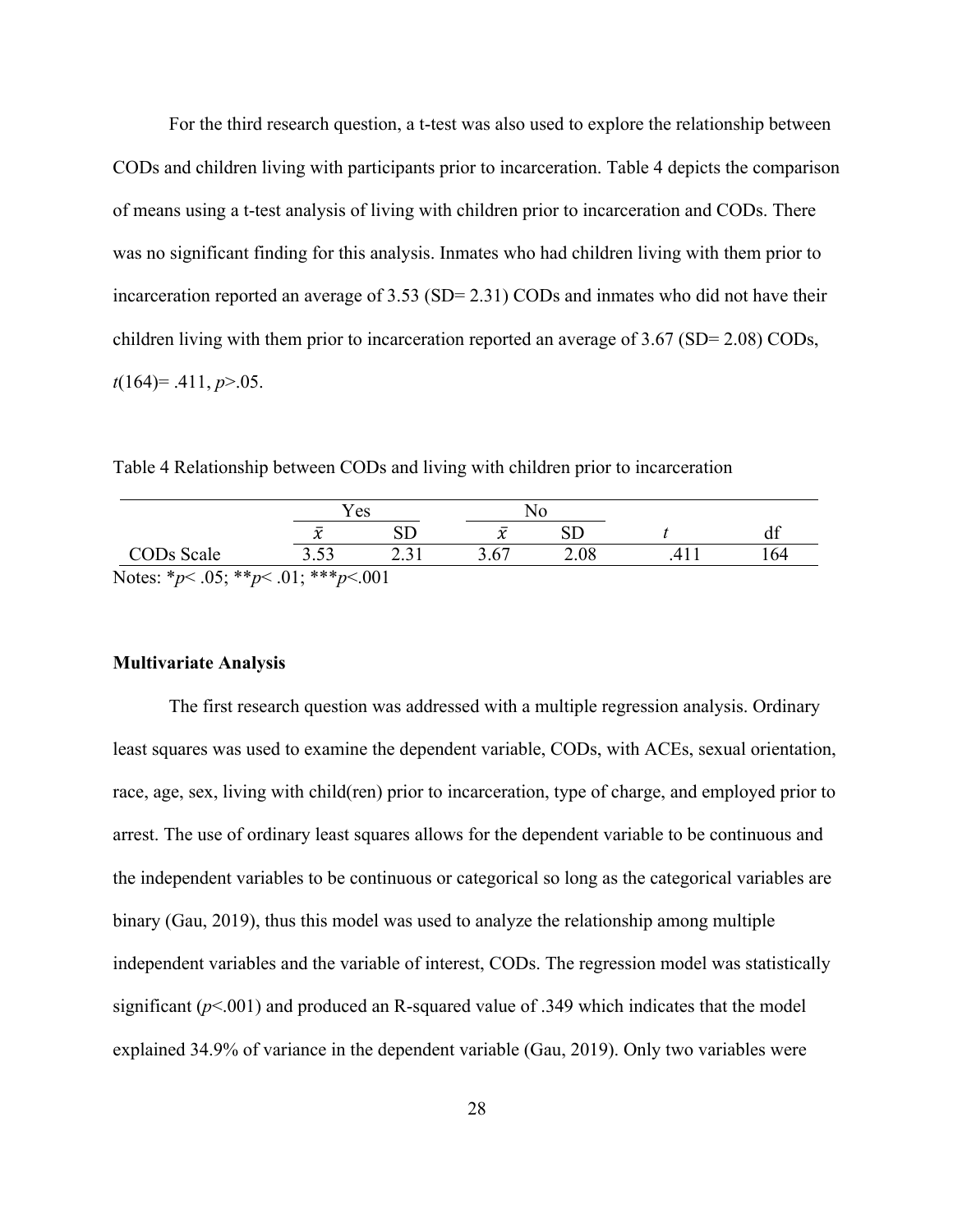For the third research question, a t-test was also used to explore the relationship between CODs and children living with participants prior to incarceration. Table 4 depicts the comparison of means using a t-test analysis of living with children prior to incarceration and CODs. There was no significant finding for this analysis. Inmates who had children living with them prior to incarceration reported an average of 3.53 (SD= 2.31) CODs and inmates who did not have their children living with them prior to incarceration reported an average of 3.67 (SD= 2.08) CODs, $t(164) = .411$, $p > .05$.

Table 4 Relationship between CODs and living with children prior to incarceration

| | Yes | | No | | | |
|---|---|---|---|---|---|---|
| | $\bar{x}$ | SD | $\bar{x}$ | SD | $t$ | df |
| CODs Scale | 3.53 | 2.31 | 3.67 | 2.08 | .411 | 164 |

Notes: $^{*}p < .05$; $^{**}p < .01$; $^{***}p < .001$

**Multivariate Analysis**

The first research question was addressed with a multiple regression analysis. Ordinary least squares was used to examine the dependent variable, CODs, with ACEs, sexual orientation, race, age, sex, living with child(ren) prior to incarceration, type of charge, and employed prior to arrest. The use of ordinary least squares allows for the dependent variable to be continuous and the independent variables to be continuous or categorical so long as the categorical variables are binary (Gau, 2019), thus this model was used to analyze the relationship among multiple independent variables and the variable of interest, CODs. The regression model was statistically significant ($p < .001$) and produced an R-squared value of .349 which indicates that the model explained 34.9% of variance in the dependent variable (Gau, 2019). Only two variables were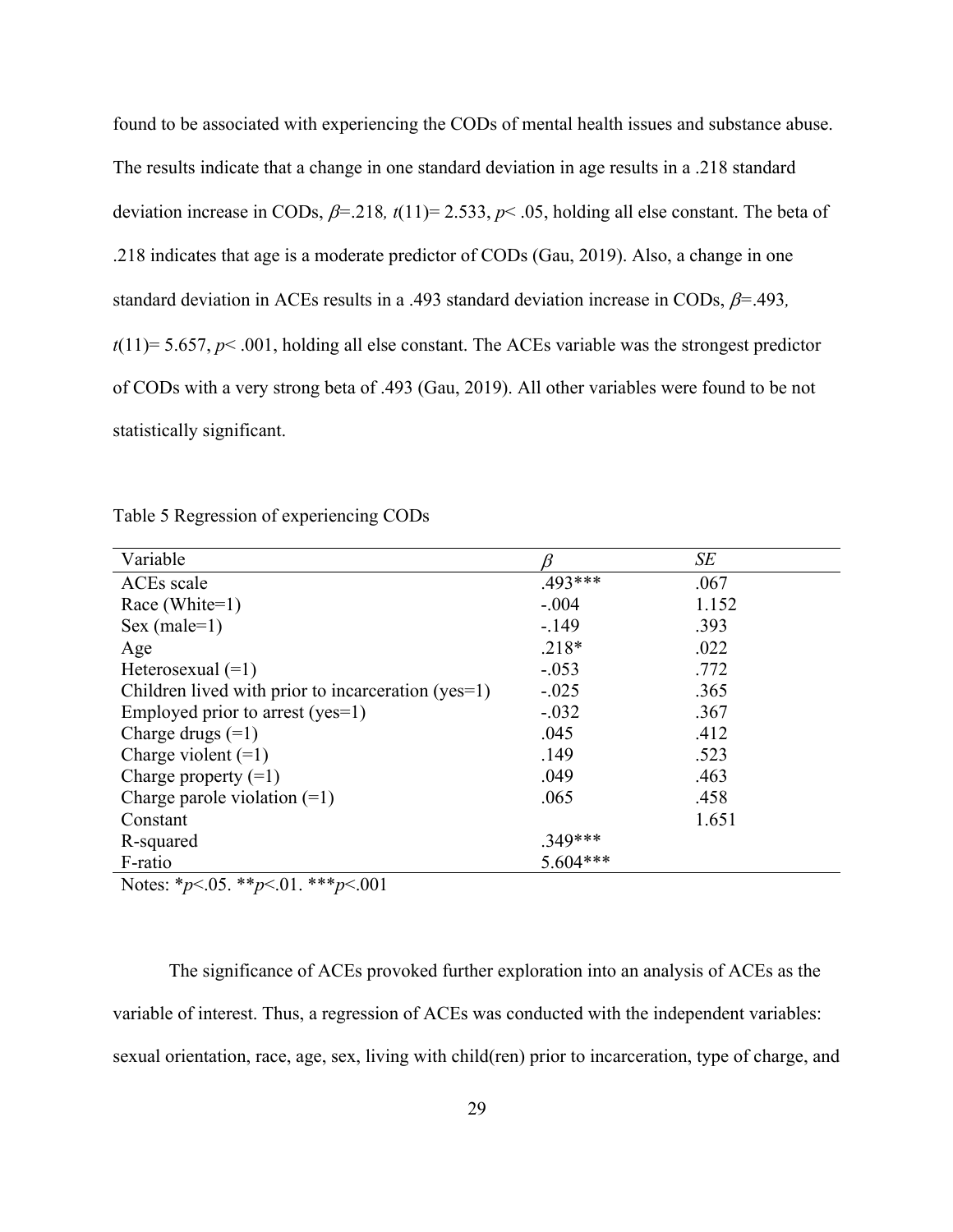found to be associated with experiencing the CODs of mental health issues and substance abuse. The results indicate that a change in one standard deviation in age results in a .218 standard deviation increase in CODs, $\beta$=.218*, t*(11)= 2.533, $p < .05$, holding all else constant. The beta of .218 indicates that age is a moderate predictor of CODs (Gau, 2019). Also, a change in one standard deviation in ACEs results in a .493 standard deviation increase in CODs, $\beta$=.493*, t*(11)= 5.657, $p < .001$, holding all else constant. The ACEs variable was the strongest predictor of CODs with a very strong beta of .493 (Gau, 2019). All other variables were found to be not statistically significant.

Table 5 Regression of experiencing CODs

| Variable | $\beta$ | *SE* |
|---|---|---|
| ACEs scale | .493*** | .067 |
| Race (White=1) | -.004 | 1.152 |
| Sex (male=1) | -.149 | .393 |
| Age | .218* | .022 |
| Heterosexual (=1) | -.053 | .772 |
| Children lived with prior to incarceration (yes=1) | -.025 | .365 |
| Employed prior to arrest (yes=1) | -.032 | .367 |
| Charge drugs (=1) | .045 | .412 |
| Charge violent (=1) | .149 | .523 |
| Charge property (=1) | .049 | .463 |
| Charge parole violation (=1) | .065 | .458 |
| Constant | | 1.651 |
| R-squared | .349*** | |
| F-ratio | 5.604*** | |

Notes: *$p<.05$. **$p<.01$. ***$p<.001$

The significance of ACEs provoked further exploration into an analysis of ACEs as the variable of interest. Thus, a regression of ACEs was conducted with the independent variables: sexual orientation, race, age, sex, living with child(ren) prior to incarceration, type of charge, and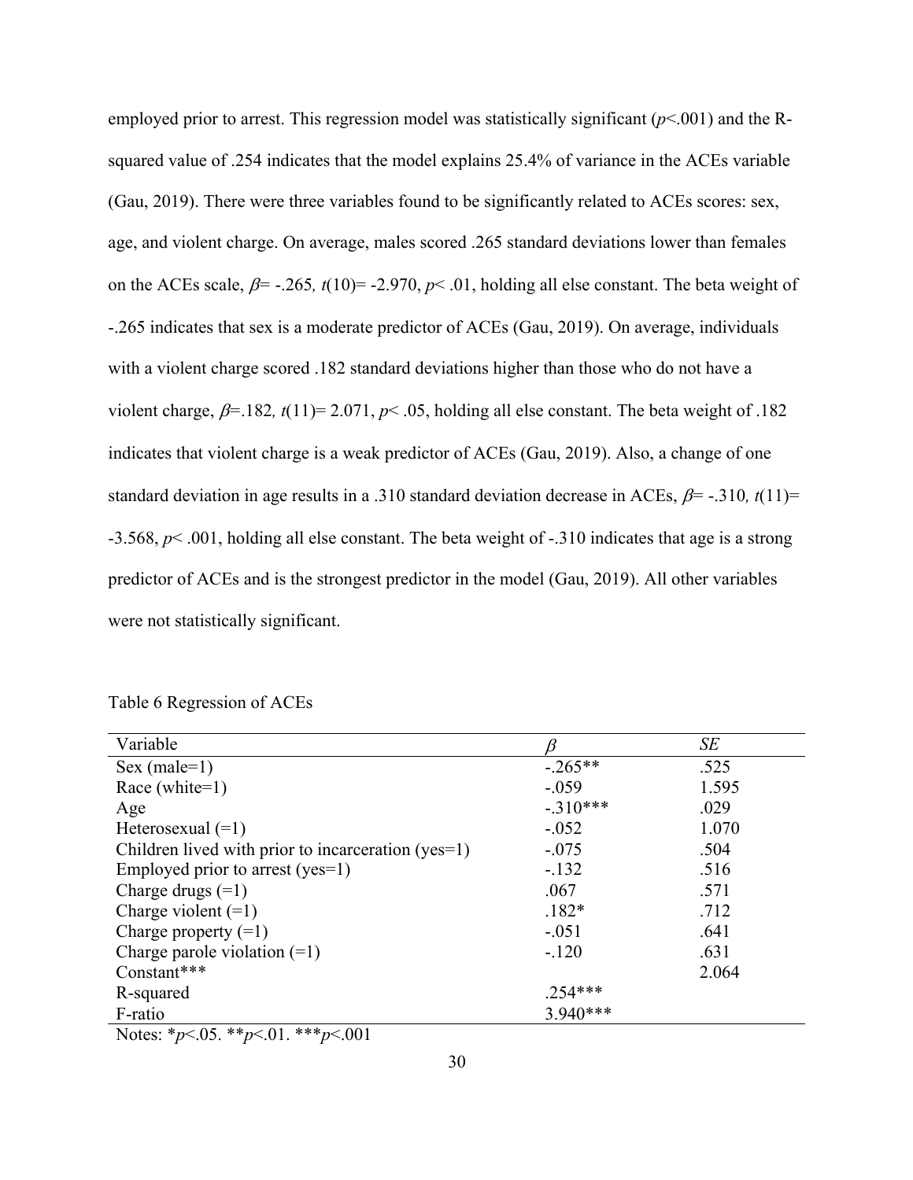employed prior to arrest. This regression model was statistically significant ($p$<.001) and the R-squared value of .254 indicates that the model explains 25.4% of variance in the ACEs variable (Gau, 2019). There were three variables found to be significantly related to ACEs scores: sex, age, and violent charge. On average, males scored .265 standard deviations lower than females on the ACEs scale, $\beta$= -.265*,* $t$(10)= -2.970, $p$< .01, holding all else constant. The beta weight of -.265 indicates that sex is a moderate predictor of ACEs (Gau, 2019). On average, individuals with a violent charge scored .182 standard deviations higher than those who do not have a violent charge, $\beta$=.182*,* $t$(11)= 2.071, $p$< .05, holding all else constant. The beta weight of .182 indicates that violent charge is a weak predictor of ACEs (Gau, 2019). Also, a change of one standard deviation in age results in a .310 standard deviation decrease in ACEs, $\beta$= -.310*,* $t$(11)= -3.568, $p$< .001, holding all else constant. The beta weight of -.310 indicates that age is a strong predictor of ACEs and is the strongest predictor in the model (Gau, 2019). All other variables were not statistically significant.

Table 6 Regression of ACEs

| Variable | $\beta$ | *SE* |
|---|---|---|
| Sex (male=1) | -.265** | .525 |
| Race (white=1) | -.059 | 1.595 |
| Age | -.310*** | .029 |
| Heterosexual (=1) | -.052 | 1.070 |
| Children lived with prior to incarceration (yes=1) | -.075 | .504 |
| Employed prior to arrest (yes=1) | -.132 | .516 |
| Charge drugs (=1) | .067 | .571 |
| Charge violent (=1) | .182* | .712 |
| Charge property (=1) | -.051 | .641 |
| Charge parole violation (=1) | -.120 | .631 |
| Constant*** | | 2.064 |
| R-squared | .254*** | |
| F-ratio | 3.940*** | |

Notes: *$p$<.05. **$p$<.01. ***$p$<.001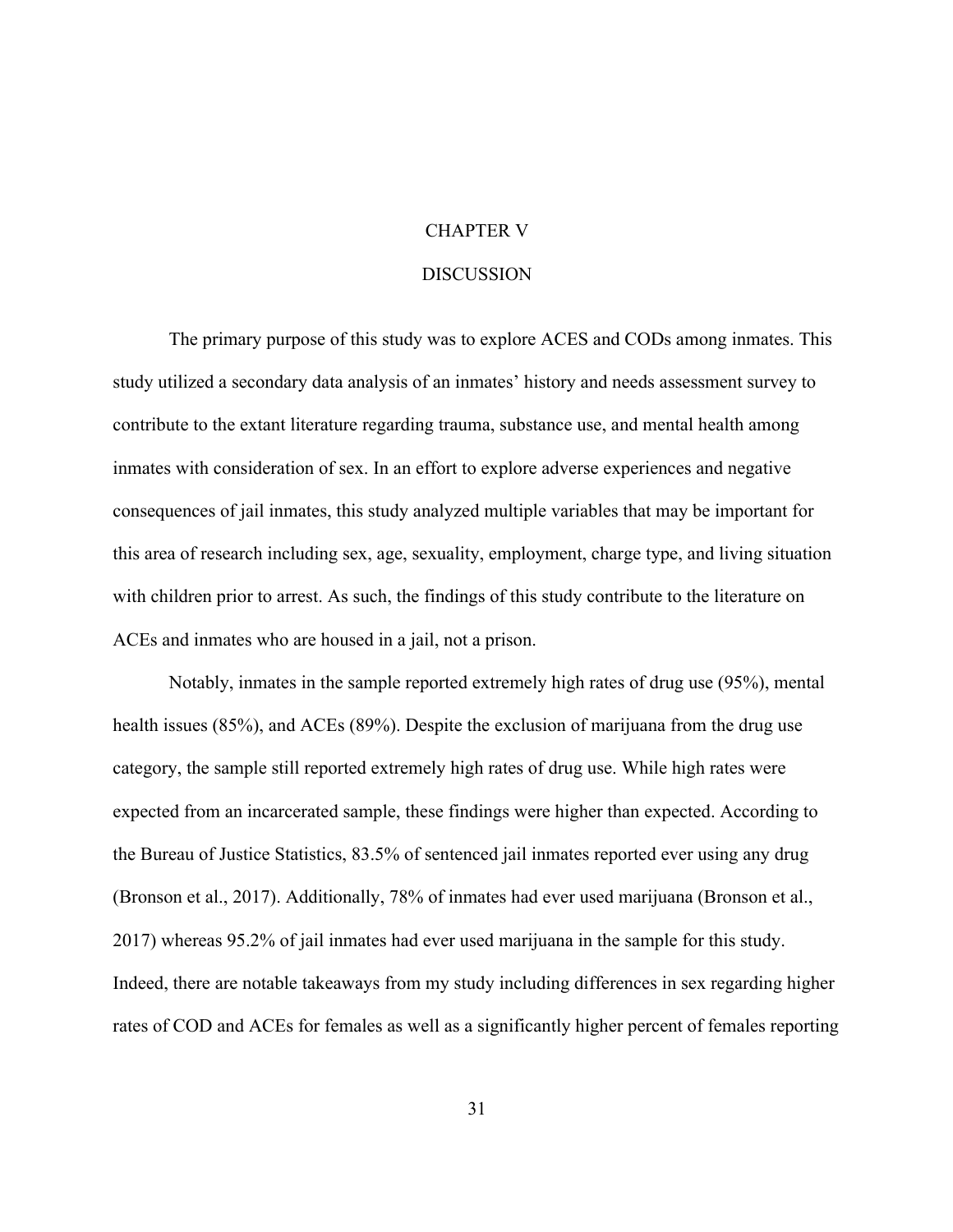# CHAPTER V

# DISCUSSION

The primary purpose of this study was to explore ACES and CODs among inmates. This study utilized a secondary data analysis of an inmates' history and needs assessment survey to contribute to the extant literature regarding trauma, substance use, and mental health among inmates with consideration of sex. In an effort to explore adverse experiences and negative consequences of jail inmates, this study analyzed multiple variables that may be important for this area of research including sex, age, sexuality, employment, charge type, and living situation with children prior to arrest. As such, the findings of this study contribute to the literature on ACEs and inmates who are housed in a jail, not a prison.

Notably, inmates in the sample reported extremely high rates of drug use (95%), mental health issues (85%), and ACEs (89%). Despite the exclusion of marijuana from the drug use category, the sample still reported extremely high rates of drug use. While high rates were expected from an incarcerated sample, these findings were higher than expected. According to the Bureau of Justice Statistics, 83.5% of sentenced jail inmates reported ever using any drug (Bronson et al., 2017). Additionally, 78% of inmates had ever used marijuana (Bronson et al., 2017) whereas 95.2% of jail inmates had ever used marijuana in the sample for this study. Indeed, there are notable takeaways from my study including differences in sex regarding higher rates of COD and ACEs for females as well as a significantly higher percent of females reporting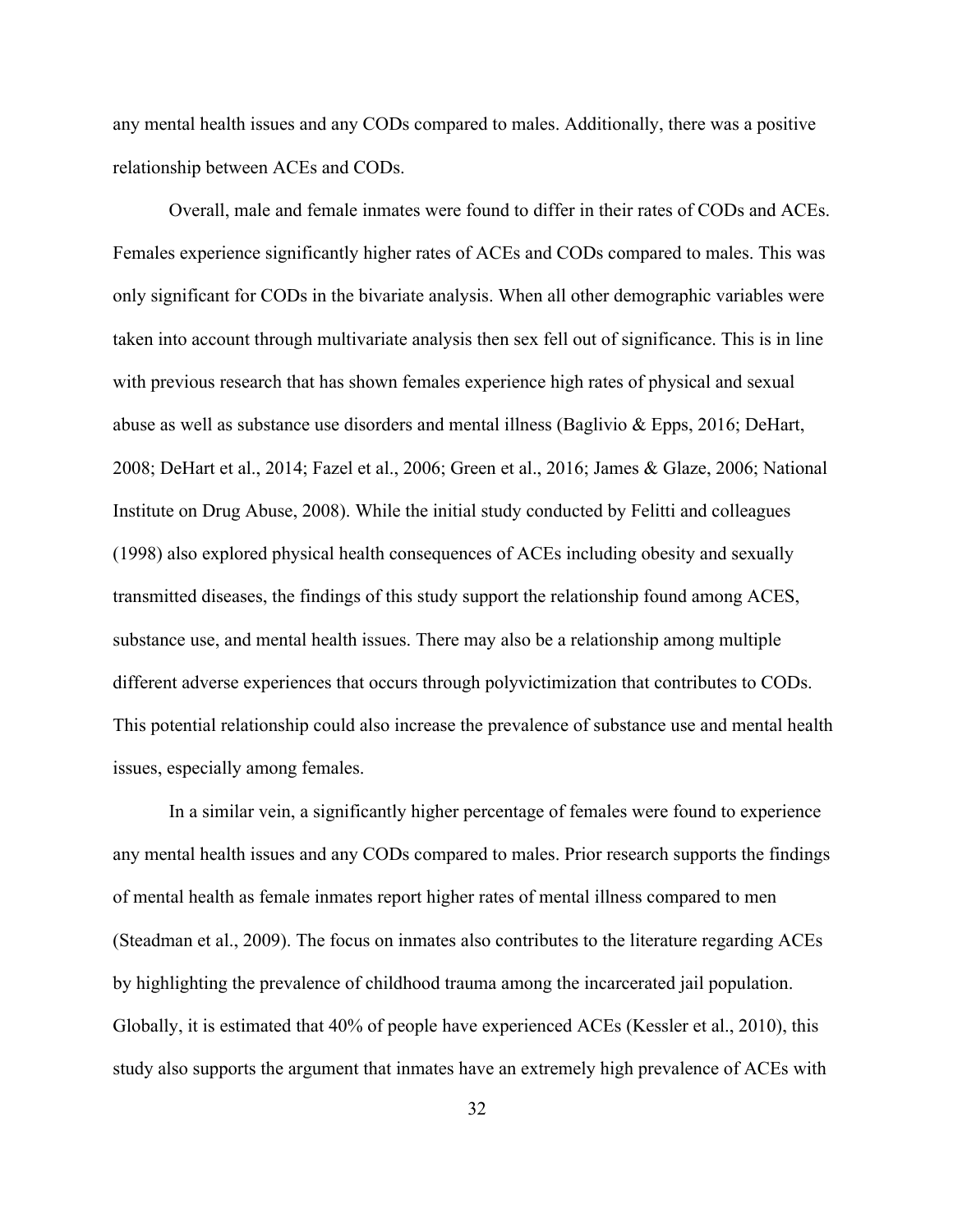any mental health issues and any CODs compared to males. Additionally, there was a positive relationship between ACEs and CODs.

Overall, male and female inmates were found to differ in their rates of CODs and ACEs. Females experience significantly higher rates of ACEs and CODs compared to males. This was only significant for CODs in the bivariate analysis. When all other demographic variables were taken into account through multivariate analysis then sex fell out of significance. This is in line with previous research that has shown females experience high rates of physical and sexual abuse as well as substance use disorders and mental illness (Baglivio & Epps, 2016; DeHart, 2008; DeHart et al., 2014; Fazel et al., 2006; Green et al., 2016; James & Glaze, 2006; National Institute on Drug Abuse, 2008). While the initial study conducted by Felitti and colleagues (1998) also explored physical health consequences of ACEs including obesity and sexually transmitted diseases, the findings of this study support the relationship found among ACES, substance use, and mental health issues. There may also be a relationship among multiple different adverse experiences that occurs through polyvictimization that contributes to CODs. This potential relationship could also increase the prevalence of substance use and mental health issues, especially among females.

In a similar vein, a significantly higher percentage of females were found to experience any mental health issues and any CODs compared to males. Prior research supports the findings of mental health as female inmates report higher rates of mental illness compared to men (Steadman et al., 2009). The focus on inmates also contributes to the literature regarding ACEs by highlighting the prevalence of childhood trauma among the incarcerated jail population. Globally, it is estimated that 40% of people have experienced ACEs (Kessler et al., 2010), this study also supports the argument that inmates have an extremely high prevalence of ACEs with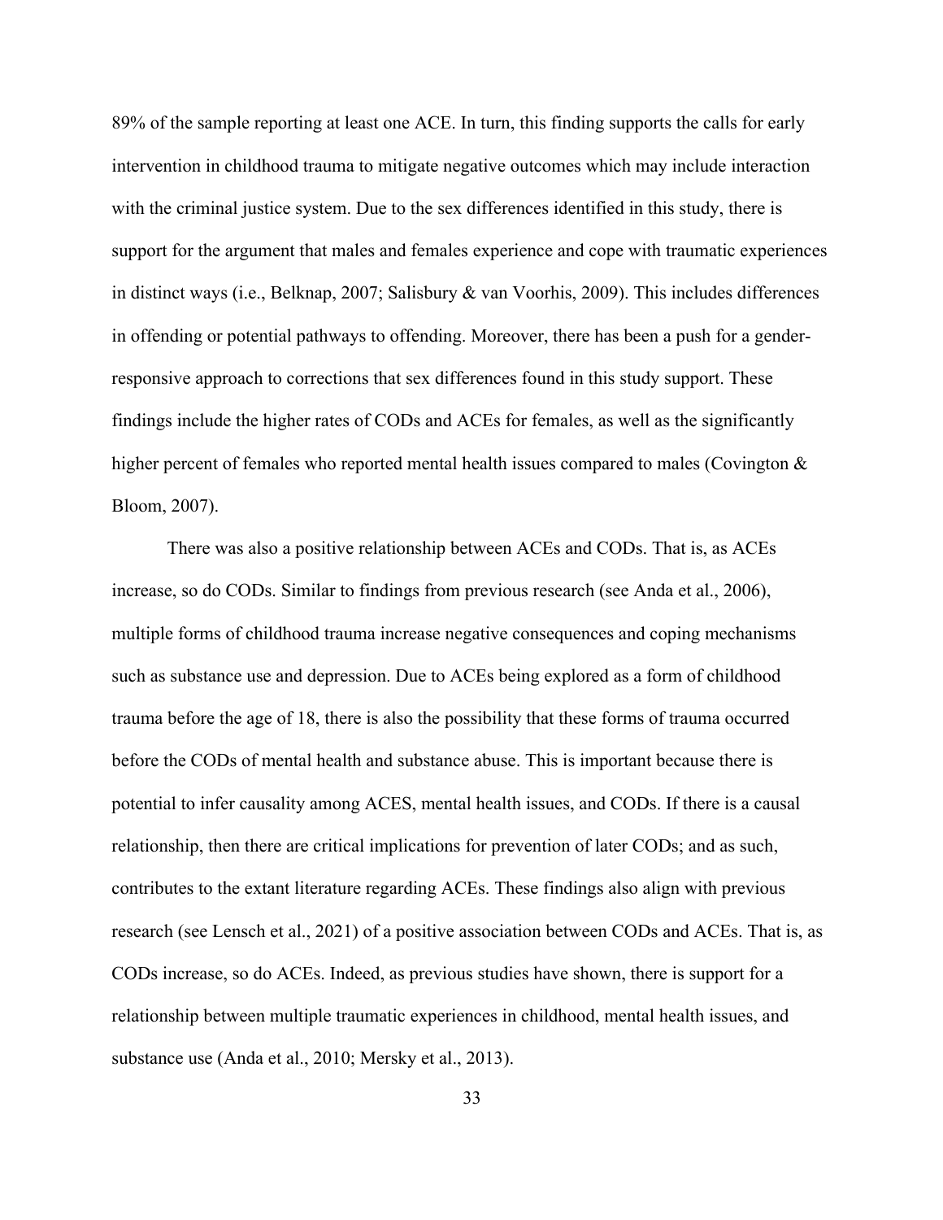89% of the sample reporting at least one ACE. In turn, this finding supports the calls for early intervention in childhood trauma to mitigate negative outcomes which may include interaction with the criminal justice system. Due to the sex differences identified in this study, there is support for the argument that males and females experience and cope with traumatic experiences in distinct ways (i.e., Belknap, 2007; Salisbury & van Voorhis, 2009). This includes differences in offending or potential pathways to offending. Moreover, there has been a push for a gender-responsive approach to corrections that sex differences found in this study support. These findings include the higher rates of CODs and ACEs for females, as well as the significantly higher percent of females who reported mental health issues compared to males (Covington & Bloom, 2007).

There was also a positive relationship between ACEs and CODs. That is, as ACEs increase, so do CODs. Similar to findings from previous research (see Anda et al., 2006), multiple forms of childhood trauma increase negative consequences and coping mechanisms such as substance use and depression. Due to ACEs being explored as a form of childhood trauma before the age of 18, there is also the possibility that these forms of trauma occurred before the CODs of mental health and substance abuse. This is important because there is potential to infer causality among ACES, mental health issues, and CODs. If there is a causal relationship, then there are critical implications for prevention of later CODs; and as such, contributes to the extant literature regarding ACEs. These findings also align with previous research (see Lensch et al., 2021) of a positive association between CODs and ACEs. That is, as CODs increase, so do ACEs. Indeed, as previous studies have shown, there is support for a relationship between multiple traumatic experiences in childhood, mental health issues, and substance use (Anda et al., 2010; Mersky et al., 2013).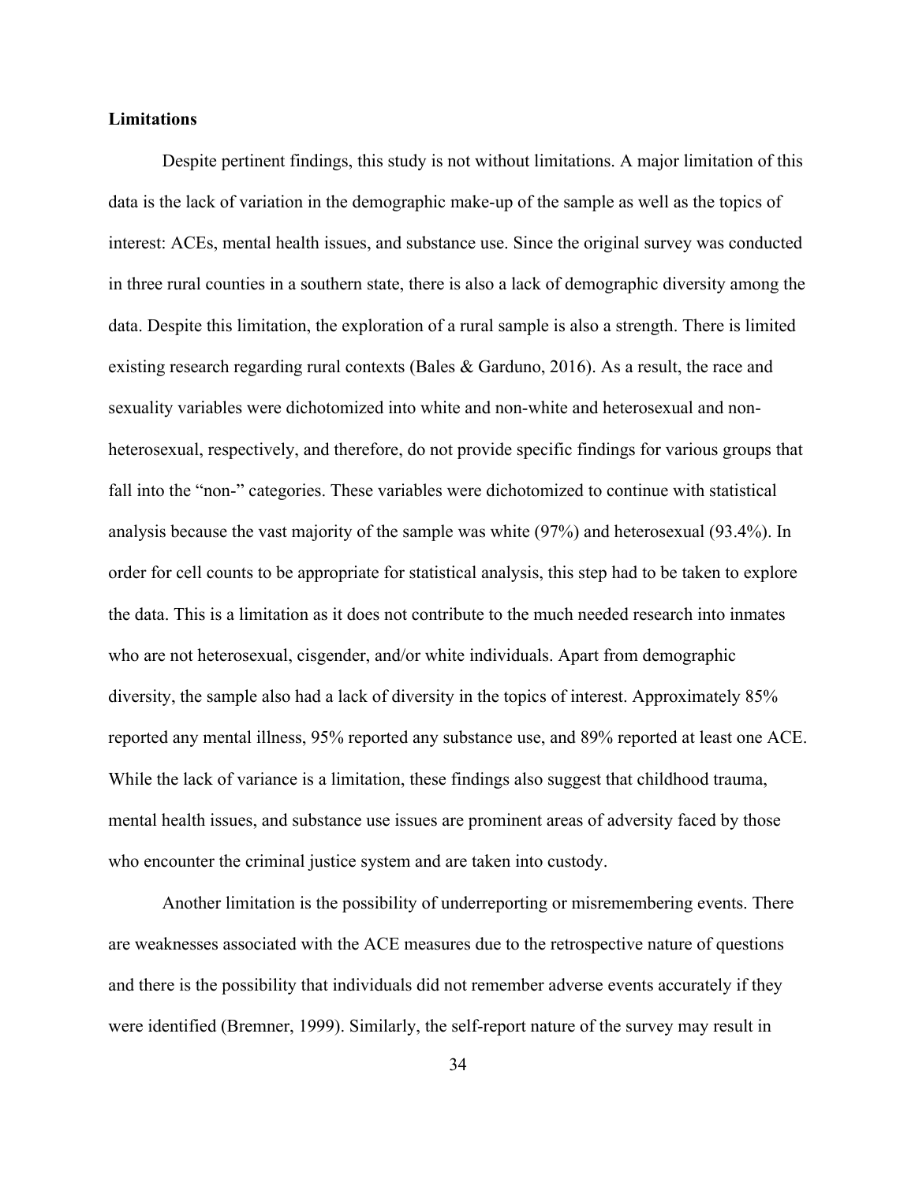**Limitations**

Despite pertinent findings, this study is not without limitations. A major limitation of this data is the lack of variation in the demographic make-up of the sample as well as the topics of interest: ACEs, mental health issues, and substance use. Since the original survey was conducted in three rural counties in a southern state, there is also a lack of demographic diversity among the data. Despite this limitation, the exploration of a rural sample is also a strength. There is limited existing research regarding rural contexts (Bales & Garduno, 2016). As a result, the race and sexuality variables were dichotomized into white and non-white and heterosexual and non-heterosexual, respectively, and therefore, do not provide specific findings for various groups that fall into the "non-" categories. These variables were dichotomized to continue with statistical analysis because the vast majority of the sample was white (97%) and heterosexual (93.4%). In order for cell counts to be appropriate for statistical analysis, this step had to be taken to explore the data. This is a limitation as it does not contribute to the much needed research into inmates who are not heterosexual, cisgender, and/or white individuals. Apart from demographic diversity, the sample also had a lack of diversity in the topics of interest. Approximately 85% reported any mental illness, 95% reported any substance use, and 89% reported at least one ACE. While the lack of variance is a limitation, these findings also suggest that childhood trauma, mental health issues, and substance use issues are prominent areas of adversity faced by those who encounter the criminal justice system and are taken into custody.

Another limitation is the possibility of underreporting or misremembering events. There are weaknesses associated with the ACE measures due to the retrospective nature of questions and there is the possibility that individuals did not remember adverse events accurately if they were identified (Bremner, 1999). Similarly, the self-report nature of the survey may result in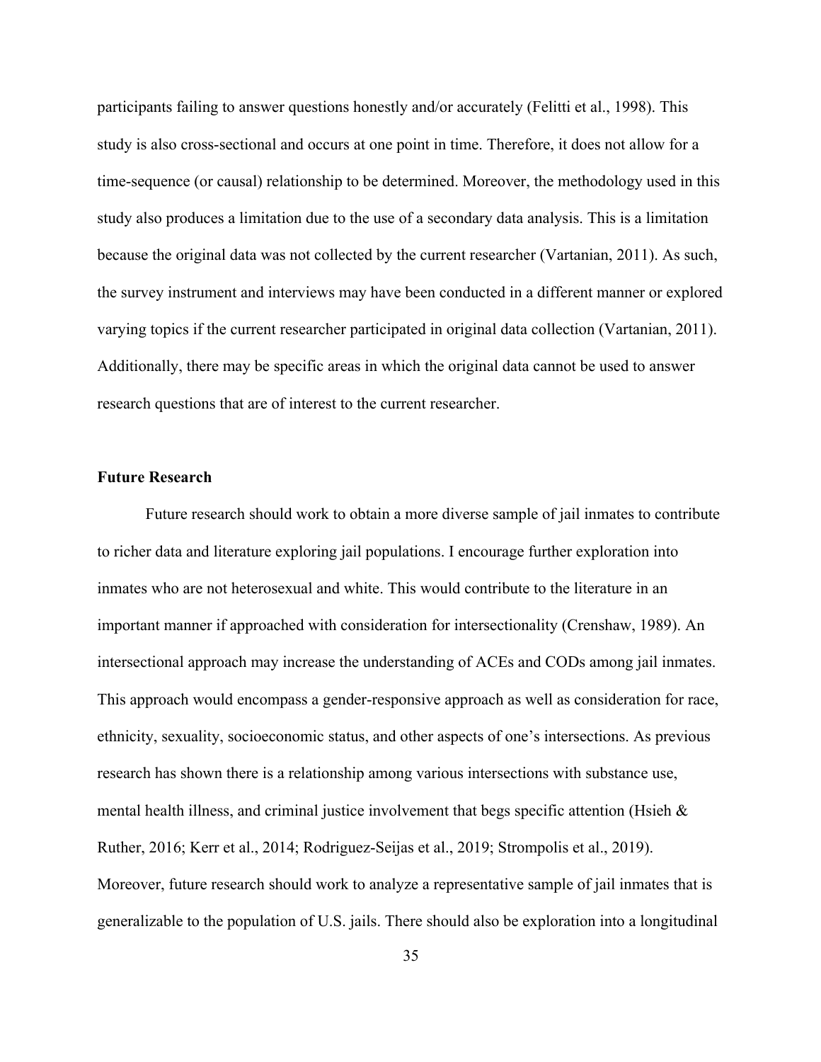participants failing to answer questions honestly and/or accurately (Felitti et al., 1998). This study is also cross-sectional and occurs at one point in time. Therefore, it does not allow for a time-sequence (or causal) relationship to be determined. Moreover, the methodology used in this study also produces a limitation due to the use of a secondary data analysis. This is a limitation because the original data was not collected by the current researcher (Vartanian, 2011). As such, the survey instrument and interviews may have been conducted in a different manner or explored varying topics if the current researcher participated in original data collection (Vartanian, 2011). Additionally, there may be specific areas in which the original data cannot be used to answer research questions that are of interest to the current researcher.

**Future Research**

Future research should work to obtain a more diverse sample of jail inmates to contribute to richer data and literature exploring jail populations. I encourage further exploration into inmates who are not heterosexual and white. This would contribute to the literature in an important manner if approached with consideration for intersectionality (Crenshaw, 1989). An intersectional approach may increase the understanding of ACEs and CODs among jail inmates. This approach would encompass a gender-responsive approach as well as consideration for race, ethnicity, sexuality, socioeconomic status, and other aspects of one's intersections. As previous research has shown there is a relationship among various intersections with substance use, mental health illness, and criminal justice involvement that begs specific attention (Hsieh & Ruther, 2016; Kerr et al., 2014; Rodriguez-Seijas et al., 2019; Strompolis et al., 2019). Moreover, future research should work to analyze a representative sample of jail inmates that is generalizable to the population of U.S. jails. There should also be exploration into a longitudinal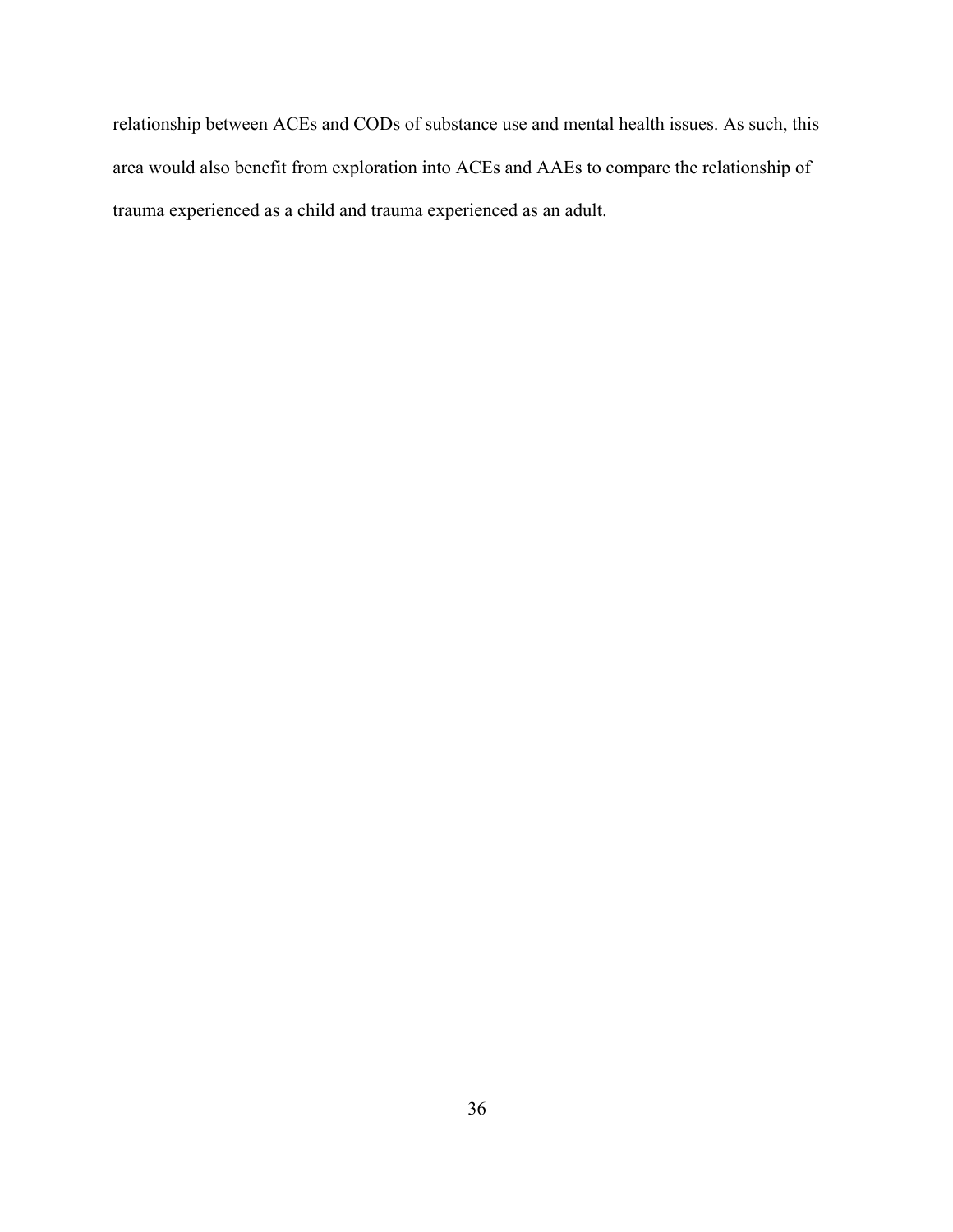relationship between ACEs and CODs of substance use and mental health issues. As such, this area would also benefit from exploration into ACEs and AAEs to compare the relationship of trauma experienced as a child and trauma experienced as an adult.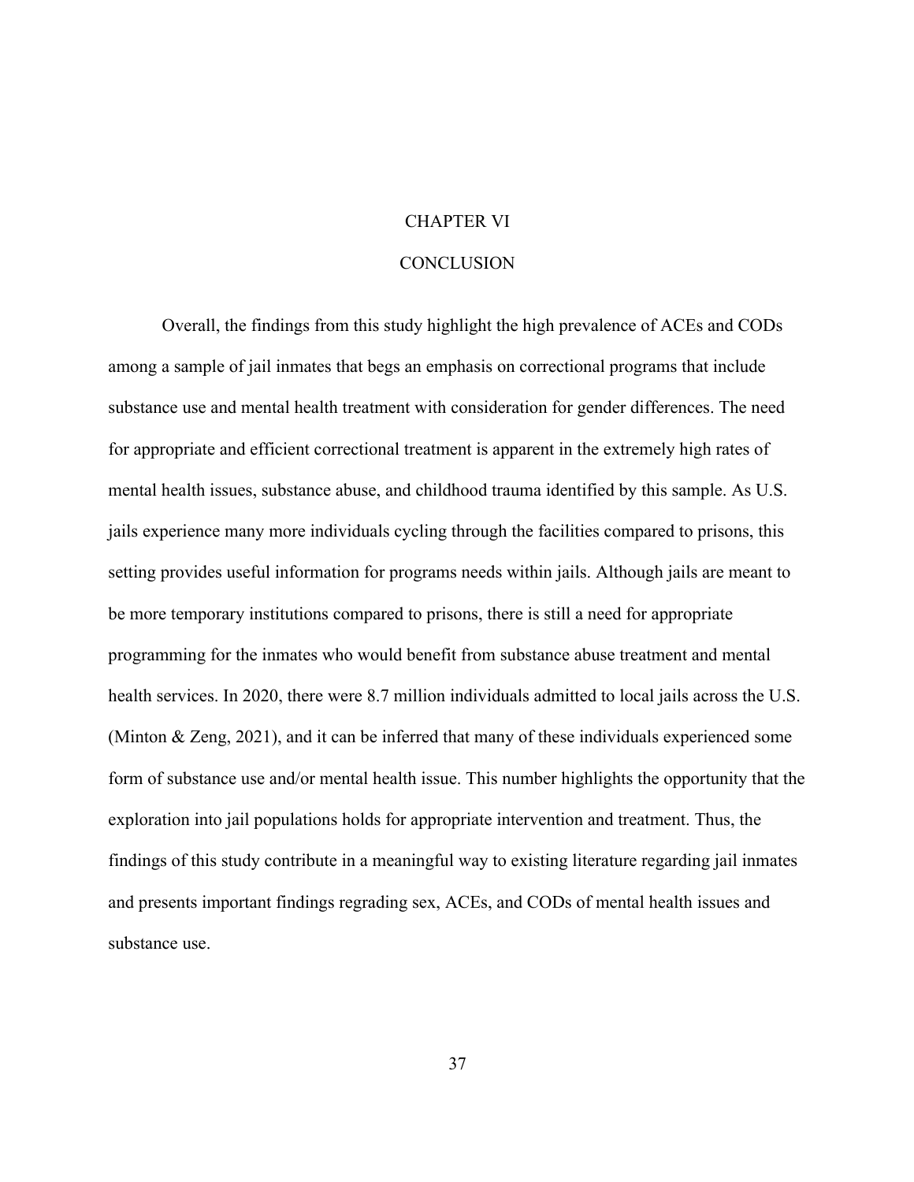# CHAPTER VI

# CONCLUSION

Overall, the findings from this study highlight the high prevalence of ACEs and CODs among a sample of jail inmates that begs an emphasis on correctional programs that include substance use and mental health treatment with consideration for gender differences. The need for appropriate and efficient correctional treatment is apparent in the extremely high rates of mental health issues, substance abuse, and childhood trauma identified by this sample. As U.S. jails experience many more individuals cycling through the facilities compared to prisons, this setting provides useful information for programs needs within jails. Although jails are meant to be more temporary institutions compared to prisons, there is still a need for appropriate programming for the inmates who would benefit from substance abuse treatment and mental health services. In 2020, there were 8.7 million individuals admitted to local jails across the U.S. (Minton & Zeng, 2021), and it can be inferred that many of these individuals experienced some form of substance use and/or mental health issue. This number highlights the opportunity that the exploration into jail populations holds for appropriate intervention and treatment. Thus, the findings of this study contribute in a meaningful way to existing literature regarding jail inmates and presents important findings regrading sex, ACEs, and CODs of mental health issues and substance use.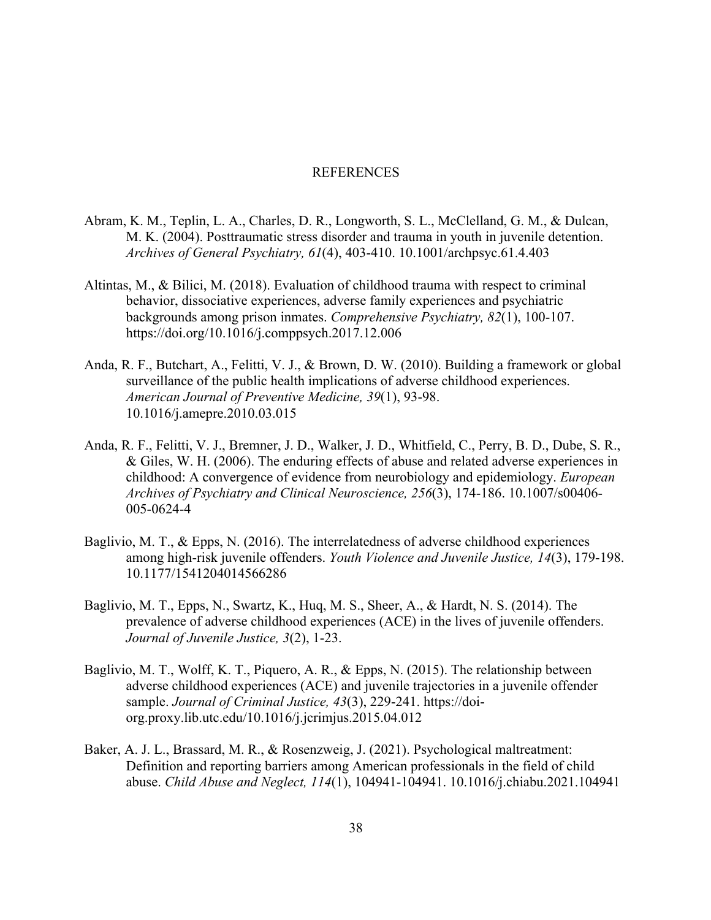# REFERENCES

Abram, K. M., Teplin, L. A., Charles, D. R., Longworth, S. L., McClelland, G. M., & Dulcan, M. K. (2004). Posttraumatic stress disorder and trauma in youth in juvenile detention. *Archives of General Psychiatry, 61*(4), 403-410. 10.1001/archpsyc.61.4.403

Altintas, M., & Bilici, M. (2018). Evaluation of childhood trauma with respect to criminal behavior, dissociative experiences, adverse family experiences and psychiatric backgrounds among prison inmates. *Comprehensive Psychiatry, 82*(1), 100-107. https://doi.org/10.1016/j.comppsych.2017.12.006

Anda, R. F., Butchart, A., Felitti, V. J., & Brown, D. W. (2010). Building a framework or global surveillance of the public health implications of adverse childhood experiences. *American Journal of Preventive Medicine, 39*(1), 93-98. 10.1016/j.amepre.2010.03.015

Anda, R. F., Felitti, V. J., Bremner, J. D., Walker, J. D., Whitfield, C., Perry, B. D., Dube, S. R., & Giles, W. H. (2006). The enduring effects of abuse and related adverse experiences in childhood: A convergence of evidence from neurobiology and epidemiology. *European Archives of Psychiatry and Clinical Neuroscience, 256*(3), 174-186. 10.1007/s00406-005-0624-4

Baglivio, M. T., & Epps, N. (2016). The interrelatedness of adverse childhood experiences among high-risk juvenile offenders. *Youth Violence and Juvenile Justice, 14*(3), 179-198. 10.1177/1541204014566286

Baglivio, M. T., Epps, N., Swartz, K., Huq, M. S., Sheer, A., & Hardt, N. S. (2014). The prevalence of adverse childhood experiences (ACE) in the lives of juvenile offenders. *Journal of Juvenile Justice, 3*(2), 1-23.

Baglivio, M. T., Wolff, K. T., Piquero, A. R., & Epps, N. (2015). The relationship between adverse childhood experiences (ACE) and juvenile trajectories in a juvenile offender sample. *Journal of Criminal Justice, 43*(3), 229-241. https://doi-org.proxy.lib.utc.edu/10.1016/j.jcrimjus.2015.04.012

Baker, A. J. L., Brassard, M. R., & Rosenzweig, J. (2021). Psychological maltreatment: Definition and reporting barriers among American professionals in the field of child abuse. *Child Abuse and Neglect, 114*(1), 104941-104941. 10.1016/j.chiabu.2021.104941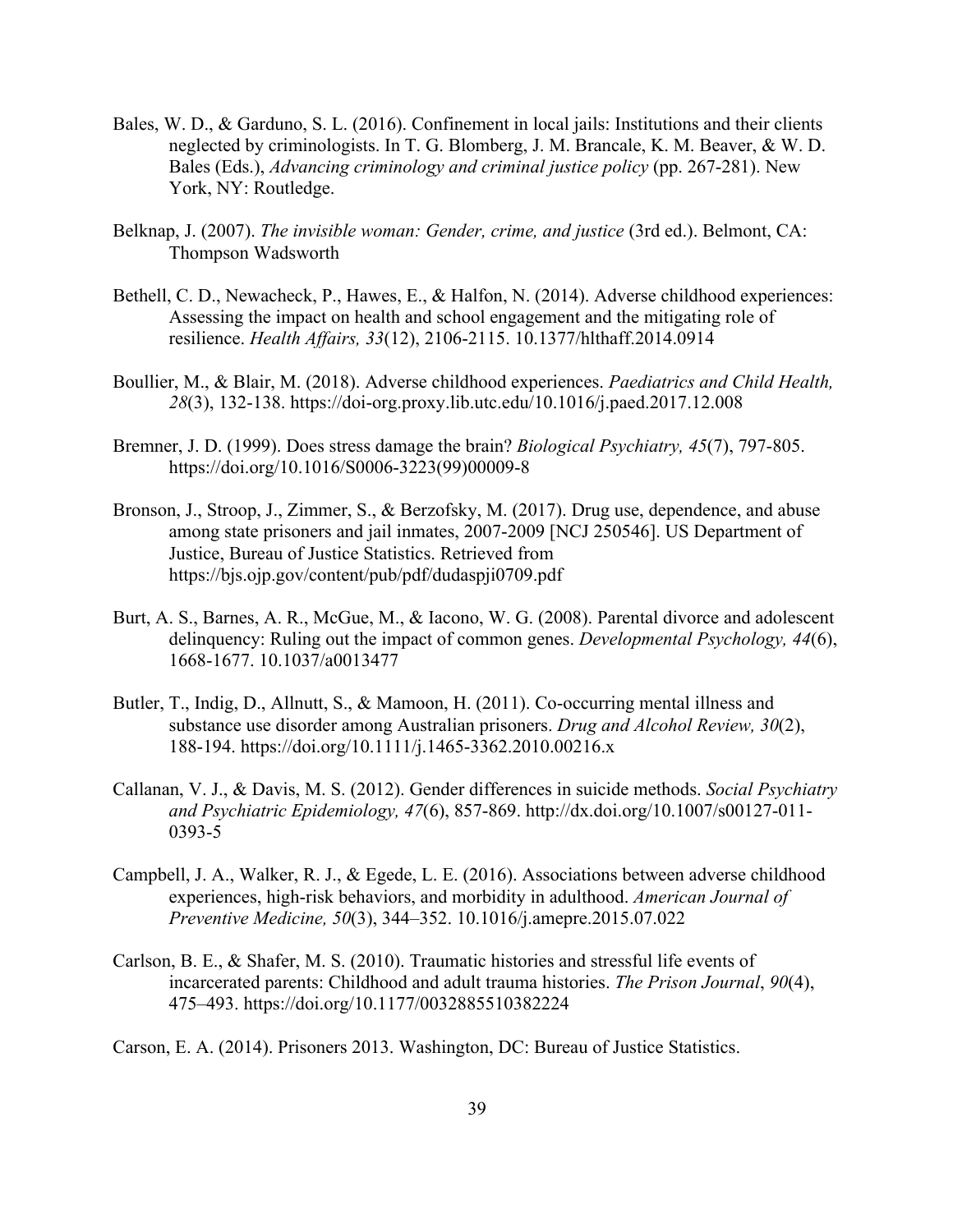Bales, W. D., & Garduno, S. L. (2016). Confinement in local jails: Institutions and their clients neglected by criminologists. In T. G. Blomberg, J. M. Brancale, K. M. Beaver, & W. D. Bales (Eds.), *Advancing criminology and criminal justice policy* (pp. 267-281). New York, NY: Routledge.

Belknap, J. (2007). *The invisible woman: Gender, crime, and justice* (3rd ed.). Belmont, CA: Thompson Wadsworth

Bethell, C. D., Newacheck, P., Hawes, E., & Halfon, N. (2014). Adverse childhood experiences: Assessing the impact on health and school engagement and the mitigating role of resilience. *Health Affairs, 33*(12), 2106-2115. 10.1377/hlthaff.2014.0914

Boullier, M., & Blair, M. (2018). Adverse childhood experiences. *Paediatrics and Child Health, 28*(3), 132-138. https://doi-org.proxy.lib.utc.edu/10.1016/j.paed.2017.12.008

Bremner, J. D. (1999). Does stress damage the brain? *Biological Psychiatry, 45*(7), 797-805. https://doi.org/10.1016/S0006-3223(99)00009-8

Bronson, J., Stroop, J., Zimmer, S., & Berzofsky, M. (2017). Drug use, dependence, and abuse among state prisoners and jail inmates, 2007-2009 [NCJ 250546]. US Department of Justice, Bureau of Justice Statistics. Retrieved from https://bjs.ojp.gov/content/pub/pdf/dudaspji0709.pdf

Burt, A. S., Barnes, A. R., McGue, M., & Iacono, W. G. (2008). Parental divorce and adolescent delinquency: Ruling out the impact of common genes. *Developmental Psychology, 44*(6), 1668-1677. 10.1037/a0013477

Butler, T., Indig, D., Allnutt, S., & Mamoon, H. (2011). Co-occurring mental illness and substance use disorder among Australian prisoners. *Drug and Alcohol Review, 30*(2), 188-194. https://doi.org/10.1111/j.1465-3362.2010.00216.x

Callanan, V. J., & Davis, M. S. (2012). Gender differences in suicide methods. *Social Psychiatry and Psychiatric Epidemiology, 47*(6), 857-869. http://dx.doi.org/10.1007/s00127-011-0393-5

Campbell, J. A., Walker, R. J., & Egede, L. E. (2016). Associations between adverse childhood experiences, high-risk behaviors, and morbidity in adulthood. *American Journal of Preventive Medicine, 50*(3), 344–352. 10.1016/j.amepre.2015.07.022

Carlson, B. E., & Shafer, M. S. (2010). Traumatic histories and stressful life events of incarcerated parents: Childhood and adult trauma histories. *The Prison Journal*, *90*(4), 475–493. https://doi.org/10.1177/0032885510382224

Carson, E. A. (2014). Prisoners 2013. Washington, DC: Bureau of Justice Statistics.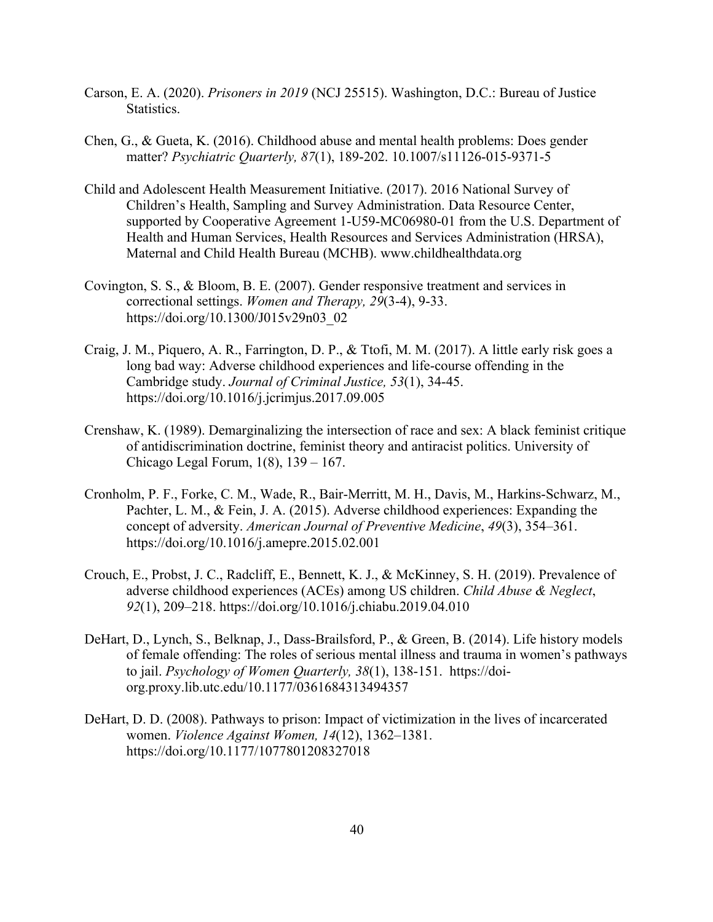Carson, E. A. (2020). *Prisoners in 2019* (NCJ 25515). Washington, D.C.: Bureau of Justice Statistics.

Chen, G., & Gueta, K. (2016). Childhood abuse and mental health problems: Does gender matter? *Psychiatric Quarterly, 87*(1), 189-202. 10.1007/s11126-015-9371-5

Child and Adolescent Health Measurement Initiative. (2017). 2016 National Survey of Children's Health, Sampling and Survey Administration. Data Resource Center, supported by Cooperative Agreement 1-U59-MC06980-01 from the U.S. Department of Health and Human Services, Health Resources and Services Administration (HRSA), Maternal and Child Health Bureau (MCHB). www.childhealthdata.org

Covington, S. S., & Bloom, B. E. (2007). Gender responsive treatment and services in correctional settings. *Women and Therapy, 29*(3-4), 9-33. https://doi.org/10.1300/J015v29n03_02

Craig, J. M., Piquero, A. R., Farrington, D. P., & Ttofi, M. M. (2017). A little early risk goes a long bad way: Adverse childhood experiences and life-course offending in the Cambridge study. *Journal of Criminal Justice, 53*(1), 34-45. https://doi.org/10.1016/j.jcrimjus.2017.09.005

Crenshaw, K. (1989). Demarginalizing the intersection of race and sex: A black feminist critique of antidiscrimination doctrine, feminist theory and antiracist politics. University of Chicago Legal Forum, 1(8), 139 – 167.

Cronholm, P. F., Forke, C. M., Wade, R., Bair-Merritt, M. H., Davis, M., Harkins-Schwarz, M., Pachter, L. M., & Fein, J. A. (2015). Adverse childhood experiences: Expanding the concept of adversity. *American Journal of Preventive Medicine*, *49*(3), 354–361. https://doi.org/10.1016/j.amepre.2015.02.001

Crouch, E., Probst, J. C., Radcliff, E., Bennett, K. J., & McKinney, S. H. (2019). Prevalence of adverse childhood experiences (ACEs) among US children. *Child Abuse & Neglect*, *92*(1), 209–218. https://doi.org/10.1016/j.chiabu.2019.04.010

DeHart, D., Lynch, S., Belknap, J., Dass-Brailsford, P., & Green, B. (2014). Life history models of female offending: The roles of serious mental illness and trauma in women's pathways to jail. *Psychology of Women Quarterly, 38*(1), 138-151. https://doi-org.proxy.lib.utc.edu/10.1177/0361684313494357

DeHart, D. D. (2008). Pathways to prison: Impact of victimization in the lives of incarcerated women. *Violence Against Women, 14*(12), 1362–1381. https://doi.org/10.1177/1077801208327018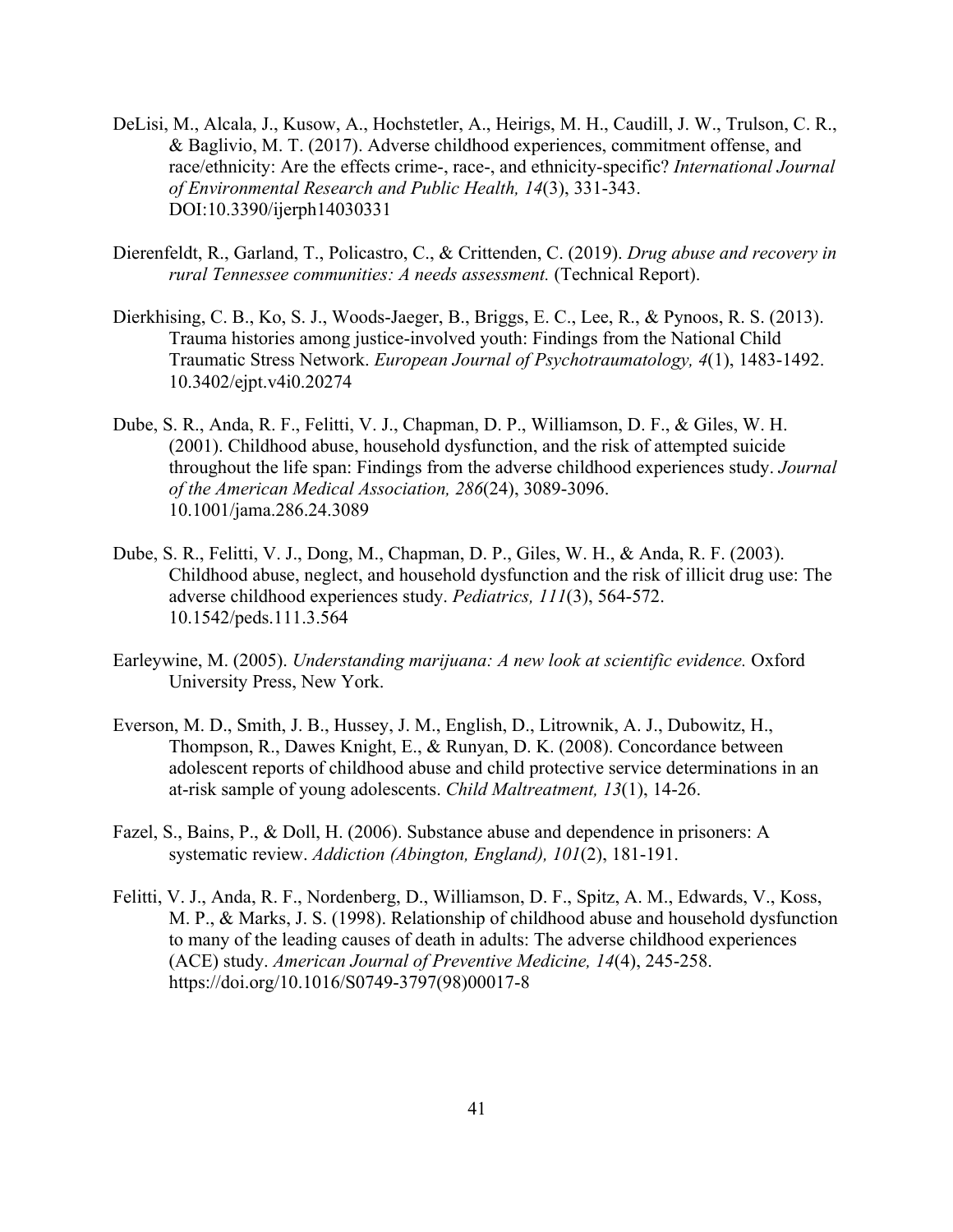DeLisi, M., Alcala, J., Kusow, A., Hochstetler, A., Heirigs, M. H., Caudill, J. W., Trulson, C. R., & Baglivio, M. T. (2017). Adverse childhood experiences, commitment offense, and race/ethnicity: Are the effects crime-, race-, and ethnicity-specific? *International Journal of Environmental Research and Public Health, 14*(3), 331-343. DOI:10.3390/ijerph14030331

Dierenfeldt, R., Garland, T., Policastro, C., & Crittenden, C. (2019). *Drug abuse and recovery in rural Tennessee communities: A needs assessment.* (Technical Report).

Dierkhising, C. B., Ko, S. J., Woods-Jaeger, B., Briggs, E. C., Lee, R., & Pynoos, R. S. (2013). Trauma histories among justice-involved youth: Findings from the National Child Traumatic Stress Network. *European Journal of Psychotraumatology, 4*(1), 1483-1492. 10.3402/ejpt.v4i0.20274

Dube, S. R., Anda, R. F., Felitti, V. J., Chapman, D. P., Williamson, D. F., & Giles, W. H. (2001). Childhood abuse, household dysfunction, and the risk of attempted suicide throughout the life span: Findings from the adverse childhood experiences study. *Journal of the American Medical Association, 286*(24), 3089-3096. 10.1001/jama.286.24.3089

Dube, S. R., Felitti, V. J., Dong, M., Chapman, D. P., Giles, W. H., & Anda, R. F. (2003). Childhood abuse, neglect, and household dysfunction and the risk of illicit drug use: The adverse childhood experiences study. *Pediatrics, 111*(3), 564-572. 10.1542/peds.111.3.564

Earleywine, M. (2005). *Understanding marijuana: A new look at scientific evidence.* Oxford University Press, New York.

Everson, M. D., Smith, J. B., Hussey, J. M., English, D., Litrownik, A. J., Dubowitz, H., Thompson, R., Dawes Knight, E., & Runyan, D. K. (2008). Concordance between adolescent reports of childhood abuse and child protective service determinations in an at-risk sample of young adolescents. *Child Maltreatment, 13*(1), 14-26.

Fazel, S., Bains, P., & Doll, H. (2006). Substance abuse and dependence in prisoners: A systematic review. *Addiction (Abington, England), 101*(2), 181-191.

Felitti, V. J., Anda, R. F., Nordenberg, D., Williamson, D. F., Spitz, A. M., Edwards, V., Koss, M. P., & Marks, J. S. (1998). Relationship of childhood abuse and household dysfunction to many of the leading causes of death in adults: The adverse childhood experiences (ACE) study. *American Journal of Preventive Medicine, 14*(4), 245-258. https://doi.org/10.1016/S0749-3797(98)00017-8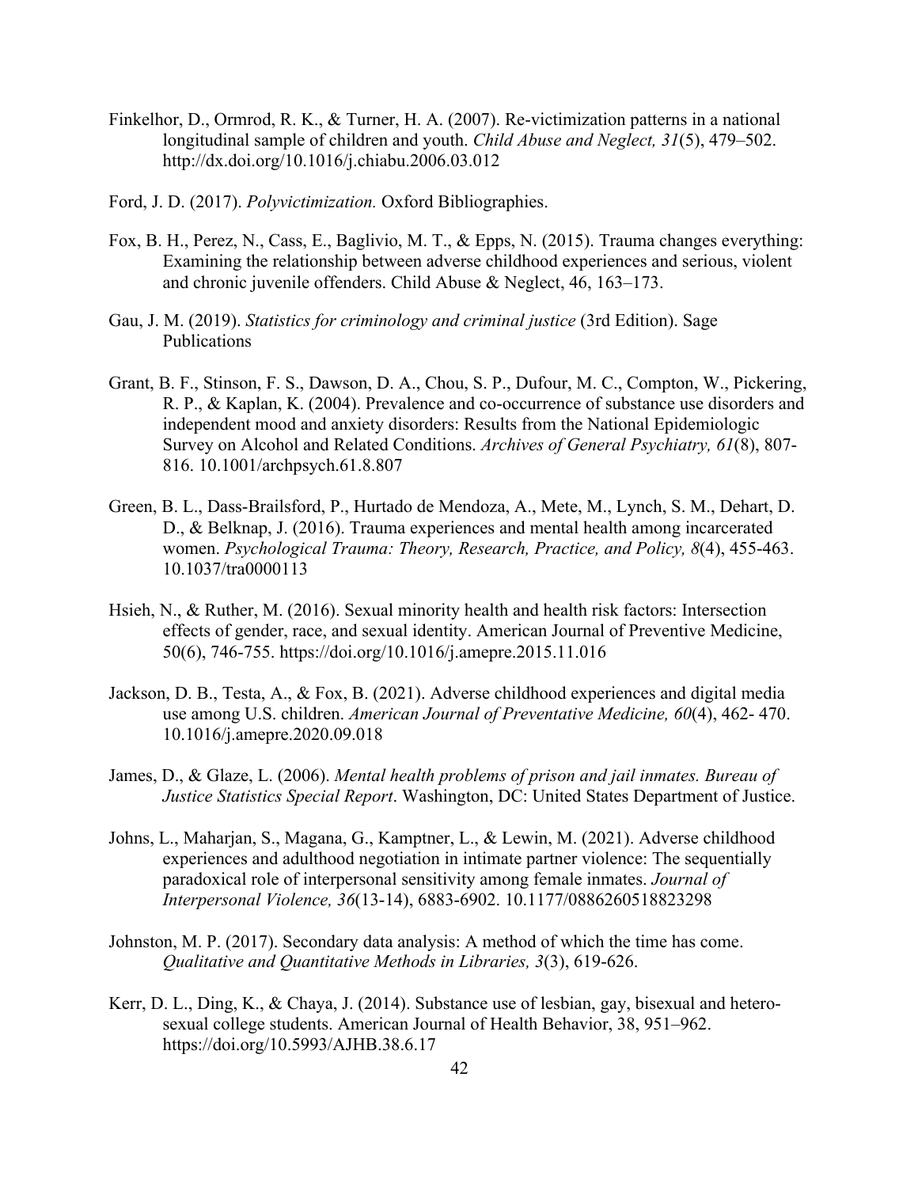Finkelhor, D., Ormrod, R. K., & Turner, H. A. (2007). Re-victimization patterns in a national longitudinal sample of children and youth. *Child Abuse and Neglect, 31*(5), 479–502. http://dx.doi.org/10.1016/j.chiabu.2006.03.012

Ford, J. D. (2017). *Polyvictimization.* Oxford Bibliographies.

Fox, B. H., Perez, N., Cass, E., Baglivio, M. T., & Epps, N. (2015). Trauma changes everything: Examining the relationship between adverse childhood experiences and serious, violent and chronic juvenile offenders. Child Abuse & Neglect, 46, 163–173.

Gau, J. M. (2019). *Statistics for criminology and criminal justice* (3rd Edition). Sage Publications

Grant, B. F., Stinson, F. S., Dawson, D. A., Chou, S. P., Dufour, M. C., Compton, W., Pickering, R. P., & Kaplan, K. (2004). Prevalence and co-occurrence of substance use disorders and independent mood and anxiety disorders: Results from the National Epidemiologic Survey on Alcohol and Related Conditions. *Archives of General Psychiatry, 61*(8), 807-816. 10.1001/archpsych.61.8.807

Green, B. L., Dass-Brailsford, P., Hurtado de Mendoza, A., Mete, M., Lynch, S. M., Dehart, D. D., & Belknap, J. (2016). Trauma experiences and mental health among incarcerated women. *Psychological Trauma: Theory, Research, Practice, and Policy, 8*(4), 455-463. 10.1037/tra0000113

Hsieh, N., & Ruther, M. (2016). Sexual minority health and health risk factors: Intersection effects of gender, race, and sexual identity. American Journal of Preventive Medicine, 50(6), 746-755. https://doi.org/10.1016/j.amepre.2015.11.016

Jackson, D. B., Testa, A., & Fox, B. (2021). Adverse childhood experiences and digital media use among U.S. children. *American Journal of Preventative Medicine, 60*(4), 462- 470. 10.1016/j.amepre.2020.09.018

James, D., & Glaze, L. (2006). *Mental health problems of prison and jail inmates. Bureau of Justice Statistics Special Report*. Washington, DC: United States Department of Justice.

Johns, L., Maharjan, S., Magana, G., Kamptner, L., & Lewin, M. (2021). Adverse childhood experiences and adulthood negotiation in intimate partner violence: The sequentially paradoxical role of interpersonal sensitivity among female inmates. *Journal of Interpersonal Violence, 36*(13-14), 6883-6902. 10.1177/0886260518823298

Johnston, M. P. (2017). Secondary data analysis: A method of which the time has come. *Qualitative and Quantitative Methods in Libraries, 3*(3), 619-626.

Kerr, D. L., Ding, K., & Chaya, J. (2014). Substance use of lesbian, gay, bisexual and hetero-sexual college students. American Journal of Health Behavior, 38, 951–962. https://doi.org/10.5993/AJHB.38.6.17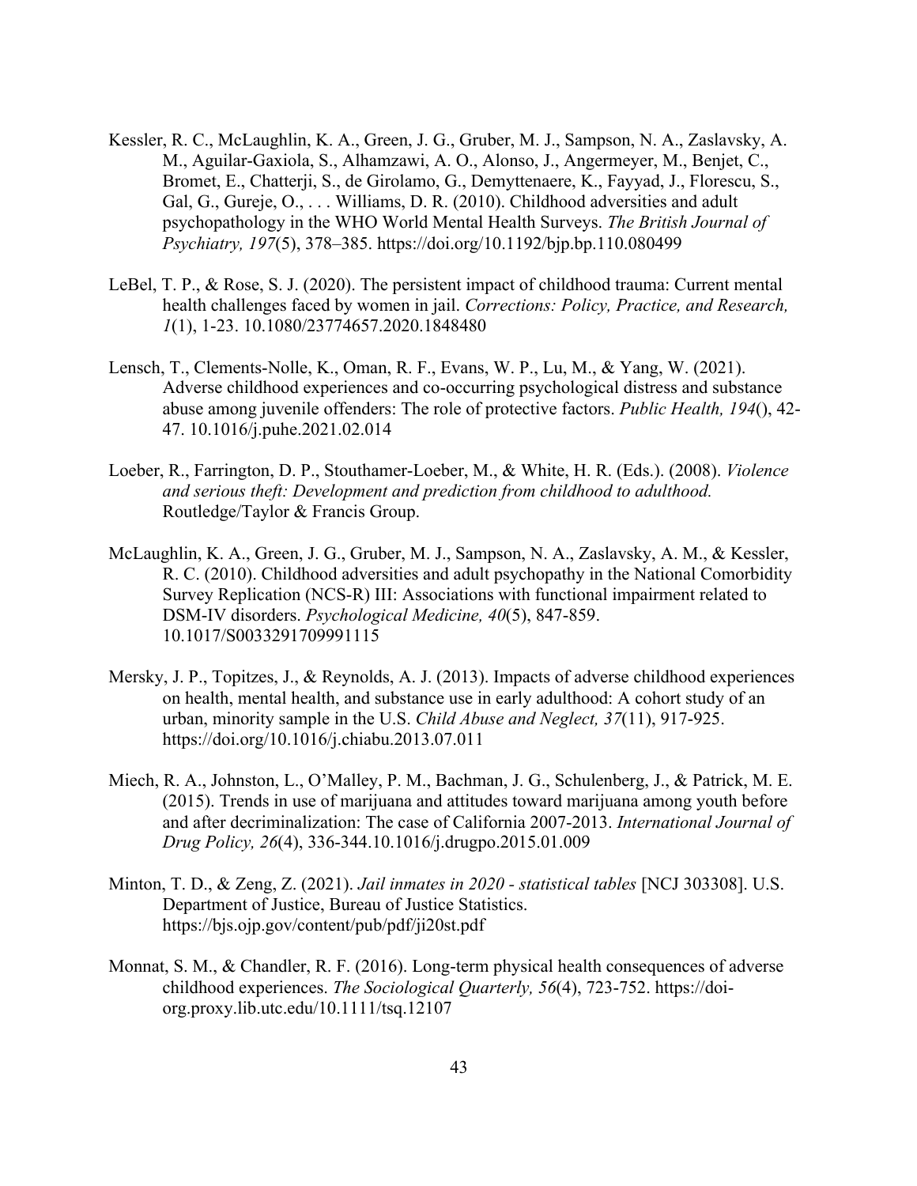Kessler, R. C., McLaughlin, K. A., Green, J. G., Gruber, M. J., Sampson, N. A., Zaslavsky, A. M., Aguilar-Gaxiola, S., Alhamzawi, A. O., Alonso, J., Angermeyer, M., Benjet, C., Bromet, E., Chatterji, S., de Girolamo, G., Demyttenaere, K., Fayyad, J., Florescu, S., Gal, G., Gureje, O., . . . Williams, D. R. (2010). Childhood adversities and adult psychopathology in the WHO World Mental Health Surveys. *The British Journal of Psychiatry, 197*(5), 378–385. https://doi.org/10.1192/bjp.bp.110.080499

LeBel, T. P., & Rose, S. J. (2020). The persistent impact of childhood trauma: Current mental health challenges faced by women in jail. *Corrections: Policy, Practice, and Research, 1*(1), 1-23. 10.1080/23774657.2020.1848480

Lensch, T., Clements-Nolle, K., Oman, R. F., Evans, W. P., Lu, M., & Yang, W. (2021). Adverse childhood experiences and co-occurring psychological distress and substance abuse among juvenile offenders: The role of protective factors. *Public Health, 194*(), 42-47. 10.1016/j.puhe.2021.02.014

Loeber, R., Farrington, D. P., Stouthamer-Loeber, M., & White, H. R. (Eds.). (2008). *Violence and serious theft: Development and prediction from childhood to adulthood.* Routledge/Taylor & Francis Group.

McLaughlin, K. A., Green, J. G., Gruber, M. J., Sampson, N. A., Zaslavsky, A. M., & Kessler, R. C. (2010). Childhood adversities and adult psychopathy in the National Comorbidity Survey Replication (NCS-R) III: Associations with functional impairment related to DSM-IV disorders. *Psychological Medicine, 40*(5), 847-859. 10.1017/S0033291709991115

Mersky, J. P., Topitzes, J., & Reynolds, A. J. (2013). Impacts of adverse childhood experiences on health, mental health, and substance use in early adulthood: A cohort study of an urban, minority sample in the U.S. *Child Abuse and Neglect, 37*(11), 917-925. https://doi.org/10.1016/j.chiabu.2013.07.011

Miech, R. A., Johnston, L., O'Malley, P. M., Bachman, J. G., Schulenberg, J., & Patrick, M. E. (2015). Trends in use of marijuana and attitudes toward marijuana among youth before and after decriminalization: The case of California 2007-2013. *International Journal of Drug Policy, 26*(4), 336-344.10.1016/j.drugpo.2015.01.009

Minton, T. D., & Zeng, Z. (2021). *Jail inmates in 2020 - statistical tables* [NCJ 303308]. U.S. Department of Justice, Bureau of Justice Statistics. https://bjs.ojp.gov/content/pub/pdf/ji20st.pdf

Monnat, S. M., & Chandler, R. F. (2016). Long-term physical health consequences of adverse childhood experiences. *The Sociological Quarterly, 56*(4), 723-752. https://doi-org.proxy.lib.utc.edu/10.1111/tsq.12107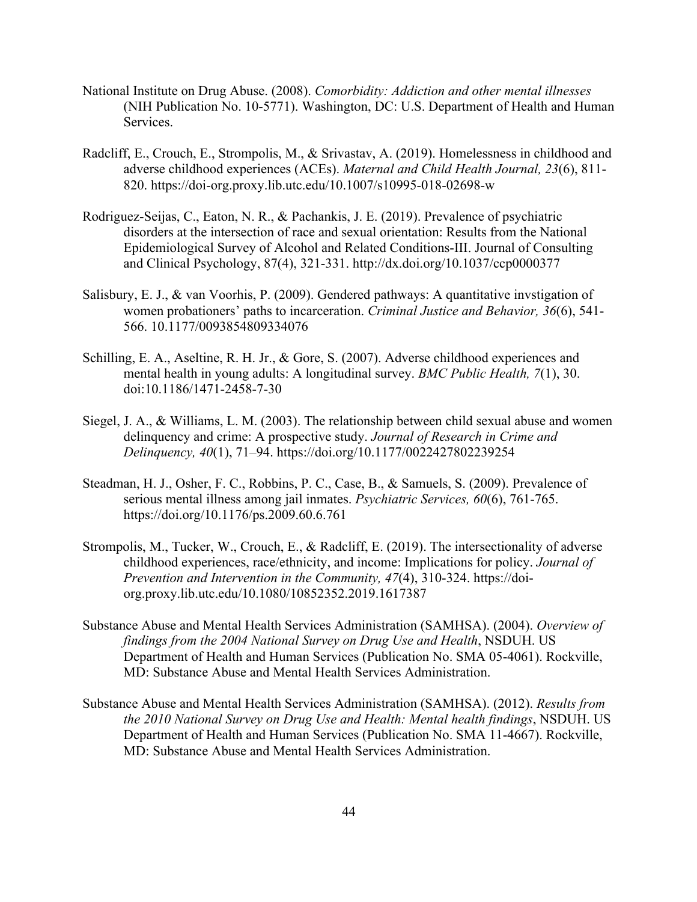National Institute on Drug Abuse. (2008). *Comorbidity: Addiction and other mental illnesses* (NIH Publication No. 10-5771). Washington, DC: U.S. Department of Health and Human Services.

Radcliff, E., Crouch, E., Strompolis, M., & Srivastav, A. (2019). Homelessness in childhood and adverse childhood experiences (ACEs). *Maternal and Child Health Journal, 23*(6), 811-820. https://doi-org.proxy.lib.utc.edu/10.1007/s10995-018-02698-w

Rodriguez-Seijas, C., Eaton, N. R., & Pachankis, J. E. (2019). Prevalence of psychiatric disorders at the intersection of race and sexual orientation: Results from the National Epidemiological Survey of Alcohol and Related Conditions-III. Journal of Consulting and Clinical Psychology, 87(4), 321-331. http://dx.doi.org/10.1037/ccp0000377

Salisbury, E. J., & van Voorhis, P. (2009). Gendered pathways: A quantitative invstigation of women probationers' paths to incarceration. *Criminal Justice and Behavior, 36*(6), 541-566. 10.1177/0093854809334076

Schilling, E. A., Aseltine, R. H. Jr., & Gore, S. (2007). Adverse childhood experiences and mental health in young adults: A longitudinal survey. *BMC Public Health, 7*(1), 30. doi:10.1186/1471-2458-7-30

Siegel, J. A., & Williams, L. M. (2003). The relationship between child sexual abuse and women delinquency and crime: A prospective study. *Journal of Research in Crime and Delinquency, 40*(1), 71–94. https://doi.org/10.1177/0022427802239254

Steadman, H. J., Osher, F. C., Robbins, P. C., Case, B., & Samuels, S. (2009). Prevalence of serious mental illness among jail inmates. *Psychiatric Services, 60*(6), 761-765. https://doi.org/10.1176/ps.2009.60.6.761

Strompolis, M., Tucker, W., Crouch, E., & Radcliff, E. (2019). The intersectionality of adverse childhood experiences, race/ethnicity, and income: Implications for policy. *Journal of Prevention and Intervention in the Community, 47*(4), 310-324. https://doi-org.proxy.lib.utc.edu/10.1080/10852352.2019.1617387

Substance Abuse and Mental Health Services Administration (SAMHSA). (2004). *Overview of findings from the 2004 National Survey on Drug Use and Health*, NSDUH. US Department of Health and Human Services (Publication No. SMA 05-4061). Rockville, MD: Substance Abuse and Mental Health Services Administration.

Substance Abuse and Mental Health Services Administration (SAMHSA). (2012). *Results from the 2010 National Survey on Drug Use and Health: Mental health findings*, NSDUH. US Department of Health and Human Services (Publication No. SMA 11-4667). Rockville, MD: Substance Abuse and Mental Health Services Administration.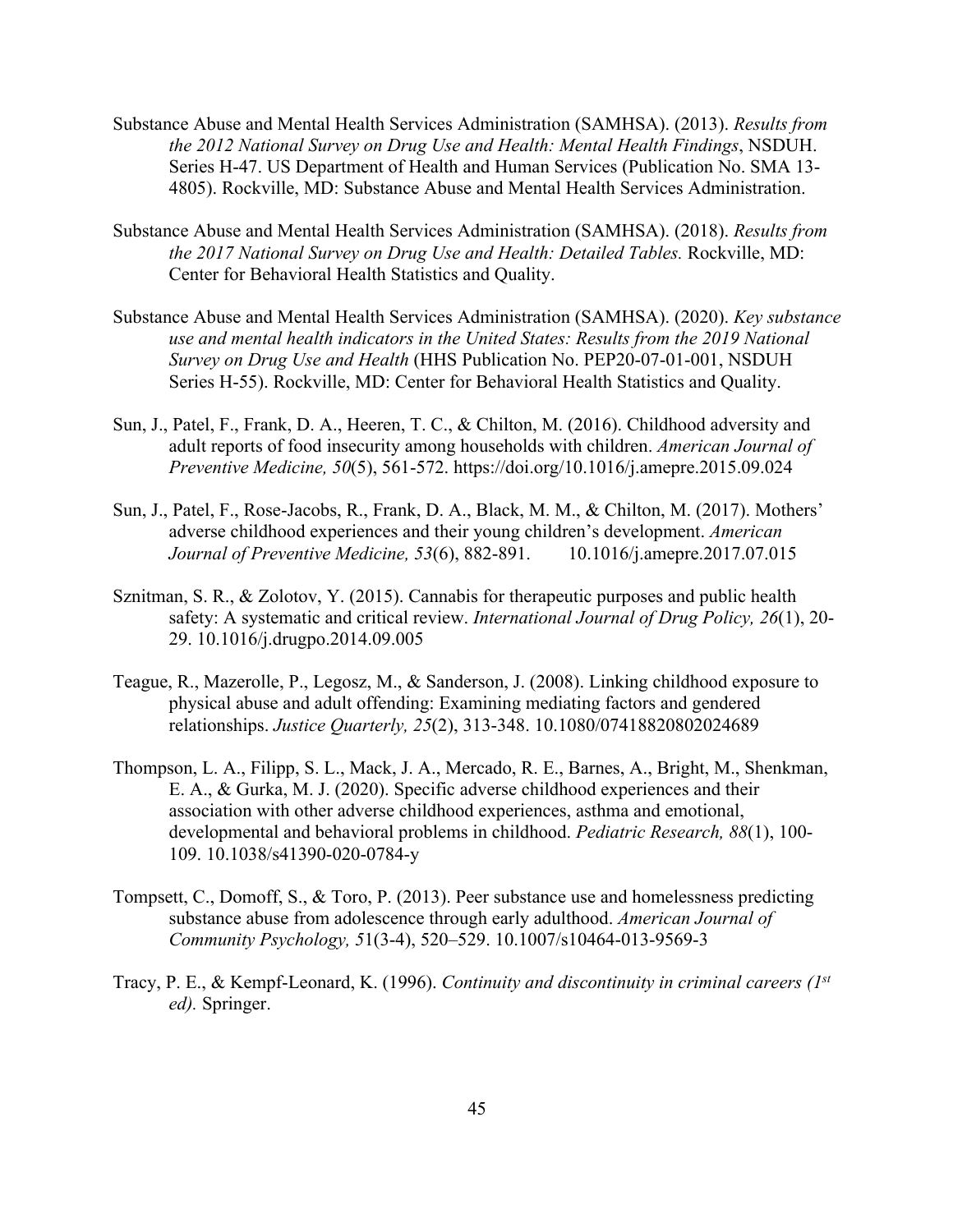Substance Abuse and Mental Health Services Administration (SAMHSA). (2013). *Results from the 2012 National Survey on Drug Use and Health: Mental Health Findings*, NSDUH. Series H-47. US Department of Health and Human Services (Publication No. SMA 13-4805). Rockville, MD: Substance Abuse and Mental Health Services Administration.

Substance Abuse and Mental Health Services Administration (SAMHSA). (2018). *Results from the 2017 National Survey on Drug Use and Health: Detailed Tables.* Rockville, MD: Center for Behavioral Health Statistics and Quality.

Substance Abuse and Mental Health Services Administration (SAMHSA). (2020). *Key substance use and mental health indicators in the United States: Results from the 2019 National Survey on Drug Use and Health* (HHS Publication No. PEP20-07-01-001, NSDUH Series H-55). Rockville, MD: Center for Behavioral Health Statistics and Quality.

Sun, J., Patel, F., Frank, D. A., Heeren, T. C., & Chilton, M. (2016). Childhood adversity and adult reports of food insecurity among households with children. *American Journal of Preventive Medicine, 50*(5), 561-572. https://doi.org/10.1016/j.amepre.2015.09.024

Sun, J., Patel, F., Rose-Jacobs, R., Frank, D. A., Black, M. M., & Chilton, M. (2017). Mothers' adverse childhood experiences and their young children's development. *American Journal of Preventive Medicine, 53*(6), 882-891. 10.1016/j.amepre.2017.07.015

Sznitman, S. R., & Zolotov, Y. (2015). Cannabis for therapeutic purposes and public health safety: A systematic and critical review. *International Journal of Drug Policy, 26*(1), 20-29. 10.1016/j.drugpo.2014.09.005

Teague, R., Mazerolle, P., Legosz, M., & Sanderson, J. (2008). Linking childhood exposure to physical abuse and adult offending: Examining mediating factors and gendered relationships. *Justice Quarterly, 25*(2), 313-348. 10.1080/07418820802024689

Thompson, L. A., Filipp, S. L., Mack, J. A., Mercado, R. E., Barnes, A., Bright, M., Shenkman, E. A., & Gurka, M. J. (2020). Specific adverse childhood experiences and their association with other adverse childhood experiences, asthma and emotional, developmental and behavioral problems in childhood. *Pediatric Research, 88*(1), 100-109. 10.1038/s41390-020-0784-y

Tompsett, C., Domoff, S., & Toro, P. (2013). Peer substance use and homelessness predicting substance abuse from adolescence through early adulthood. *American Journal of Community Psychology, 5*1(3-4), 520–529. 10.1007/s10464-013-9569-3

Tracy, P. E., & Kempf-Leonard, K. (1996). *Continuity and discontinuity in criminal careers (1st ed).* Springer.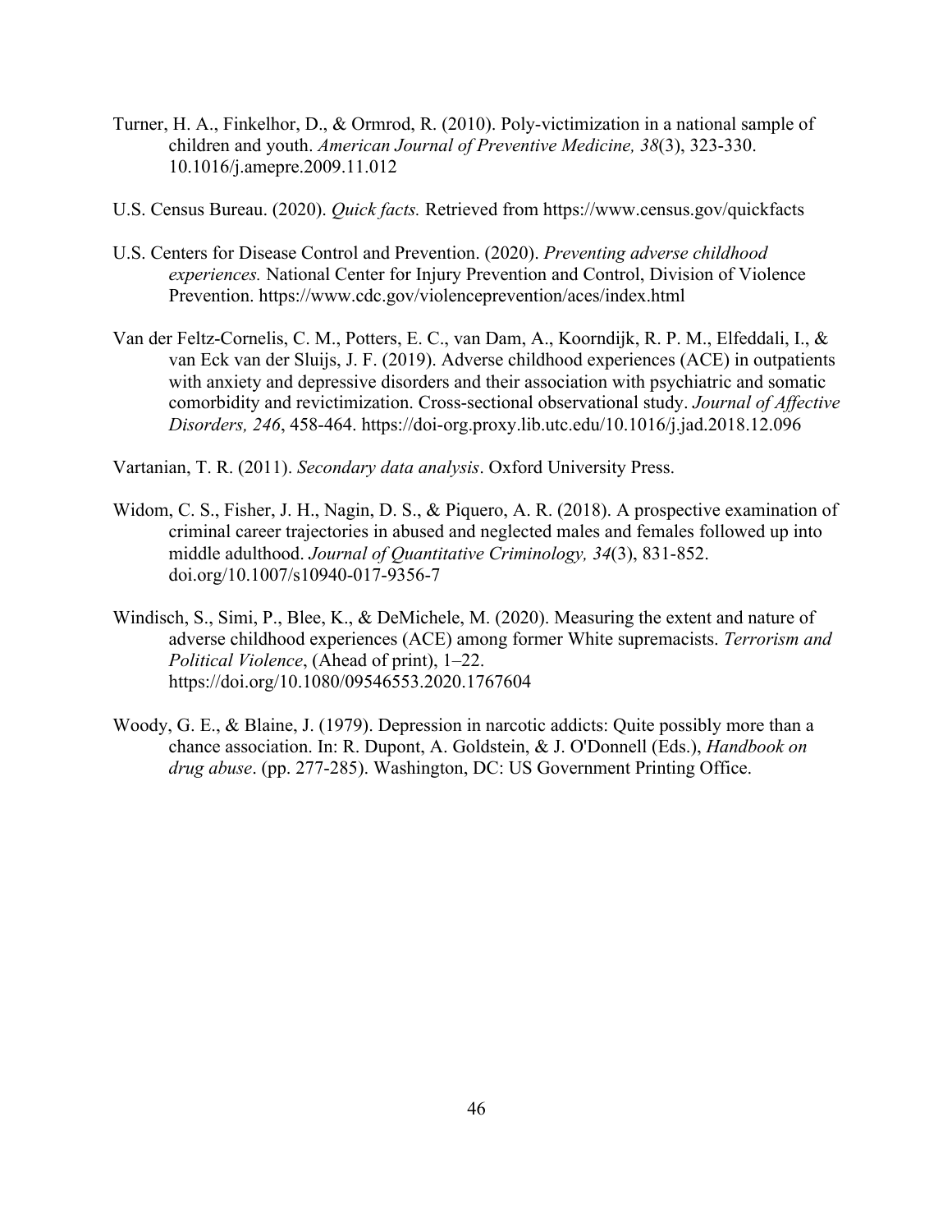Turner, H. A., Finkelhor, D., & Ormrod, R. (2010). Poly-victimization in a national sample of children and youth. *American Journal of Preventive Medicine, 38*(3), 323-330. 10.1016/j.amepre.2009.11.012

U.S. Census Bureau. (2020). *Quick facts.* Retrieved from https://www.census.gov/quickfacts

U.S. Centers for Disease Control and Prevention. (2020). *Preventing adverse childhood experiences.* National Center for Injury Prevention and Control, Division of Violence Prevention. https://www.cdc.gov/violenceprevention/aces/index.html

Van der Feltz-Cornelis, C. M., Potters, E. C., van Dam, A., Koorndijk, R. P. M., Elfeddali, I., & van Eck van der Sluijs, J. F. (2019). Adverse childhood experiences (ACE) in outpatients with anxiety and depressive disorders and their association with psychiatric and somatic comorbidity and revictimization. Cross-sectional observational study. *Journal of Affective Disorders, 246*, 458-464. https://doi-org.proxy.lib.utc.edu/10.1016/j.jad.2018.12.096

Vartanian, T. R. (2011). *Secondary data analysis*. Oxford University Press.

Widom, C. S., Fisher, J. H., Nagin, D. S., & Piquero, A. R. (2018). A prospective examination of criminal career trajectories in abused and neglected males and females followed up into middle adulthood. *Journal of Quantitative Criminology, 34*(3), 831-852. doi.org/10.1007/s10940-017-9356-7

Windisch, S., Simi, P., Blee, K., & DeMichele, M. (2020). Measuring the extent and nature of adverse childhood experiences (ACE) among former White supremacists. *Terrorism and Political Violence*, (Ahead of print), 1–22. https://doi.org/10.1080/09546553.2020.1767604

Woody, G. E., & Blaine, J. (1979). Depression in narcotic addicts: Quite possibly more than a chance association. In: R. Dupont, A. Goldstein, & J. O'Donnell (Eds.), *Handbook on drug abuse*. (pp. 277-285). Washington, DC: US Government Printing Office.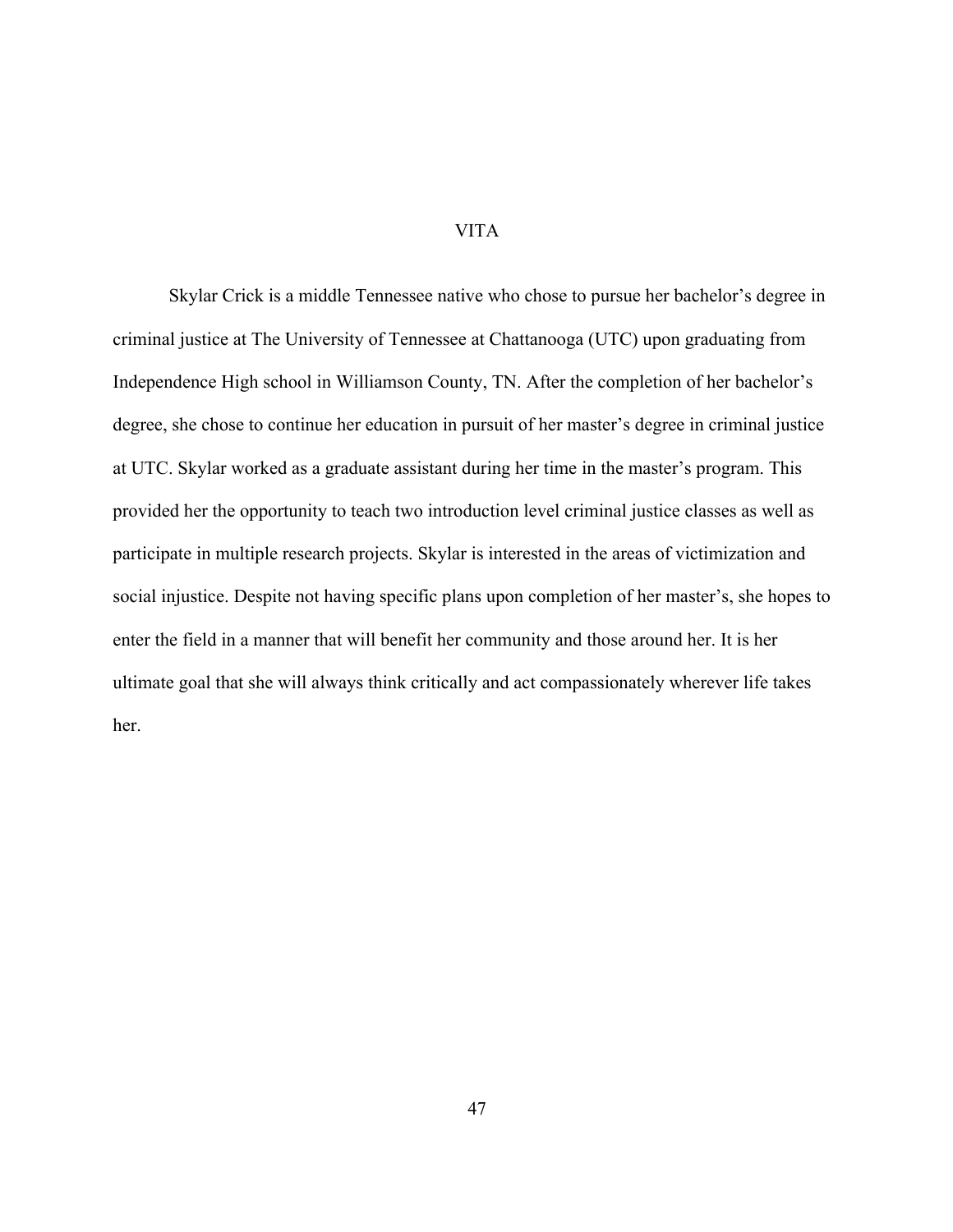# VITA

Skylar Crick is a middle Tennessee native who chose to pursue her bachelor's degree in criminal justice at The University of Tennessee at Chattanooga (UTC) upon graduating from Independence High school in Williamson County, TN. After the completion of her bachelor's degree, she chose to continue her education in pursuit of her master's degree in criminal justice at UTC. Skylar worked as a graduate assistant during her time in the master's program. This provided her the opportunity to teach two introduction level criminal justice classes as well as participate in multiple research projects. Skylar is interested in the areas of victimization and social injustice. Despite not having specific plans upon completion of her master's, she hopes to enter the field in a manner that will benefit her community and those around her. It is her ultimate goal that she will always think critically and act compassionately wherever life takes her.